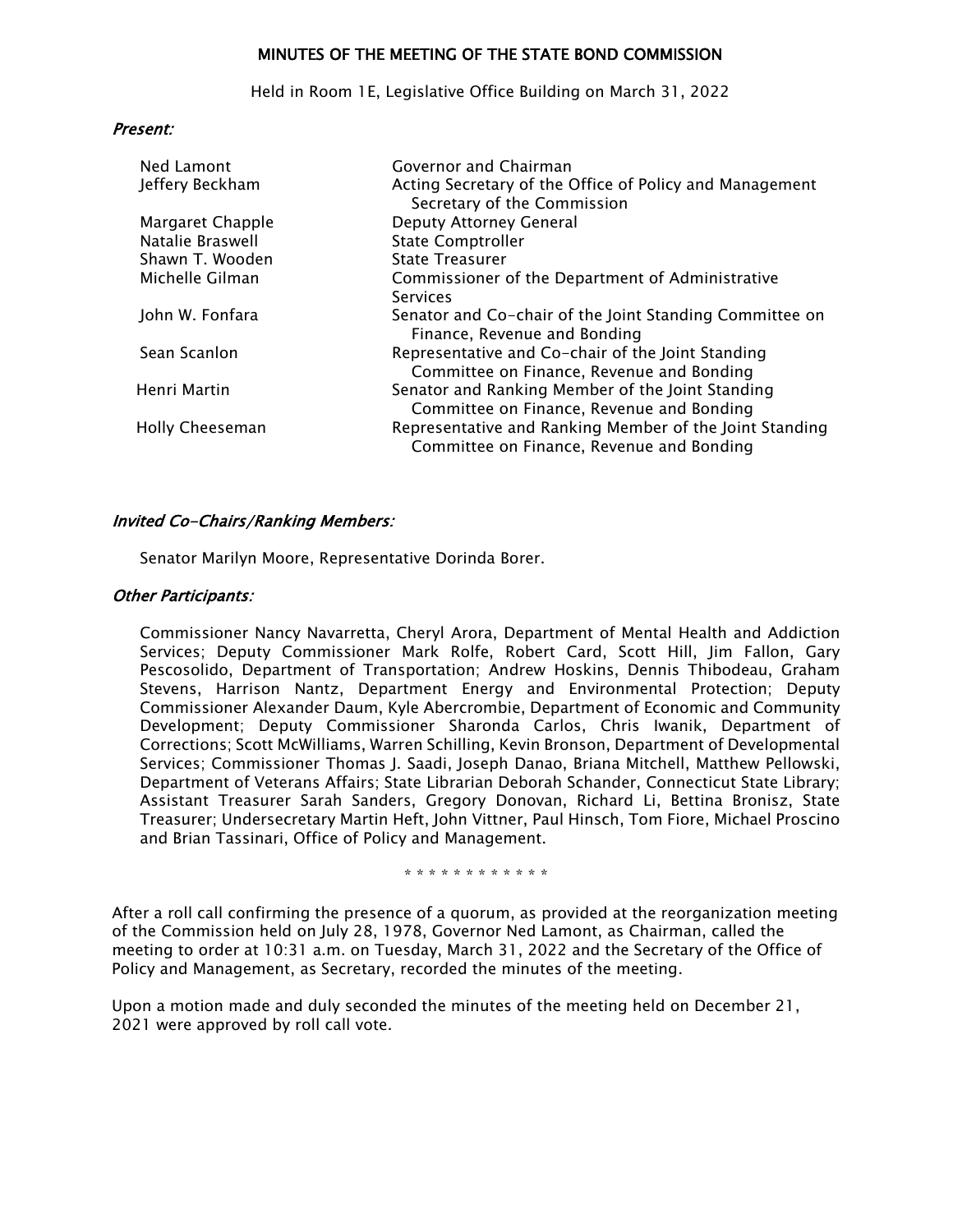# MINUTES OF THE MEETING OF THE STATE BOND COMMISSION

Held in Room 1E, Legislative Office Building on March 31, 2022

*Present:*

| | |
|---|---|
| Ned Lamont | Governor and Chairman |
| Jeffery Beckham | Acting Secretary of the Office of Policy and Management Secretary of the Commission |
| Margaret Chapple | Deputy Attorney General |
| Natalie Braswell | State Comptroller |
| Shawn T. Wooden | State Treasurer |
| Michelle Gilman | Commissioner of the Department of Administrative Services |
| John W. Fonfara | Senator and Co-chair of the Joint Standing Committee on Finance, Revenue and Bonding |
| Sean Scanlon | Representative and Co-chair of the Joint Standing Committee on Finance, Revenue and Bonding |
| Henri Martin | Senator and Ranking Member of the Joint Standing Committee on Finance, Revenue and Bonding |
| Holly Cheeseman | Representative and Ranking Member of the Joint Standing Committee on Finance, Revenue and Bonding |

*Invited Co-Chairs/Ranking Members:*

Senator Marilyn Moore, Representative Dorinda Borer.

*Other Participants:*

Commissioner Nancy Navarretta, Cheryl Arora, Department of Mental Health and Addiction Services; Deputy Commissioner Mark Rolfe, Robert Card, Scott Hill, Jim Fallon, Gary Pescosolido, Department of Transportation; Andrew Hoskins, Dennis Thibodeau, Graham Stevens, Harrison Nantz, Department Energy and Environmental Protection; Deputy Commissioner Alexander Daum, Kyle Abercrombie, Department of Economic and Community Development; Deputy Commissioner Sharonda Carlos, Chris Iwanik, Department of Corrections; Scott McWilliams, Warren Schilling, Kevin Bronson, Department of Developmental Services; Commissioner Thomas J. Saadi, Joseph Danao, Briana Mitchell, Matthew Pellowski, Department of Veterans Affairs; State Librarian Deborah Schander, Connecticut State Library; Assistant Treasurer Sarah Sanders, Gregory Donovan, Richard Li, Bettina Bronisz, State Treasurer; Undersecretary Martin Heft, John Vittner, Paul Hinsch, Tom Fiore, Michael Proscino and Brian Tassinari, Office of Policy and Management.

\* \* \* \* \* \* \* \* \* \* \* \*

After a roll call confirming the presence of a quorum, as provided at the reorganization meeting of the Commission held on July 28, 1978, Governor Ned Lamont, as Chairman, called the meeting to order at 10:31 a.m. on Tuesday, March 31, 2022 and the Secretary of the Office of Policy and Management, as Secretary, recorded the minutes of the meeting.

Upon a motion made and duly seconded the minutes of the meeting held on December 21, 2021 were approved by roll call vote.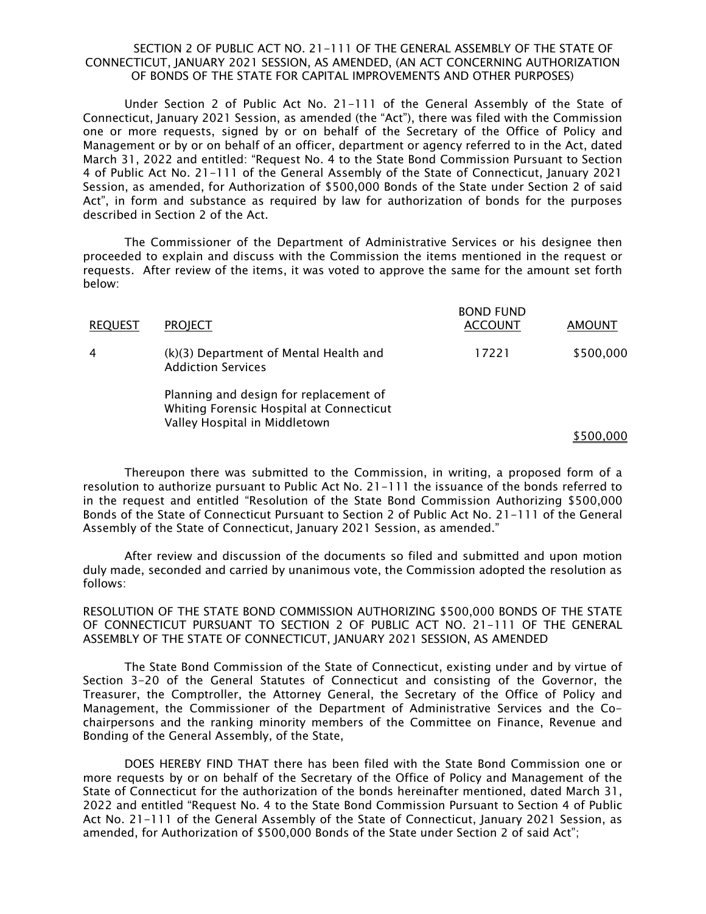SECTION 2 OF PUBLIC ACT NO. 21-111 OF THE GENERAL ASSEMBLY OF THE STATE OF CONNECTICUT, JANUARY 2021 SESSION, AS AMENDED, (AN ACT CONCERNING AUTHORIZATION OF BONDS OF THE STATE FOR CAPITAL IMPROVEMENTS AND OTHER PURPOSES)

Under Section 2 of Public Act No. 21-111 of the General Assembly of the State of Connecticut, January 2021 Session, as amended (the "Act"), there was filed with the Commission one or more requests, signed by or on behalf of the Secretary of the Office of Policy and Management or by or on behalf of an officer, department or agency referred to in the Act, dated March 31, 2022 and entitled: "Request No. 4 to the State Bond Commission Pursuant to Section 4 of Public Act No. 21-111 of the General Assembly of the State of Connecticut, January 2021 Session, as amended, for Authorization of $500,000 Bonds of the State under Section 2 of said Act", in form and substance as required by law for authorization of bonds for the purposes described in Section 2 of the Act.

The Commissioner of the Department of Administrative Services or his designee then proceeded to explain and discuss with the Commission the items mentioned in the request or requests. After review of the items, it was voted to approve the same for the amount set forth below:

| REQUEST | PROJECT | BOND FUND ACCOUNT | AMOUNT |
|---|---|---|---|
| 4 | (k)(3) Department of Mental Health and Addiction Services | 17221 | $500,000 |
| | Planning and design for replacement of Whiting Forensic Hospital at Connecticut Valley Hospital in Middletown | | |
| | | | $500,000 |

Thereupon there was submitted to the Commission, in writing, a proposed form of a resolution to authorize pursuant to Public Act No. 21-111 the issuance of the bonds referred to in the request and entitled "Resolution of the State Bond Commission Authorizing $500,000 Bonds of the State of Connecticut Pursuant to Section 2 of Public Act No. 21-111 of the General Assembly of the State of Connecticut, January 2021 Session, as amended."

After review and discussion of the documents so filed and submitted and upon motion duly made, seconded and carried by unanimous vote, the Commission adopted the resolution as follows:

RESOLUTION OF THE STATE BOND COMMISSION AUTHORIZING $500,000 BONDS OF THE STATE OF CONNECTICUT PURSUANT TO SECTION 2 OF PUBLIC ACT NO. 21-111 OF THE GENERAL ASSEMBLY OF THE STATE OF CONNECTICUT, JANUARY 2021 SESSION, AS AMENDED

The State Bond Commission of the State of Connecticut, existing under and by virtue of Section 3-20 of the General Statutes of Connecticut and consisting of the Governor, the Treasurer, the Comptroller, the Attorney General, the Secretary of the Office of Policy and Management, the Commissioner of the Department of Administrative Services and the Co-chairpersons and the ranking minority members of the Committee on Finance, Revenue and Bonding of the General Assembly, of the State,

DOES HEREBY FIND THAT there has been filed with the State Bond Commission one or more requests by or on behalf of the Secretary of the Office of Policy and Management of the State of Connecticut for the authorization of the bonds hereinafter mentioned, dated March 31, 2022 and entitled "Request No. 4 to the State Bond Commission Pursuant to Section 4 of Public Act No. 21-111 of the General Assembly of the State of Connecticut, January 2021 Session, as amended, for Authorization of $500,000 Bonds of the State under Section 2 of said Act";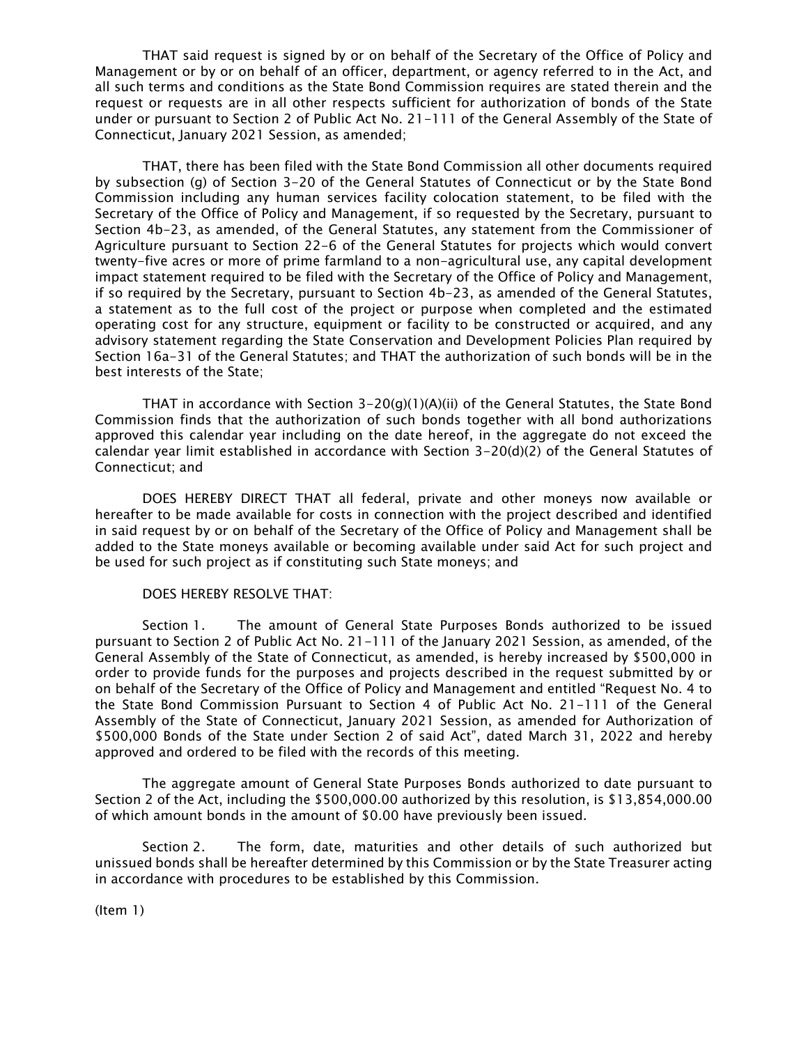THAT said request is signed by or on behalf of the Secretary of the Office of Policy and Management or by or on behalf of an officer, department, or agency referred to in the Act, and all such terms and conditions as the State Bond Commission requires are stated therein and the request or requests are in all other respects sufficient for authorization of bonds of the State under or pursuant to Section 2 of Public Act No. 21-111 of the General Assembly of the State of Connecticut, January 2021 Session, as amended;

THAT, there has been filed with the State Bond Commission all other documents required by subsection (g) of Section 3-20 of the General Statutes of Connecticut or by the State Bond Commission including any human services facility colocation statement, to be filed with the Secretary of the Office of Policy and Management, if so requested by the Secretary, pursuant to Section 4b-23, as amended, of the General Statutes, any statement from the Commissioner of Agriculture pursuant to Section 22-6 of the General Statutes for projects which would convert twenty-five acres or more of prime farmland to a non-agricultural use, any capital development impact statement required to be filed with the Secretary of the Office of Policy and Management, if so required by the Secretary, pursuant to Section 4b-23, as amended of the General Statutes, a statement as to the full cost of the project or purpose when completed and the estimated operating cost for any structure, equipment or facility to be constructed or acquired, and any advisory statement regarding the State Conservation and Development Policies Plan required by Section 16a-31 of the General Statutes; and THAT the authorization of such bonds will be in the best interests of the State;

THAT in accordance with Section 3-20(g)(1)(A)(ii) of the General Statutes, the State Bond Commission finds that the authorization of such bonds together with all bond authorizations approved this calendar year including on the date hereof, in the aggregate do not exceed the calendar year limit established in accordance with Section 3-20(d)(2) of the General Statutes of Connecticut; and

DOES HEREBY DIRECT THAT all federal, private and other moneys now available or hereafter to be made available for costs in connection with the project described and identified in said request by or on behalf of the Secretary of the Office of Policy and Management shall be added to the State moneys available or becoming available under said Act for such project and be used for such project as if constituting such State moneys; and

DOES HEREBY RESOLVE THAT:

Section 1. The amount of General State Purposes Bonds authorized to be issued pursuant to Section 2 of Public Act No. 21-111 of the January 2021 Session, as amended, of the General Assembly of the State of Connecticut, as amended, is hereby increased by $500,000 in order to provide funds for the purposes and projects described in the request submitted by or on behalf of the Secretary of the Office of Policy and Management and entitled "Request No. 4 to the State Bond Commission Pursuant to Section 4 of Public Act No. 21-111 of the General Assembly of the State of Connecticut, January 2021 Session, as amended for Authorization of $500,000 Bonds of the State under Section 2 of said Act", dated March 31, 2022 and hereby approved and ordered to be filed with the records of this meeting.

The aggregate amount of General State Purposes Bonds authorized to date pursuant to Section 2 of the Act, including the $500,000.00 authorized by this resolution, is $13,854,000.00 of which amount bonds in the amount of $0.00 have previously been issued.

Section 2. The form, date, maturities and other details of such authorized but unissued bonds shall be hereafter determined by this Commission or by the State Treasurer acting in accordance with procedures to be established by this Commission.

(Item 1)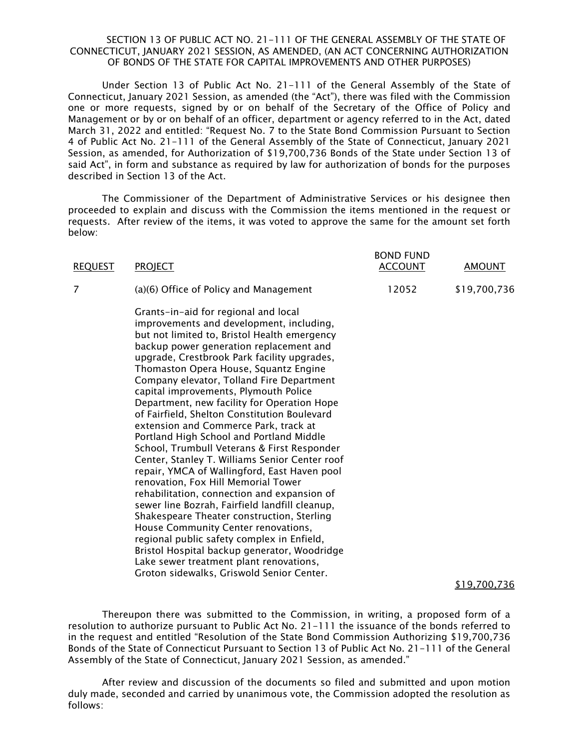SECTION 13 OF PUBLIC ACT NO. 21-111 OF THE GENERAL ASSEMBLY OF THE STATE OF CONNECTICUT, JANUARY 2021 SESSION, AS AMENDED, (AN ACT CONCERNING AUTHORIZATION OF BONDS OF THE STATE FOR CAPITAL IMPROVEMENTS AND OTHER PURPOSES)

Under Section 13 of Public Act No. 21-111 of the General Assembly of the State of Connecticut, January 2021 Session, as amended (the "Act"), there was filed with the Commission one or more requests, signed by or on behalf of the Secretary of the Office of Policy and Management or by or on behalf of an officer, department or agency referred to in the Act, dated March 31, 2022 and entitled: "Request No. 7 to the State Bond Commission Pursuant to Section 4 of Public Act No. 21-111 of the General Assembly of the State of Connecticut, January 2021 Session, as amended, for Authorization of $19,700,736 Bonds of the State under Section 13 of said Act", in form and substance as required by law for authorization of bonds for the purposes described in Section 13 of the Act.

The Commissioner of the Department of Administrative Services or his designee then proceeded to explain and discuss with the Commission the items mentioned in the request or requests. After review of the items, it was voted to approve the same for the amount set forth below:

| REQUEST | PROJECT | BOND FUND ACCOUNT | AMOUNT |
|---|---|---|---|
| 7 | (a)(6) Office of Policy and Management | 12052 | $19,700,736 |
| | Grants-in-aid for regional and local improvements and development, including, but not limited to, Bristol Health emergency backup power generation replacement and upgrade, Crestbrook Park facility upgrades, Thomaston Opera House, Squantz Engine Company elevator, Tolland Fire Department capital improvements, Plymouth Police Department, new facility for Operation Hope of Fairfield, Shelton Constitution Boulevard extension and Commerce Park, track at Portland High School and Portland Middle School, Trumbull Veterans & First Responder Center, Stanley T. Williams Senior Center roof repair, YMCA of Wallingford, East Haven pool renovation, Fox Hill Memorial Tower rehabilitation, connection and expansion of sewer line Bozrah, Fairfield landfill cleanup, Shakespeare Theater construction, Sterling House Community Center renovations, regional public safety complex in Enfield, Bristol Hospital backup generator, Woodridge Lake sewer treatment plant renovations, Groton sidewalks, Griswold Senior Center. | | |
| | | | $19,700,736 |

Thereupon there was submitted to the Commission, in writing, a proposed form of a resolution to authorize pursuant to Public Act No. 21-111 the issuance of the bonds referred to in the request and entitled "Resolution of the State Bond Commission Authorizing $19,700,736 Bonds of the State of Connecticut Pursuant to Section 13 of Public Act No. 21-111 of the General Assembly of the State of Connecticut, January 2021 Session, as amended."

After review and discussion of the documents so filed and submitted and upon motion duly made, seconded and carried by unanimous vote, the Commission adopted the resolution as follows: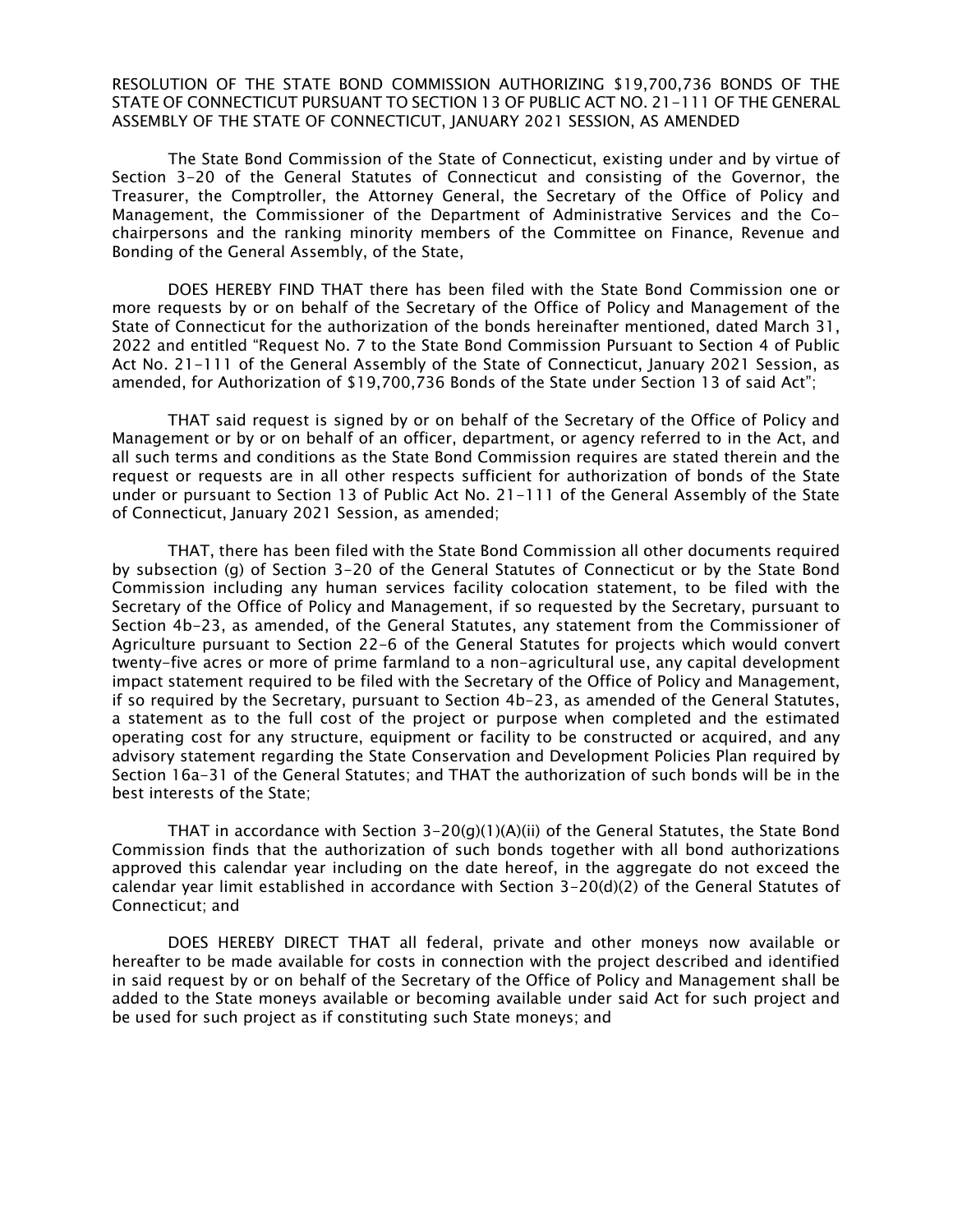RESOLUTION OF THE STATE BOND COMMISSION AUTHORIZING $19,700,736 BONDS OF THE STATE OF CONNECTICUT PURSUANT TO SECTION 13 OF PUBLIC ACT NO. 21-111 OF THE GENERAL ASSEMBLY OF THE STATE OF CONNECTICUT, JANUARY 2021 SESSION, AS AMENDED

The State Bond Commission of the State of Connecticut, existing under and by virtue of Section 3-20 of the General Statutes of Connecticut and consisting of the Governor, the Treasurer, the Comptroller, the Attorney General, the Secretary of the Office of Policy and Management, the Commissioner of the Department of Administrative Services and the Co-chairpersons and the ranking minority members of the Committee on Finance, Revenue and Bonding of the General Assembly, of the State,

DOES HEREBY FIND THAT there has been filed with the State Bond Commission one or more requests by or on behalf of the Secretary of the Office of Policy and Management of the State of Connecticut for the authorization of the bonds hereinafter mentioned, dated March 31, 2022 and entitled "Request No. 7 to the State Bond Commission Pursuant to Section 4 of Public Act No. 21-111 of the General Assembly of the State of Connecticut, January 2021 Session, as amended, for Authorization of $19,700,736 Bonds of the State under Section 13 of said Act";

THAT said request is signed by or on behalf of the Secretary of the Office of Policy and Management or by or on behalf of an officer, department, or agency referred to in the Act, and all such terms and conditions as the State Bond Commission requires are stated therein and the request or requests are in all other respects sufficient for authorization of bonds of the State under or pursuant to Section 13 of Public Act No. 21-111 of the General Assembly of the State of Connecticut, January 2021 Session, as amended;

THAT, there has been filed with the State Bond Commission all other documents required by subsection (g) of Section 3-20 of the General Statutes of Connecticut or by the State Bond Commission including any human services facility colocation statement, to be filed with the Secretary of the Office of Policy and Management, if so requested by the Secretary, pursuant to Section 4b-23, as amended, of the General Statutes, any statement from the Commissioner of Agriculture pursuant to Section 22-6 of the General Statutes for projects which would convert twenty-five acres or more of prime farmland to a non-agricultural use, any capital development impact statement required to be filed with the Secretary of the Office of Policy and Management, if so required by the Secretary, pursuant to Section 4b-23, as amended of the General Statutes, a statement as to the full cost of the project or purpose when completed and the estimated operating cost for any structure, equipment or facility to be constructed or acquired, and any advisory statement regarding the State Conservation and Development Policies Plan required by Section 16a-31 of the General Statutes; and THAT the authorization of such bonds will be in the best interests of the State;

THAT in accordance with Section 3-20(g)(1)(A)(ii) of the General Statutes, the State Bond Commission finds that the authorization of such bonds together with all bond authorizations approved this calendar year including on the date hereof, in the aggregate do not exceed the calendar year limit established in accordance with Section 3-20(d)(2) of the General Statutes of Connecticut; and

DOES HEREBY DIRECT THAT all federal, private and other moneys now available or hereafter to be made available for costs in connection with the project described and identified in said request by or on behalf of the Secretary of the Office of Policy and Management shall be added to the State moneys available or becoming available under said Act for such project and be used for such project as if constituting such State moneys; and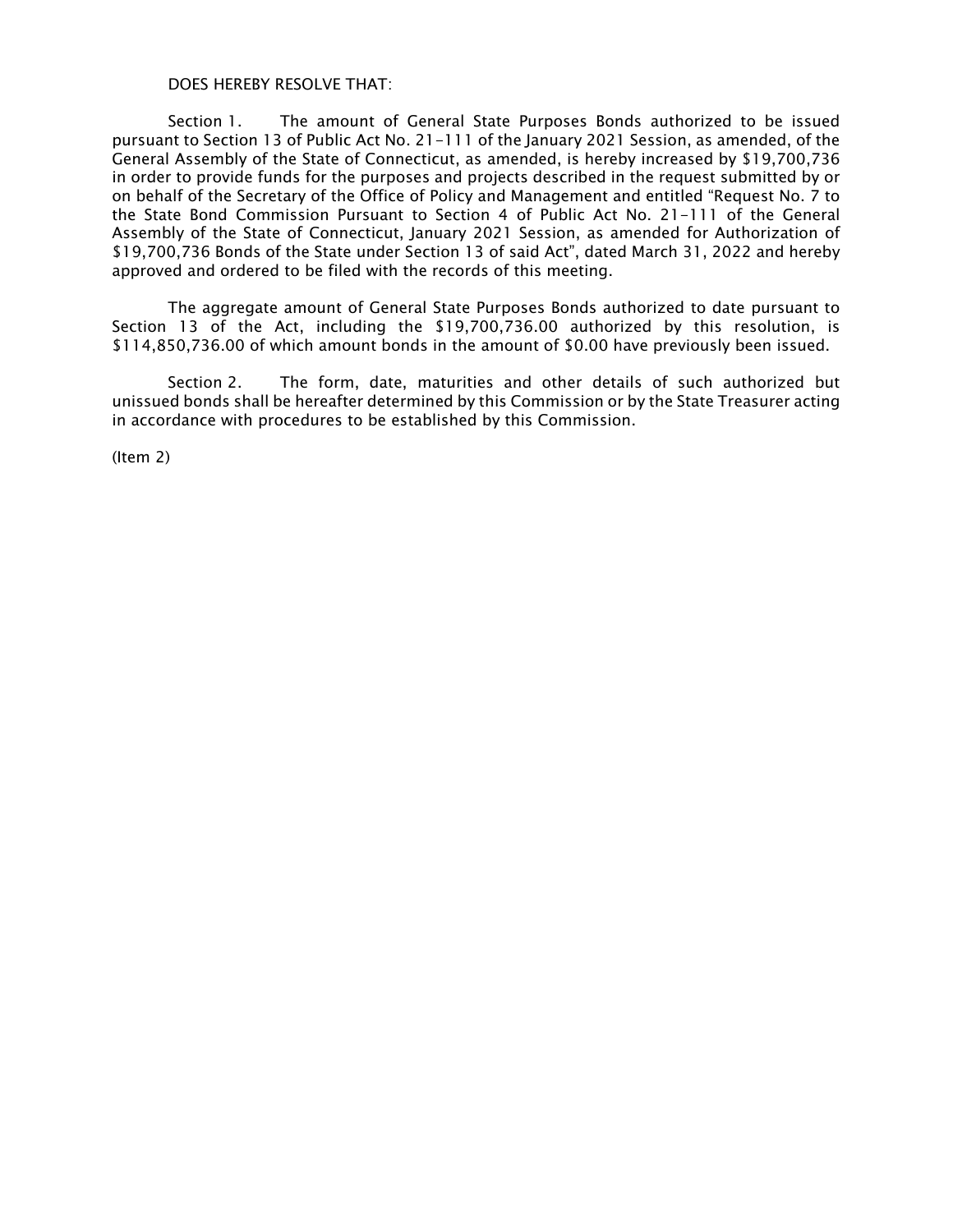DOES HEREBY RESOLVE THAT:

Section 1. The amount of General State Purposes Bonds authorized to be issued pursuant to Section 13 of Public Act No. 21-111 of the January 2021 Session, as amended, of the General Assembly of the State of Connecticut, as amended, is hereby increased by $19,700,736 in order to provide funds for the purposes and projects described in the request submitted by or on behalf of the Secretary of the Office of Policy and Management and entitled "Request No. 7 to the State Bond Commission Pursuant to Section 4 of Public Act No. 21-111 of the General Assembly of the State of Connecticut, January 2021 Session, as amended for Authorization of $19,700,736 Bonds of the State under Section 13 of said Act", dated March 31, 2022 and hereby approved and ordered to be filed with the records of this meeting.

The aggregate amount of General State Purposes Bonds authorized to date pursuant to Section 13 of the Act, including the $19,700,736.00 authorized by this resolution, is $114,850,736.00 of which amount bonds in the amount of $0.00 have previously been issued.

Section 2. The form, date, maturities and other details of such authorized but unissued bonds shall be hereafter determined by this Commission or by the State Treasurer acting in accordance with procedures to be established by this Commission.

(Item 2)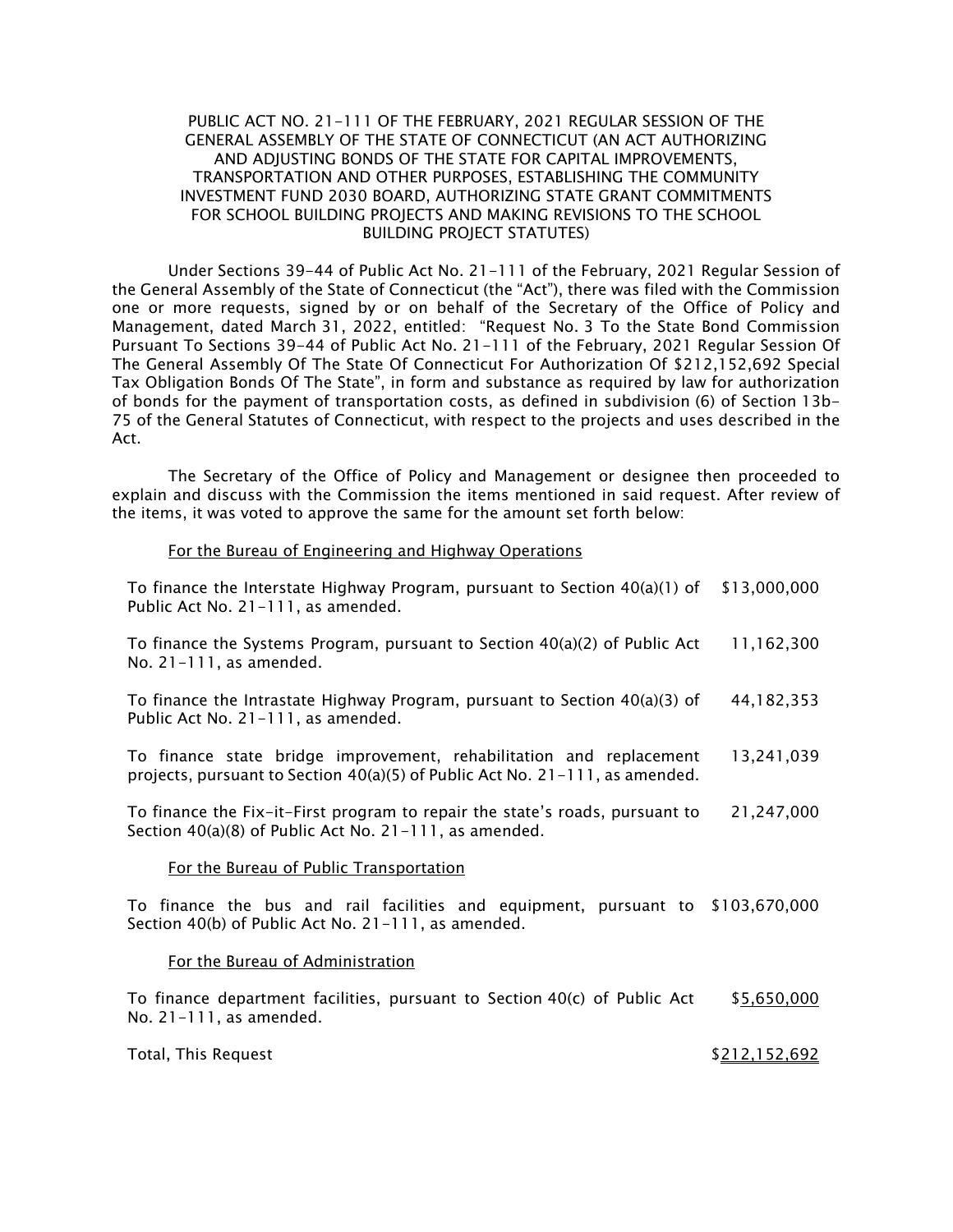PUBLIC ACT NO. 21-111 OF THE FEBRUARY, 2021 REGULAR SESSION OF THE GENERAL ASSEMBLY OF THE STATE OF CONNECTICUT (AN ACT AUTHORIZING AND ADJUSTING BONDS OF THE STATE FOR CAPITAL IMPROVEMENTS, TRANSPORTATION AND OTHER PURPOSES, ESTABLISHING THE COMMUNITY INVESTMENT FUND 2030 BOARD, AUTHORIZING STATE GRANT COMMITMENTS FOR SCHOOL BUILDING PROJECTS AND MAKING REVISIONS TO THE SCHOOL BUILDING PROJECT STATUTES)

Under Sections 39-44 of Public Act No. 21-111 of the February, 2021 Regular Session of the General Assembly of the State of Connecticut (the "Act"), there was filed with the Commission one or more requests, signed by or on behalf of the Secretary of the Office of Policy and Management, dated March 31, 2022, entitled: "Request No. 3 To the State Bond Commission Pursuant To Sections 39-44 of Public Act No. 21-111 of the February, 2021 Regular Session Of The General Assembly Of The State Of Connecticut For Authorization Of $212,152,692 Special Tax Obligation Bonds Of The State", in form and substance as required by law for authorization of bonds for the payment of transportation costs, as defined in subdivision (6) of Section 13b-75 of the General Statutes of Connecticut, with respect to the projects and uses described in the Act.

The Secretary of the Office of Policy and Management or designee then proceeded to explain and discuss with the Commission the items mentioned in said request. After review of the items, it was voted to approve the same for the amount set forth below:

For the Bureau of Engineering and Highway Operations

| | |
|---|---|
| To finance the Interstate Highway Program, pursuant to Section 40(a)(1) of Public Act No. 21-111, as amended. | $13,000,000 |
| To finance the Systems Program, pursuant to Section 40(a)(2) of Public Act No. 21-111, as amended. | 11,162,300 |
| To finance the Intrastate Highway Program, pursuant to Section 40(a)(3) of Public Act No. 21-111, as amended. | 44,182,353 |
| To finance state bridge improvement, rehabilitation and replacement projects, pursuant to Section 40(a)(5) of Public Act No. 21-111, as amended. | 13,241,039 |
| To finance the Fix-it-First program to repair the state's roads, pursuant to Section 40(a)(8) of Public Act No. 21-111, as amended. | 21,247,000 |

For the Bureau of Public Transportation

| | |
|---|---|
| To finance the bus and rail facilities and equipment, pursuant to Section 40(b) of Public Act No. 21-111, as amended. | $103,670,000 |

For the Bureau of Administration

| | |
|---|---|
| To finance department facilities, pursuant to Section 40(c) of Public Act No. 21-111, as amended. | $5,650,000 |
| Total, This Request | $212,152,692 |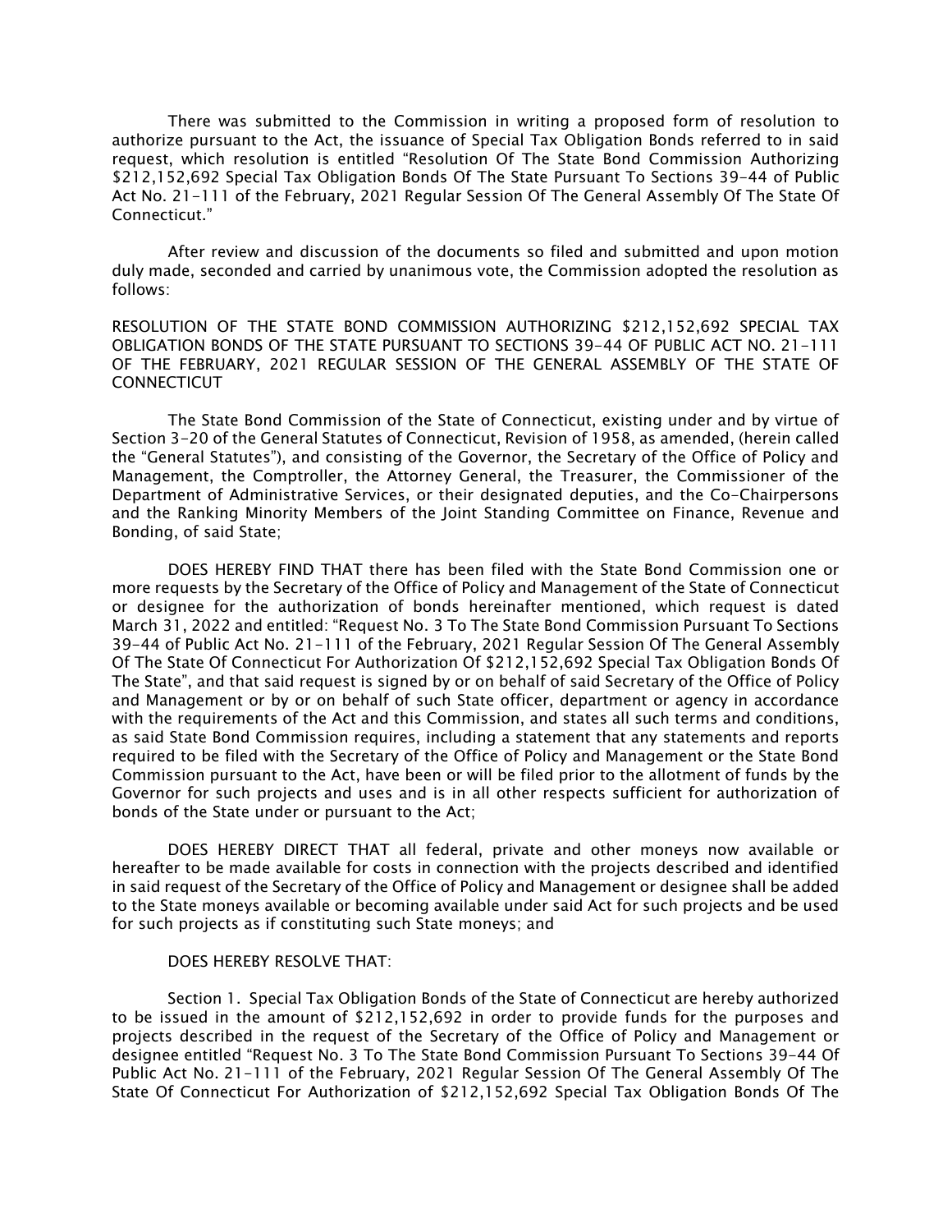There was submitted to the Commission in writing a proposed form of resolution to authorize pursuant to the Act, the issuance of Special Tax Obligation Bonds referred to in said request, which resolution is entitled "Resolution Of The State Bond Commission Authorizing $212,152,692 Special Tax Obligation Bonds Of The State Pursuant To Sections 39-44 of Public Act No. 21-111 of the February, 2021 Regular Session Of The General Assembly Of The State Of Connecticut."

After review and discussion of the documents so filed and submitted and upon motion duly made, seconded and carried by unanimous vote, the Commission adopted the resolution as follows:

RESOLUTION OF THE STATE BOND COMMISSION AUTHORIZING $212,152,692 SPECIAL TAX OBLIGATION BONDS OF THE STATE PURSUANT TO SECTIONS 39-44 OF PUBLIC ACT NO. 21-111 OF THE FEBRUARY, 2021 REGULAR SESSION OF THE GENERAL ASSEMBLY OF THE STATE OF CONNECTICUT

The State Bond Commission of the State of Connecticut, existing under and by virtue of Section 3-20 of the General Statutes of Connecticut, Revision of 1958, as amended, (herein called the "General Statutes"), and consisting of the Governor, the Secretary of the Office of Policy and Management, the Comptroller, the Attorney General, the Treasurer, the Commissioner of the Department of Administrative Services, or their designated deputies, and the Co-Chairpersons and the Ranking Minority Members of the Joint Standing Committee on Finance, Revenue and Bonding, of said State;

DOES HEREBY FIND THAT there has been filed with the State Bond Commission one or more requests by the Secretary of the Office of Policy and Management of the State of Connecticut or designee for the authorization of bonds hereinafter mentioned, which request is dated March 31, 2022 and entitled: "Request No. 3 To The State Bond Commission Pursuant To Sections 39-44 of Public Act No. 21-111 of the February, 2021 Regular Session Of The General Assembly Of The State Of Connecticut For Authorization Of $212,152,692 Special Tax Obligation Bonds Of The State", and that said request is signed by or on behalf of said Secretary of the Office of Policy and Management or by or on behalf of such State officer, department or agency in accordance with the requirements of the Act and this Commission, and states all such terms and conditions, as said State Bond Commission requires, including a statement that any statements and reports required to be filed with the Secretary of the Office of Policy and Management or the State Bond Commission pursuant to the Act, have been or will be filed prior to the allotment of funds by the Governor for such projects and uses and is in all other respects sufficient for authorization of bonds of the State under or pursuant to the Act;

DOES HEREBY DIRECT THAT all federal, private and other moneys now available or hereafter to be made available for costs in connection with the projects described and identified in said request of the Secretary of the Office of Policy and Management or designee shall be added to the State moneys available or becoming available under said Act for such projects and be used for such projects as if constituting such State moneys; and

DOES HEREBY RESOLVE THAT:

Section 1. Special Tax Obligation Bonds of the State of Connecticut are hereby authorized to be issued in the amount of $212,152,692 in order to provide funds for the purposes and projects described in the request of the Secretary of the Office of Policy and Management or designee entitled "Request No. 3 To The State Bond Commission Pursuant To Sections 39-44 Of Public Act No. 21-111 of the February, 2021 Regular Session Of The General Assembly Of The State Of Connecticut For Authorization of $212,152,692 Special Tax Obligation Bonds Of The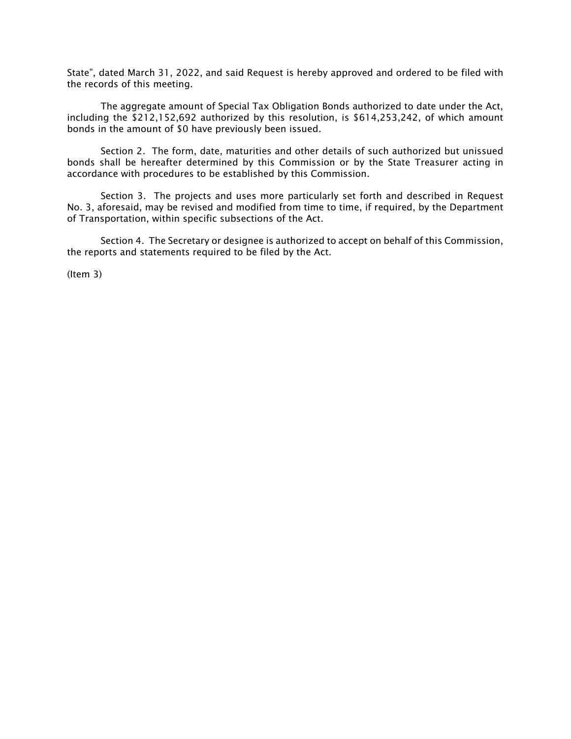State", dated March 31, 2022, and said Request is hereby approved and ordered to be filed with the records of this meeting.

The aggregate amount of Special Tax Obligation Bonds authorized to date under the Act, including the $212,152,692 authorized by this resolution, is $614,253,242, of which amount bonds in the amount of $0 have previously been issued.

Section 2. The form, date, maturities and other details of such authorized but unissued bonds shall be hereafter determined by this Commission or by the State Treasurer acting in accordance with procedures to be established by this Commission.

Section 3. The projects and uses more particularly set forth and described in Request No. 3, aforesaid, may be revised and modified from time to time, if required, by the Department of Transportation, within specific subsections of the Act.

Section 4. The Secretary or designee is authorized to accept on behalf of this Commission, the reports and statements required to be filed by the Act.

(Item 3)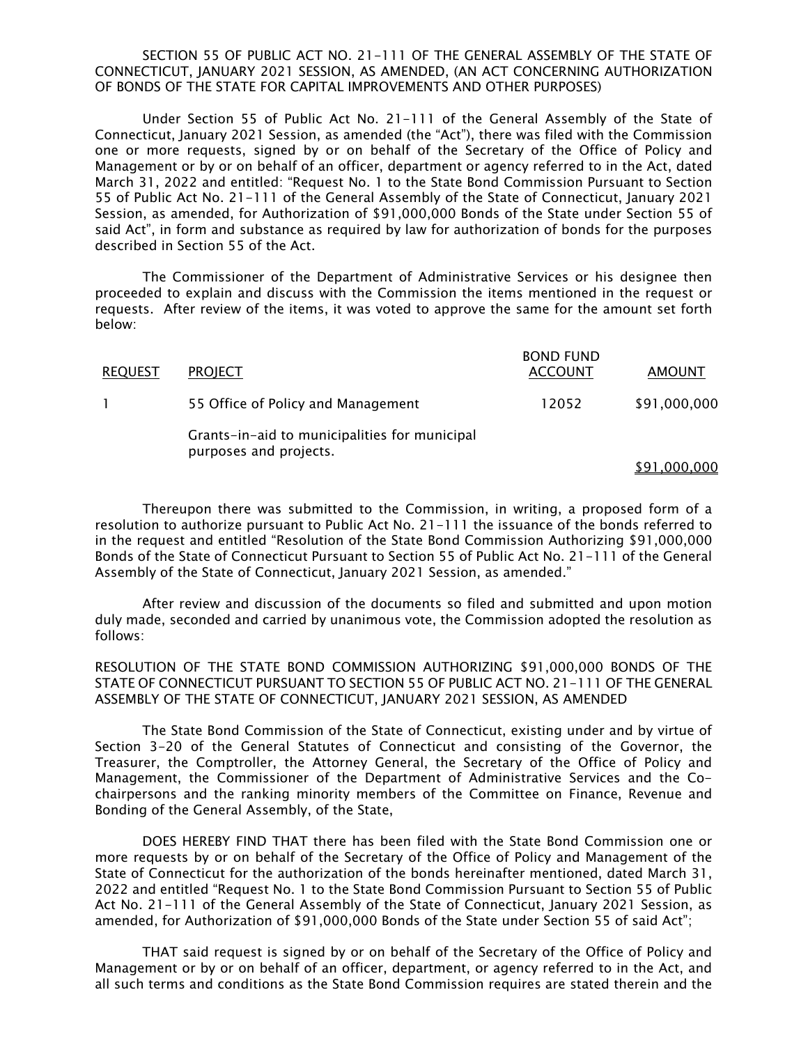SECTION 55 OF PUBLIC ACT NO. 21-111 OF THE GENERAL ASSEMBLY OF THE STATE OF CONNECTICUT, JANUARY 2021 SESSION, AS AMENDED, (AN ACT CONCERNING AUTHORIZATION OF BONDS OF THE STATE FOR CAPITAL IMPROVEMENTS AND OTHER PURPOSES)

Under Section 55 of Public Act No. 21-111 of the General Assembly of the State of Connecticut, January 2021 Session, as amended (the "Act"), there was filed with the Commission one or more requests, signed by or on behalf of the Secretary of the Office of Policy and Management or by or on behalf of an officer, department or agency referred to in the Act, dated March 31, 2022 and entitled: "Request No. 1 to the State Bond Commission Pursuant to Section 55 of Public Act No. 21-111 of the General Assembly of the State of Connecticut, January 2021 Session, as amended, for Authorization of $91,000,000 Bonds of the State under Section 55 of said Act", in form and substance as required by law for authorization of bonds for the purposes described in Section 55 of the Act.

The Commissioner of the Department of Administrative Services or his designee then proceeded to explain and discuss with the Commission the items mentioned in the request or requests. After review of the items, it was voted to approve the same for the amount set forth below:

| REQUEST | PROJECT | BOND FUND ACCOUNT | AMOUNT |
|---|---|---|---|
| 1 | 55 Office of Policy and Management | 12052 | $91,000,000 |
| | Grants-in-aid to municipalities for municipal purposes and projects. | | |
| | | | $91,000,000 |

Thereupon there was submitted to the Commission, in writing, a proposed form of a resolution to authorize pursuant to Public Act No. 21-111 the issuance of the bonds referred to in the request and entitled "Resolution of the State Bond Commission Authorizing $91,000,000 Bonds of the State of Connecticut Pursuant to Section 55 of Public Act No. 21-111 of the General Assembly of the State of Connecticut, January 2021 Session, as amended."

After review and discussion of the documents so filed and submitted and upon motion duly made, seconded and carried by unanimous vote, the Commission adopted the resolution as follows:

RESOLUTION OF THE STATE BOND COMMISSION AUTHORIZING $91,000,000 BONDS OF THE STATE OF CONNECTICUT PURSUANT TO SECTION 55 OF PUBLIC ACT NO. 21-111 OF THE GENERAL ASSEMBLY OF THE STATE OF CONNECTICUT, JANUARY 2021 SESSION, AS AMENDED

The State Bond Commission of the State of Connecticut, existing under and by virtue of Section 3-20 of the General Statutes of Connecticut and consisting of the Governor, the Treasurer, the Comptroller, the Attorney General, the Secretary of the Office of Policy and Management, the Commissioner of the Department of Administrative Services and the Co-chairpersons and the ranking minority members of the Committee on Finance, Revenue and Bonding of the General Assembly, of the State,

DOES HEREBY FIND THAT there has been filed with the State Bond Commission one or more requests by or on behalf of the Secretary of the Office of Policy and Management of the State of Connecticut for the authorization of the bonds hereinafter mentioned, dated March 31, 2022 and entitled "Request No. 1 to the State Bond Commission Pursuant to Section 55 of Public Act No. 21-111 of the General Assembly of the State of Connecticut, January 2021 Session, as amended, for Authorization of $91,000,000 Bonds of the State under Section 55 of said Act";

THAT said request is signed by or on behalf of the Secretary of the Office of Policy and Management or by or on behalf of an officer, department, or agency referred to in the Act, and all such terms and conditions as the State Bond Commission requires are stated therein and the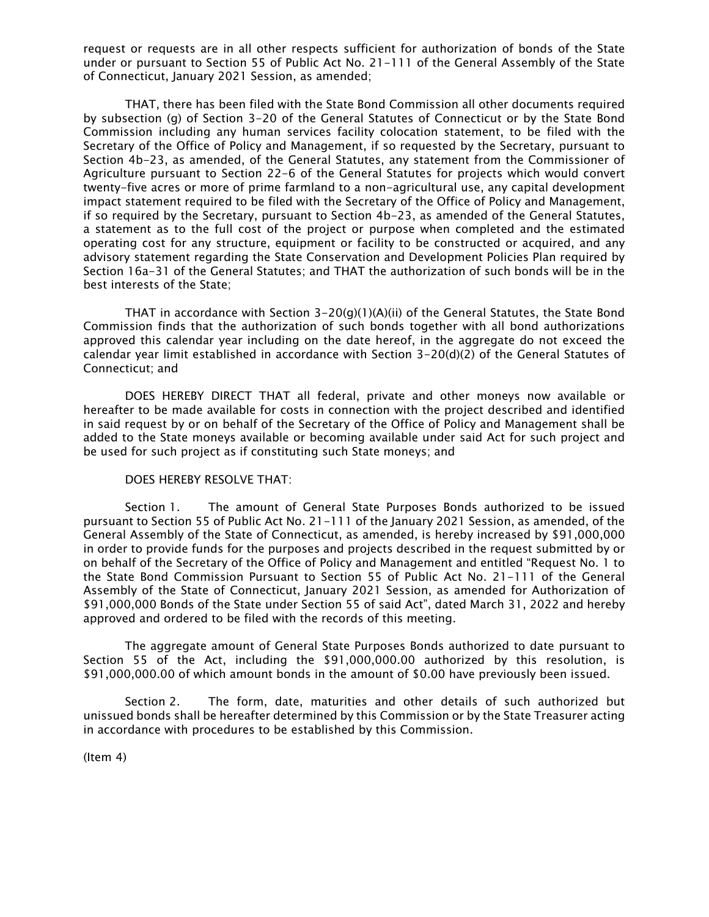request or requests are in all other respects sufficient for authorization of bonds of the State under or pursuant to Section 55 of Public Act No. 21-111 of the General Assembly of the State of Connecticut, January 2021 Session, as amended;

THAT, there has been filed with the State Bond Commission all other documents required by subsection (g) of Section 3-20 of the General Statutes of Connecticut or by the State Bond Commission including any human services facility colocation statement, to be filed with the Secretary of the Office of Policy and Management, if so requested by the Secretary, pursuant to Section 4b-23, as amended, of the General Statutes, any statement from the Commissioner of Agriculture pursuant to Section 22-6 of the General Statutes for projects which would convert twenty-five acres or more of prime farmland to a non-agricultural use, any capital development impact statement required to be filed with the Secretary of the Office of Policy and Management, if so required by the Secretary, pursuant to Section 4b-23, as amended of the General Statutes, a statement as to the full cost of the project or purpose when completed and the estimated operating cost for any structure, equipment or facility to be constructed or acquired, and any advisory statement regarding the State Conservation and Development Policies Plan required by Section 16a-31 of the General Statutes; and THAT the authorization of such bonds will be in the best interests of the State;

THAT in accordance with Section 3-20(g)(1)(A)(ii) of the General Statutes, the State Bond Commission finds that the authorization of such bonds together with all bond authorizations approved this calendar year including on the date hereof, in the aggregate do not exceed the calendar year limit established in accordance with Section 3-20(d)(2) of the General Statutes of Connecticut; and

DOES HEREBY DIRECT THAT all federal, private and other moneys now available or hereafter to be made available for costs in connection with the project described and identified in said request by or on behalf of the Secretary of the Office of Policy and Management shall be added to the State moneys available or becoming available under said Act for such project and be used for such project as if constituting such State moneys; and

DOES HEREBY RESOLVE THAT:

Section 1. The amount of General State Purposes Bonds authorized to be issued pursuant to Section 55 of Public Act No. 21-111 of the January 2021 Session, as amended, of the General Assembly of the State of Connecticut, as amended, is hereby increased by $91,000,000 in order to provide funds for the purposes and projects described in the request submitted by or on behalf of the Secretary of the Office of Policy and Management and entitled "Request No. 1 to the State Bond Commission Pursuant to Section 55 of Public Act No. 21-111 of the General Assembly of the State of Connecticut, January 2021 Session, as amended for Authorization of $91,000,000 Bonds of the State under Section 55 of said Act", dated March 31, 2022 and hereby approved and ordered to be filed with the records of this meeting.

The aggregate amount of General State Purposes Bonds authorized to date pursuant to Section 55 of the Act, including the $91,000,000.00 authorized by this resolution, is $91,000,000.00 of which amount bonds in the amount of $0.00 have previously been issued.

Section 2. The form, date, maturities and other details of such authorized but unissued bonds shall be hereafter determined by this Commission or by the State Treasurer acting in accordance with procedures to be established by this Commission.

(Item 4)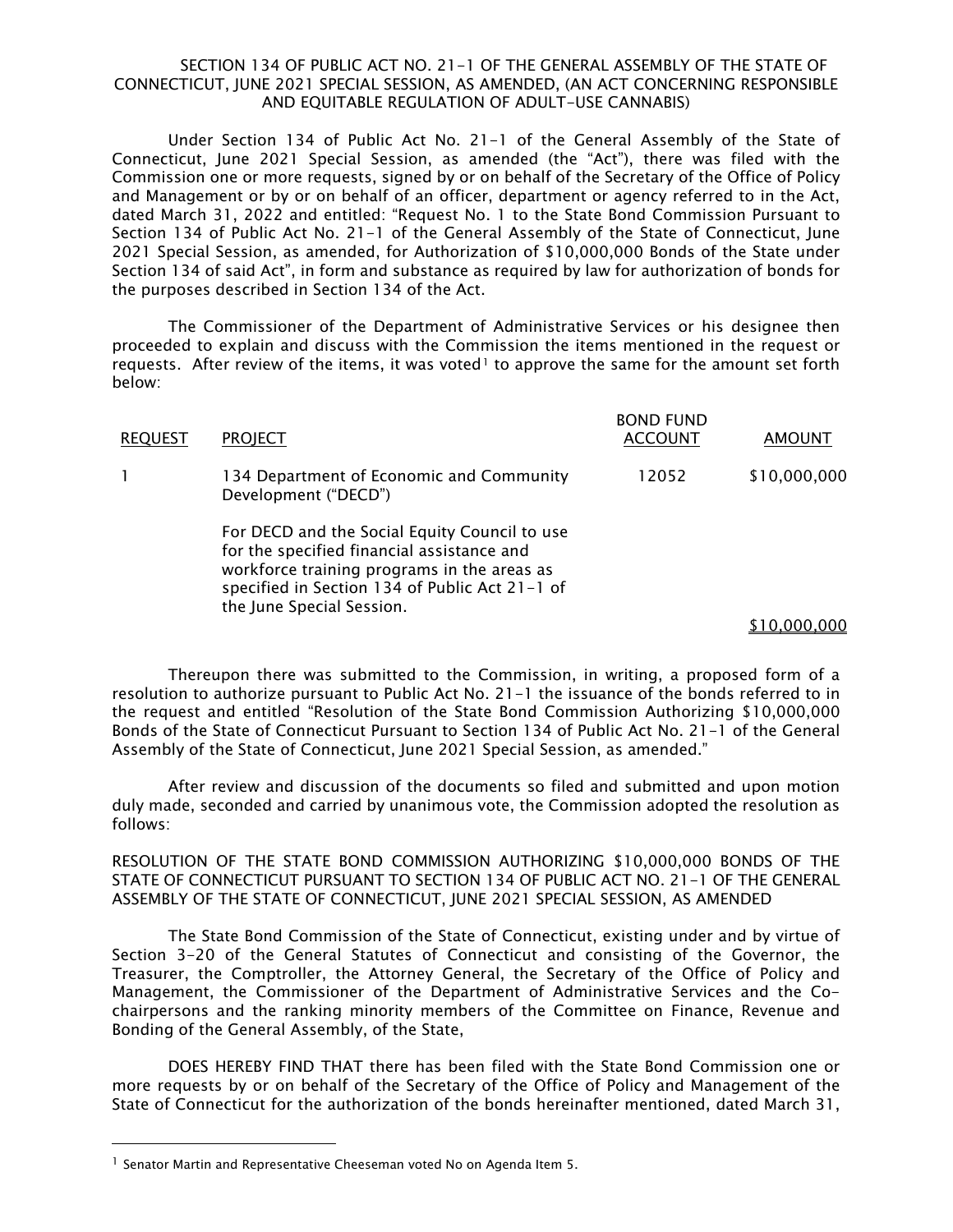SECTION 134 OF PUBLIC ACT NO. 21-1 OF THE GENERAL ASSEMBLY OF THE STATE OF CONNECTICUT, JUNE 2021 SPECIAL SESSION, AS AMENDED, (AN ACT CONCERNING RESPONSIBLE AND EQUITABLE REGULATION OF ADULT-USE CANNABIS)

Under Section 134 of Public Act No. 21-1 of the General Assembly of the State of Connecticut, June 2021 Special Session, as amended (the "Act"), there was filed with the Commission one or more requests, signed by or on behalf of the Secretary of the Office of Policy and Management or by or on behalf of an officer, department or agency referred to in the Act, dated March 31, 2022 and entitled: "Request No. 1 to the State Bond Commission Pursuant to Section 134 of Public Act No. 21-1 of the General Assembly of the State of Connecticut, June 2021 Special Session, as amended, for Authorization of $10,000,000 Bonds of the State under Section 134 of said Act", in form and substance as required by law for authorization of bonds for the purposes described in Section 134 of the Act.

The Commissioner of the Department of Administrative Services or his designee then proceeded to explain and discuss with the Commission the items mentioned in the request or requests. After review of the items, it was voted[1] to approve the same for the amount set forth below:

| REQUEST | PROJECT | BOND FUND ACCOUNT | AMOUNT |
|---|---|---|---|
| 1 | 134 Department of Economic and Community Development ("DECD") | 12052 | $10,000,000 |
| | For DECD and the Social Equity Council to use for the specified financial assistance and workforce training programs in the areas as specified in Section 134 of Public Act 21-1 of the June Special Session. | | |
| | | | $10,000,000 |

Thereupon there was submitted to the Commission, in writing, a proposed form of a resolution to authorize pursuant to Public Act No. 21-1 the issuance of the bonds referred to in the request and entitled "Resolution of the State Bond Commission Authorizing $10,000,000 Bonds of the State of Connecticut Pursuant to Section 134 of Public Act No. 21-1 of the General Assembly of the State of Connecticut, June 2021 Special Session, as amended."

After review and discussion of the documents so filed and submitted and upon motion duly made, seconded and carried by unanimous vote, the Commission adopted the resolution as follows:

RESOLUTION OF THE STATE BOND COMMISSION AUTHORIZING $10,000,000 BONDS OF THE STATE OF CONNECTICUT PURSUANT TO SECTION 134 OF PUBLIC ACT NO. 21-1 OF THE GENERAL ASSEMBLY OF THE STATE OF CONNECTICUT, JUNE 2021 SPECIAL SESSION, AS AMENDED

The State Bond Commission of the State of Connecticut, existing under and by virtue of Section 3-20 of the General Statutes of Connecticut and consisting of the Governor, the Treasurer, the Comptroller, the Attorney General, the Secretary of the Office of Policy and Management, the Commissioner of the Department of Administrative Services and the Co-chairpersons and the ranking minority members of the Committee on Finance, Revenue and Bonding of the General Assembly, of the State,

DOES HEREBY FIND THAT there has been filed with the State Bond Commission one or more requests by or on behalf of the Secretary of the Office of Policy and Management of the State of Connecticut for the authorization of the bonds hereinafter mentioned, dated March 31,

[1] Senator Martin and Representative Cheeseman voted No on Agenda Item 5.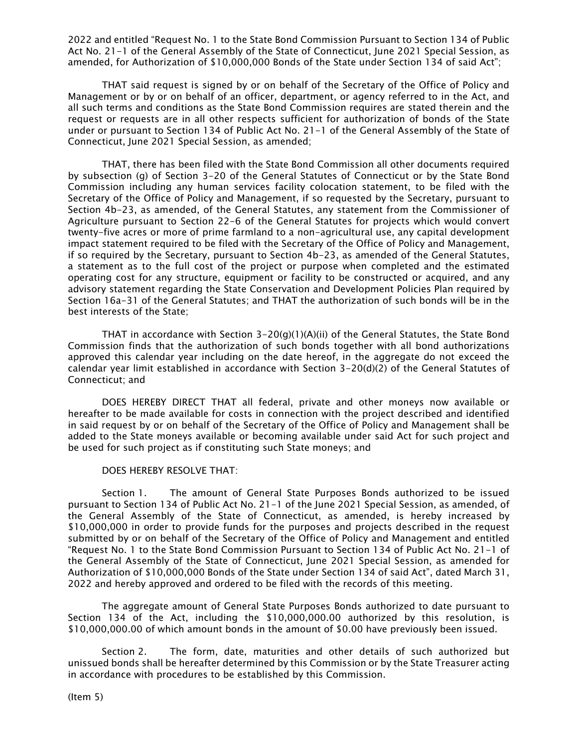2022 and entitled "Request No. 1 to the State Bond Commission Pursuant to Section 134 of Public Act No. 21-1 of the General Assembly of the State of Connecticut, June 2021 Special Session, as amended, for Authorization of $10,000,000 Bonds of the State under Section 134 of said Act";

THAT said request is signed by or on behalf of the Secretary of the Office of Policy and Management or by or on behalf of an officer, department, or agency referred to in the Act, and all such terms and conditions as the State Bond Commission requires are stated therein and the request or requests are in all other respects sufficient for authorization of bonds of the State under or pursuant to Section 134 of Public Act No. 21-1 of the General Assembly of the State of Connecticut, June 2021 Special Session, as amended;

THAT, there has been filed with the State Bond Commission all other documents required by subsection (g) of Section 3-20 of the General Statutes of Connecticut or by the State Bond Commission including any human services facility colocation statement, to be filed with the Secretary of the Office of Policy and Management, if so requested by the Secretary, pursuant to Section 4b-23, as amended, of the General Statutes, any statement from the Commissioner of Agriculture pursuant to Section 22-6 of the General Statutes for projects which would convert twenty-five acres or more of prime farmland to a non-agricultural use, any capital development impact statement required to be filed with the Secretary of the Office of Policy and Management, if so required by the Secretary, pursuant to Section 4b-23, as amended of the General Statutes, a statement as to the full cost of the project or purpose when completed and the estimated operating cost for any structure, equipment or facility to be constructed or acquired, and any advisory statement regarding the State Conservation and Development Policies Plan required by Section 16a-31 of the General Statutes; and THAT the authorization of such bonds will be in the best interests of the State;

THAT in accordance with Section 3-20(g)(1)(A)(ii) of the General Statutes, the State Bond Commission finds that the authorization of such bonds together with all bond authorizations approved this calendar year including on the date hereof, in the aggregate do not exceed the calendar year limit established in accordance with Section 3-20(d)(2) of the General Statutes of Connecticut; and

DOES HEREBY DIRECT THAT all federal, private and other moneys now available or hereafter to be made available for costs in connection with the project described and identified in said request by or on behalf of the Secretary of the Office of Policy and Management shall be added to the State moneys available or becoming available under said Act for such project and be used for such project as if constituting such State moneys; and

DOES HEREBY RESOLVE THAT:

Section 1. The amount of General State Purposes Bonds authorized to be issued pursuant to Section 134 of Public Act No. 21-1 of the June 2021 Special Session, as amended, of the General Assembly of the State of Connecticut, as amended, is hereby increased by $10,000,000 in order to provide funds for the purposes and projects described in the request submitted by or on behalf of the Secretary of the Office of Policy and Management and entitled "Request No. 1 to the State Bond Commission Pursuant to Section 134 of Public Act No. 21-1 of the General Assembly of the State of Connecticut, June 2021 Special Session, as amended for Authorization of $10,000,000 Bonds of the State under Section 134 of said Act", dated March 31, 2022 and hereby approved and ordered to be filed with the records of this meeting.

The aggregate amount of General State Purposes Bonds authorized to date pursuant to Section 134 of the Act, including the $10,000,000.00 authorized by this resolution, is $10,000,000.00 of which amount bonds in the amount of $0.00 have previously been issued.

Section 2. The form, date, maturities and other details of such authorized but unissued bonds shall be hereafter determined by this Commission or by the State Treasurer acting in accordance with procedures to be established by this Commission.

(Item 5)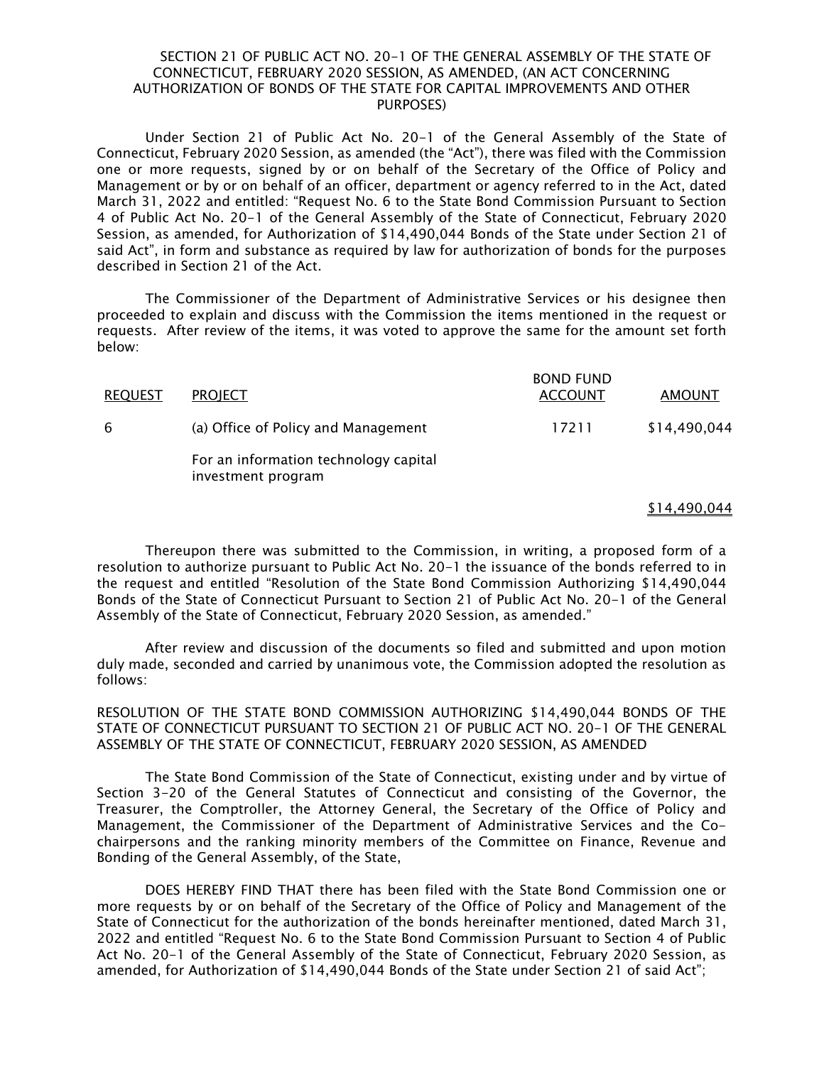SECTION 21 OF PUBLIC ACT NO. 20-1 OF THE GENERAL ASSEMBLY OF THE STATE OF CONNECTICUT, FEBRUARY 2020 SESSION, AS AMENDED, (AN ACT CONCERNING AUTHORIZATION OF BONDS OF THE STATE FOR CAPITAL IMPROVEMENTS AND OTHER PURPOSES)

Under Section 21 of Public Act No. 20-1 of the General Assembly of the State of Connecticut, February 2020 Session, as amended (the "Act"), there was filed with the Commission one or more requests, signed by or on behalf of the Secretary of the Office of Policy and Management or by or on behalf of an officer, department or agency referred to in the Act, dated March 31, 2022 and entitled: "Request No. 6 to the State Bond Commission Pursuant to Section 4 of Public Act No. 20-1 of the General Assembly of the State of Connecticut, February 2020 Session, as amended, for Authorization of $14,490,044 Bonds of the State under Section 21 of said Act", in form and substance as required by law for authorization of bonds for the purposes described in Section 21 of the Act.

The Commissioner of the Department of Administrative Services or his designee then proceeded to explain and discuss with the Commission the items mentioned in the request or requests. After review of the items, it was voted to approve the same for the amount set forth below:

| REQUEST | PROJECT | BOND FUND ACCOUNT | AMOUNT |
|---|---|---|---|
| 6 | (a) Office of Policy and Management | 17211 | $14,490,044 |
| | For an information technology capital investment program | | |
| | | | $14,490,044 |

Thereupon there was submitted to the Commission, in writing, a proposed form of a resolution to authorize pursuant to Public Act No. 20-1 the issuance of the bonds referred to in the request and entitled "Resolution of the State Bond Commission Authorizing $14,490,044 Bonds of the State of Connecticut Pursuant to Section 21 of Public Act No. 20-1 of the General Assembly of the State of Connecticut, February 2020 Session, as amended."

After review and discussion of the documents so filed and submitted and upon motion duly made, seconded and carried by unanimous vote, the Commission adopted the resolution as follows:

RESOLUTION OF THE STATE BOND COMMISSION AUTHORIZING $14,490,044 BONDS OF THE STATE OF CONNECTICUT PURSUANT TO SECTION 21 OF PUBLIC ACT NO. 20-1 OF THE GENERAL ASSEMBLY OF THE STATE OF CONNECTICUT, FEBRUARY 2020 SESSION, AS AMENDED

The State Bond Commission of the State of Connecticut, existing under and by virtue of Section 3-20 of the General Statutes of Connecticut and consisting of the Governor, the Treasurer, the Comptroller, the Attorney General, the Secretary of the Office of Policy and Management, the Commissioner of the Department of Administrative Services and the Co-chairpersons and the ranking minority members of the Committee on Finance, Revenue and Bonding of the General Assembly, of the State,

DOES HEREBY FIND THAT there has been filed with the State Bond Commission one or more requests by or on behalf of the Secretary of the Office of Policy and Management of the State of Connecticut for the authorization of the bonds hereinafter mentioned, dated March 31, 2022 and entitled "Request No. 6 to the State Bond Commission Pursuant to Section 4 of Public Act No. 20-1 of the General Assembly of the State of Connecticut, February 2020 Session, as amended, for Authorization of $14,490,044 Bonds of the State under Section 21 of said Act";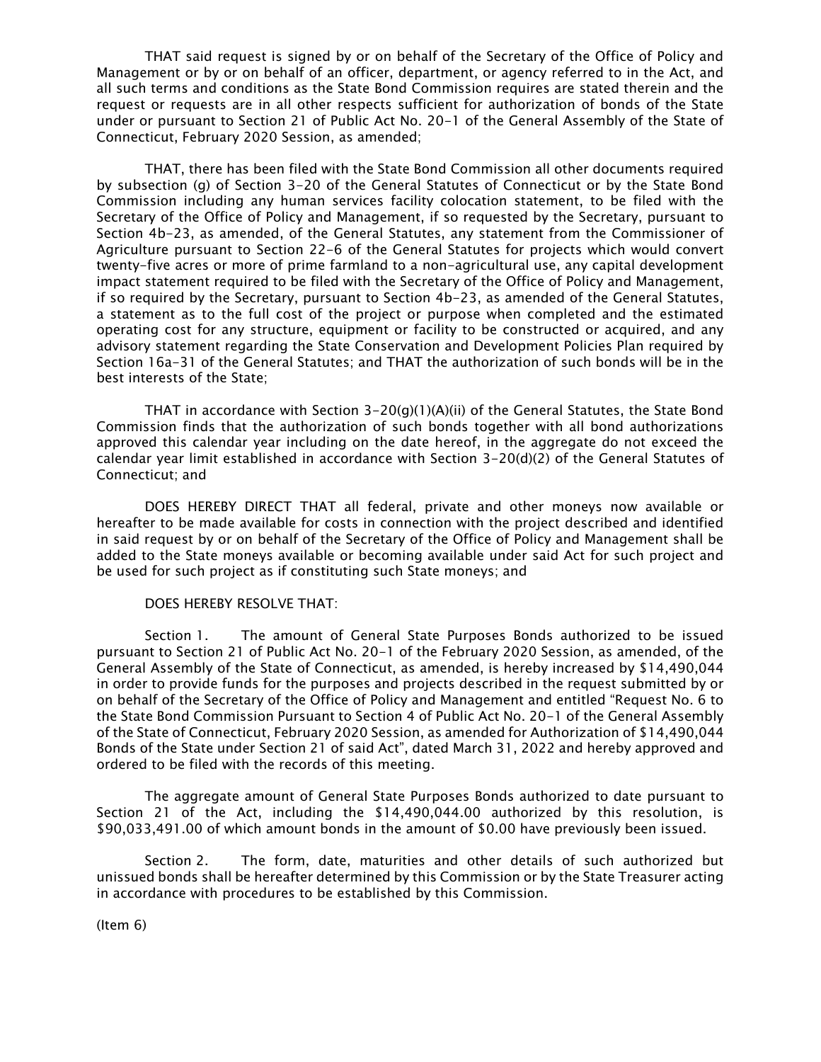THAT said request is signed by or on behalf of the Secretary of the Office of Policy and Management or by or on behalf of an officer, department, or agency referred to in the Act, and all such terms and conditions as the State Bond Commission requires are stated therein and the request or requests are in all other respects sufficient for authorization of bonds of the State under or pursuant to Section 21 of Public Act No. 20-1 of the General Assembly of the State of Connecticut, February 2020 Session, as amended;

THAT, there has been filed with the State Bond Commission all other documents required by subsection (g) of Section 3-20 of the General Statutes of Connecticut or by the State Bond Commission including any human services facility colocation statement, to be filed with the Secretary of the Office of Policy and Management, if so requested by the Secretary, pursuant to Section 4b-23, as amended, of the General Statutes, any statement from the Commissioner of Agriculture pursuant to Section 22-6 of the General Statutes for projects which would convert twenty-five acres or more of prime farmland to a non-agricultural use, any capital development impact statement required to be filed with the Secretary of the Office of Policy and Management, if so required by the Secretary, pursuant to Section 4b-23, as amended of the General Statutes, a statement as to the full cost of the project or purpose when completed and the estimated operating cost for any structure, equipment or facility to be constructed or acquired, and any advisory statement regarding the State Conservation and Development Policies Plan required by Section 16a-31 of the General Statutes; and THAT the authorization of such bonds will be in the best interests of the State;

THAT in accordance with Section 3-20(g)(1)(A)(ii) of the General Statutes, the State Bond Commission finds that the authorization of such bonds together with all bond authorizations approved this calendar year including on the date hereof, in the aggregate do not exceed the calendar year limit established in accordance with Section 3-20(d)(2) of the General Statutes of Connecticut; and

DOES HEREBY DIRECT THAT all federal, private and other moneys now available or hereafter to be made available for costs in connection with the project described and identified in said request by or on behalf of the Secretary of the Office of Policy and Management shall be added to the State moneys available or becoming available under said Act for such project and be used for such project as if constituting such State moneys; and

DOES HEREBY RESOLVE THAT:

Section 1. The amount of General State Purposes Bonds authorized to be issued pursuant to Section 21 of Public Act No. 20-1 of the February 2020 Session, as amended, of the General Assembly of the State of Connecticut, as amended, is hereby increased by $14,490,044 in order to provide funds for the purposes and projects described in the request submitted by or on behalf of the Secretary of the Office of Policy and Management and entitled "Request No. 6 to the State Bond Commission Pursuant to Section 4 of Public Act No. 20-1 of the General Assembly of the State of Connecticut, February 2020 Session, as amended for Authorization of $14,490,044 Bonds of the State under Section 21 of said Act", dated March 31, 2022 and hereby approved and ordered to be filed with the records of this meeting.

The aggregate amount of General State Purposes Bonds authorized to date pursuant to Section 21 of the Act, including the $14,490,044.00 authorized by this resolution, is $90,033,491.00 of which amount bonds in the amount of $0.00 have previously been issued.

Section 2. The form, date, maturities and other details of such authorized but unissued bonds shall be hereafter determined by this Commission or by the State Treasurer acting in accordance with procedures to be established by this Commission.

(Item 6)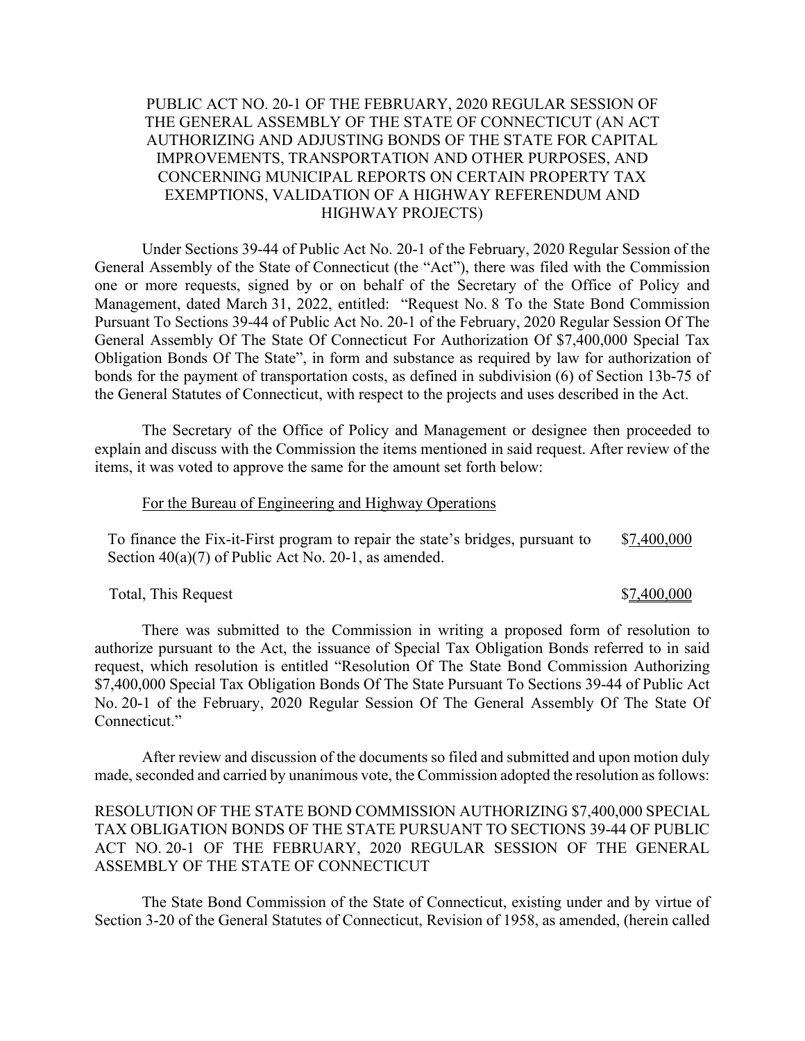PUBLIC ACT NO. 20-1 OF THE FEBRUARY, 2020 REGULAR SESSION OF THE GENERAL ASSEMBLY OF THE STATE OF CONNECTICUT (AN ACT AUTHORIZING AND ADJUSTING BONDS OF THE STATE FOR CAPITAL IMPROVEMENTS, TRANSPORTATION AND OTHER PURPOSES, AND CONCERNING MUNICIPAL REPORTS ON CERTAIN PROPERTY TAX EXEMPTIONS, VALIDATION OF A HIGHWAY REFERENDUM AND HIGHWAY PROJECTS)

Under Sections 39-44 of Public Act No. 20-1 of the February, 2020 Regular Session of the General Assembly of the State of Connecticut (the "Act"), there was filed with the Commission one or more requests, signed by or on behalf of the Secretary of the Office of Policy and Management, dated March 31, 2022, entitled: "Request No. 8 To the State Bond Commission Pursuant To Sections 39-44 of Public Act No. 20-1 of the February, 2020 Regular Session Of The General Assembly Of The State Of Connecticut For Authorization Of $7,400,000 Special Tax Obligation Bonds Of The State", in form and substance as required by law for authorization of bonds for the payment of transportation costs, as defined in subdivision (6) of Section 13b-75 of the General Statutes of Connecticut, with respect to the projects and uses described in the Act.

The Secretary of the Office of Policy and Management or designee then proceeded to explain and discuss with the Commission the items mentioned in said request. After review of the items, it was voted to approve the same for the amount set forth below:

For the Bureau of Engineering and Highway Operations

| | |
|---|---|
| To finance the Fix-it-First program to repair the state's bridges, pursuant to Section 40(a)(7) of Public Act No. 20-1, as amended. | $7,400,000 |
| Total, This Request | $7,400,000 |

There was submitted to the Commission in writing a proposed form of resolution to authorize pursuant to the Act, the issuance of Special Tax Obligation Bonds referred to in said request, which resolution is entitled "Resolution Of The State Bond Commission Authorizing $7,400,000 Special Tax Obligation Bonds Of The State Pursuant To Sections 39-44 of Public Act No. 20-1 of the February, 2020 Regular Session Of The General Assembly Of The State Of Connecticut."

After review and discussion of the documents so filed and submitted and upon motion duly made, seconded and carried by unanimous vote, the Commission adopted the resolution as follows:

RESOLUTION OF THE STATE BOND COMMISSION AUTHORIZING $7,400,000 SPECIAL TAX OBLIGATION BONDS OF THE STATE PURSUANT TO SECTIONS 39-44 OF PUBLIC ACT NO. 20-1 OF THE FEBRUARY, 2020 REGULAR SESSION OF THE GENERAL ASSEMBLY OF THE STATE OF CONNECTICUT

The State Bond Commission of the State of Connecticut, existing under and by virtue of Section 3-20 of the General Statutes of Connecticut, Revision of 1958, as amended, (herein called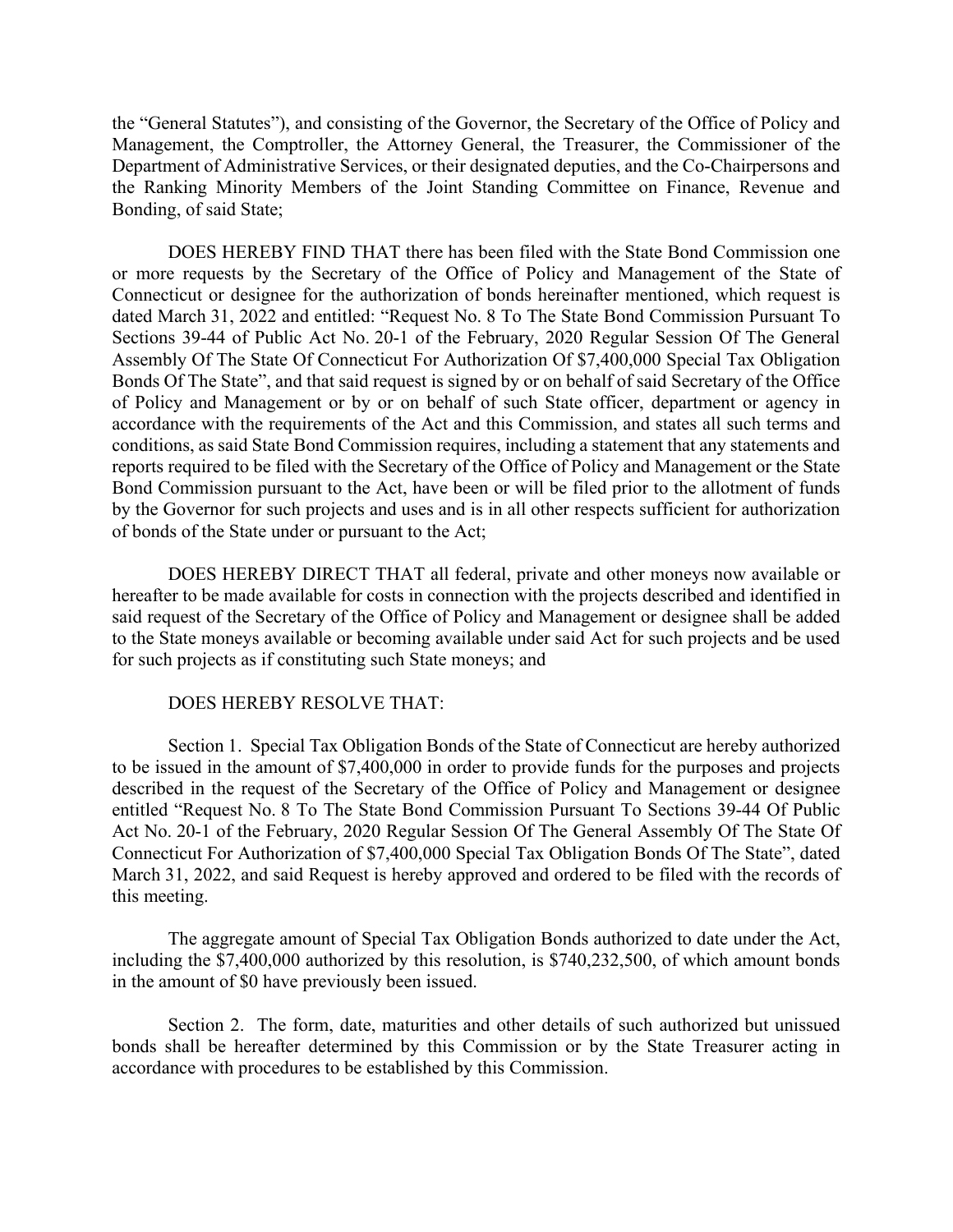the “General Statutes”), and consisting of the Governor, the Secretary of the Office of Policy and Management, the Comptroller, the Attorney General, the Treasurer, the Commissioner of the Department of Administrative Services, or their designated deputies, and the Co-Chairpersons and the Ranking Minority Members of the Joint Standing Committee on Finance, Revenue and Bonding, of said State;

DOES HEREBY FIND THAT there has been filed with the State Bond Commission one or more requests by the Secretary of the Office of Policy and Management of the State of Connecticut or designee for the authorization of bonds hereinafter mentioned, which request is dated March 31, 2022 and entitled: “Request No. 8 To The State Bond Commission Pursuant To Sections 39-44 of Public Act No. 20-1 of the February, 2020 Regular Session Of The General Assembly Of The State Of Connecticut For Authorization Of $7,400,000 Special Tax Obligation Bonds Of The State”, and that said request is signed by or on behalf of said Secretary of the Office of Policy and Management or by or on behalf of such State officer, department or agency in accordance with the requirements of the Act and this Commission, and states all such terms and conditions, as said State Bond Commission requires, including a statement that any statements and reports required to be filed with the Secretary of the Office of Policy and Management or the State Bond Commission pursuant to the Act, have been or will be filed prior to the allotment of funds by the Governor for such projects and uses and is in all other respects sufficient for authorization of bonds of the State under or pursuant to the Act;

DOES HEREBY DIRECT THAT all federal, private and other moneys now available or hereafter to be made available for costs in connection with the projects described and identified in said request of the Secretary of the Office of Policy and Management or designee shall be added to the State moneys available or becoming available under said Act for such projects and be used for such projects as if constituting such State moneys; and

DOES HEREBY RESOLVE THAT:

Section 1. Special Tax Obligation Bonds of the State of Connecticut are hereby authorized to be issued in the amount of $7,400,000 in order to provide funds for the purposes and projects described in the request of the Secretary of the Office of Policy and Management or designee entitled “Request No. 8 To The State Bond Commission Pursuant To Sections 39-44 Of Public Act No. 20-1 of the February, 2020 Regular Session Of The General Assembly Of The State Of Connecticut For Authorization of $7,400,000 Special Tax Obligation Bonds Of The State”, dated March 31, 2022, and said Request is hereby approved and ordered to be filed with the records of this meeting.

The aggregate amount of Special Tax Obligation Bonds authorized to date under the Act, including the $7,400,000 authorized by this resolution, is $740,232,500, of which amount bonds in the amount of $0 have previously been issued.

Section 2. The form, date, maturities and other details of such authorized but unissued bonds shall be hereafter determined by this Commission or by the State Treasurer acting in accordance with procedures to be established by this Commission.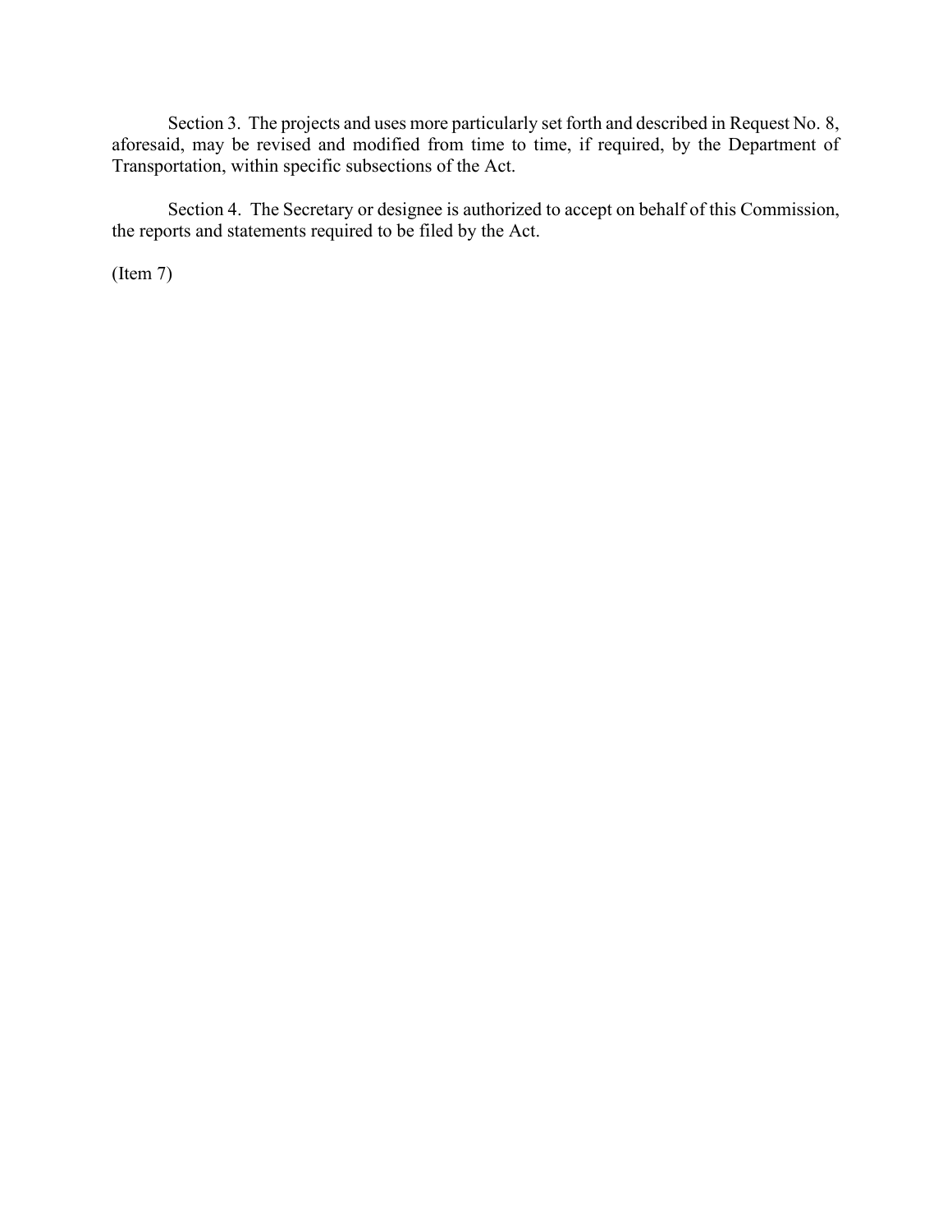Section 3. The projects and uses more particularly set forth and described in Request No. 8, aforesaid, may be revised and modified from time to time, if required, by the Department of Transportation, within specific subsections of the Act.

Section 4. The Secretary or designee is authorized to accept on behalf of this Commission, the reports and statements required to be filed by the Act.

(Item 7)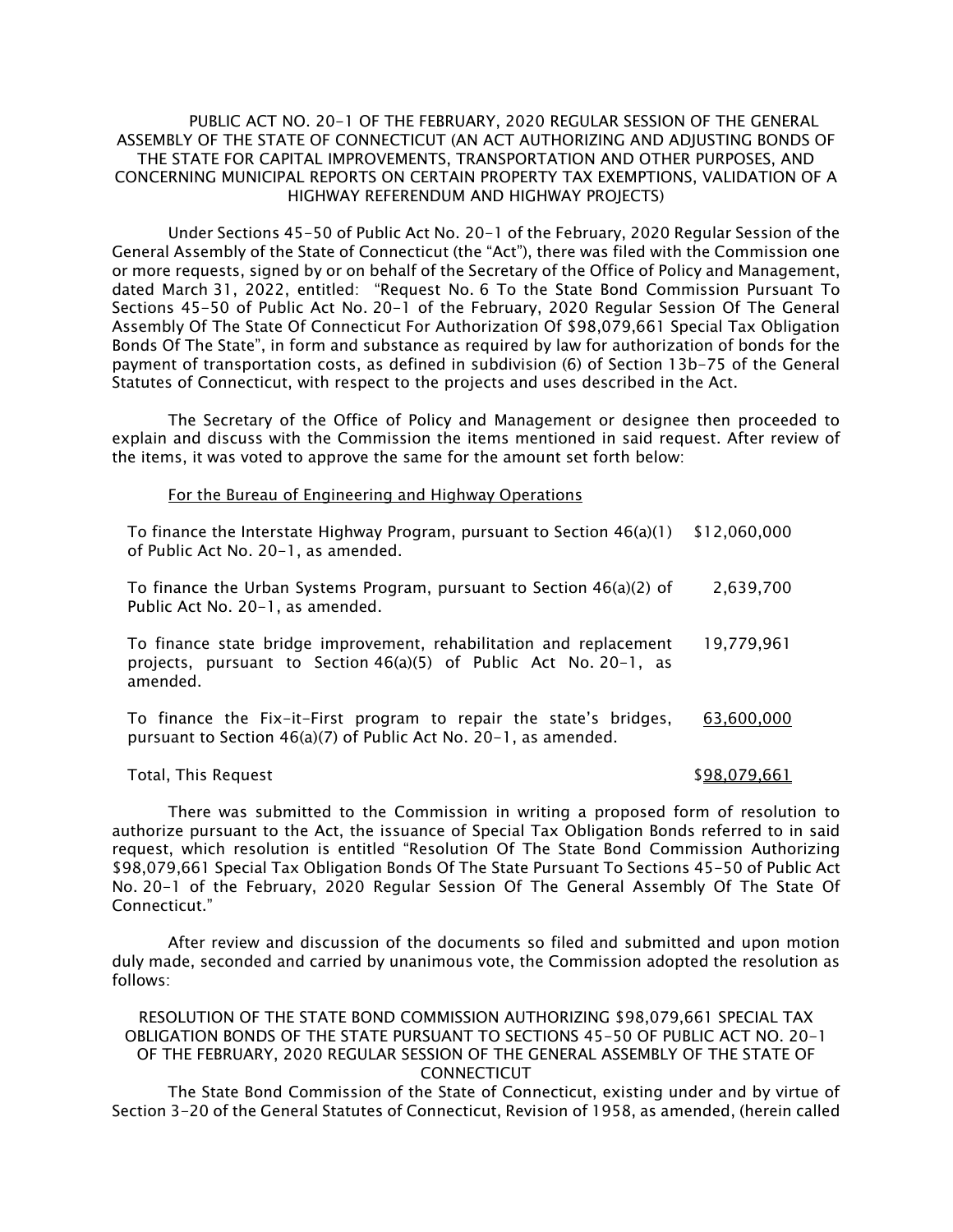PUBLIC ACT NO. 20-1 OF THE FEBRUARY, 2020 REGULAR SESSION OF THE GENERAL ASSEMBLY OF THE STATE OF CONNECTICUT (AN ACT AUTHORIZING AND ADJUSTING BONDS OF THE STATE FOR CAPITAL IMPROVEMENTS, TRANSPORTATION AND OTHER PURPOSES, AND CONCERNING MUNICIPAL REPORTS ON CERTAIN PROPERTY TAX EXEMPTIONS, VALIDATION OF A HIGHWAY REFERENDUM AND HIGHWAY PROJECTS)

Under Sections 45-50 of Public Act No. 20-1 of the February, 2020 Regular Session of the General Assembly of the State of Connecticut (the "Act"), there was filed with the Commission one or more requests, signed by or on behalf of the Secretary of the Office of Policy and Management, dated March 31, 2022, entitled: "Request No. 6 To the State Bond Commission Pursuant To Sections 45-50 of Public Act No. 20-1 of the February, 2020 Regular Session Of The General Assembly Of The State Of Connecticut For Authorization Of $98,079,661 Special Tax Obligation Bonds Of The State", in form and substance as required by law for authorization of bonds for the payment of transportation costs, as defined in subdivision (6) of Section 13b-75 of the General Statutes of Connecticut, with respect to the projects and uses described in the Act.

The Secretary of the Office of Policy and Management or designee then proceeded to explain and discuss with the Commission the items mentioned in said request. After review of the items, it was voted to approve the same for the amount set forth below:

For the Bureau of Engineering and Highway Operations

| | |
|---|---|
| To finance the Interstate Highway Program, pursuant to Section 46(a)(1) of Public Act No. 20-1, as amended. | $12,060,000 |
| To finance the Urban Systems Program, pursuant to Section 46(a)(2) of Public Act No. 20-1, as amended. | 2,639,700 |
| To finance state bridge improvement, rehabilitation and replacement projects, pursuant to Section 46(a)(5) of Public Act No. 20-1, as amended. | 19,779,961 |
| To finance the Fix-it-First program to repair the state's bridges, pursuant to Section 46(a)(7) of Public Act No. 20-1, as amended. | 63,600,000 |
| Total, This Request | $98,079,661 |

There was submitted to the Commission in writing a proposed form of resolution to authorize pursuant to the Act, the issuance of Special Tax Obligation Bonds referred to in said request, which resolution is entitled "Resolution Of The State Bond Commission Authorizing $98,079,661 Special Tax Obligation Bonds Of The State Pursuant To Sections 45-50 of Public Act No. 20-1 of the February, 2020 Regular Session Of The General Assembly Of The State Of Connecticut."

After review and discussion of the documents so filed and submitted and upon motion duly made, seconded and carried by unanimous vote, the Commission adopted the resolution as follows:

RESOLUTION OF THE STATE BOND COMMISSION AUTHORIZING $98,079,661 SPECIAL TAX OBLIGATION BONDS OF THE STATE PURSUANT TO SECTIONS 45-50 OF PUBLIC ACT NO. 20-1 OF THE FEBRUARY, 2020 REGULAR SESSION OF THE GENERAL ASSEMBLY OF THE STATE OF CONNECTICUT

The State Bond Commission of the State of Connecticut, existing under and by virtue of Section 3-20 of the General Statutes of Connecticut, Revision of 1958, as amended, (herein called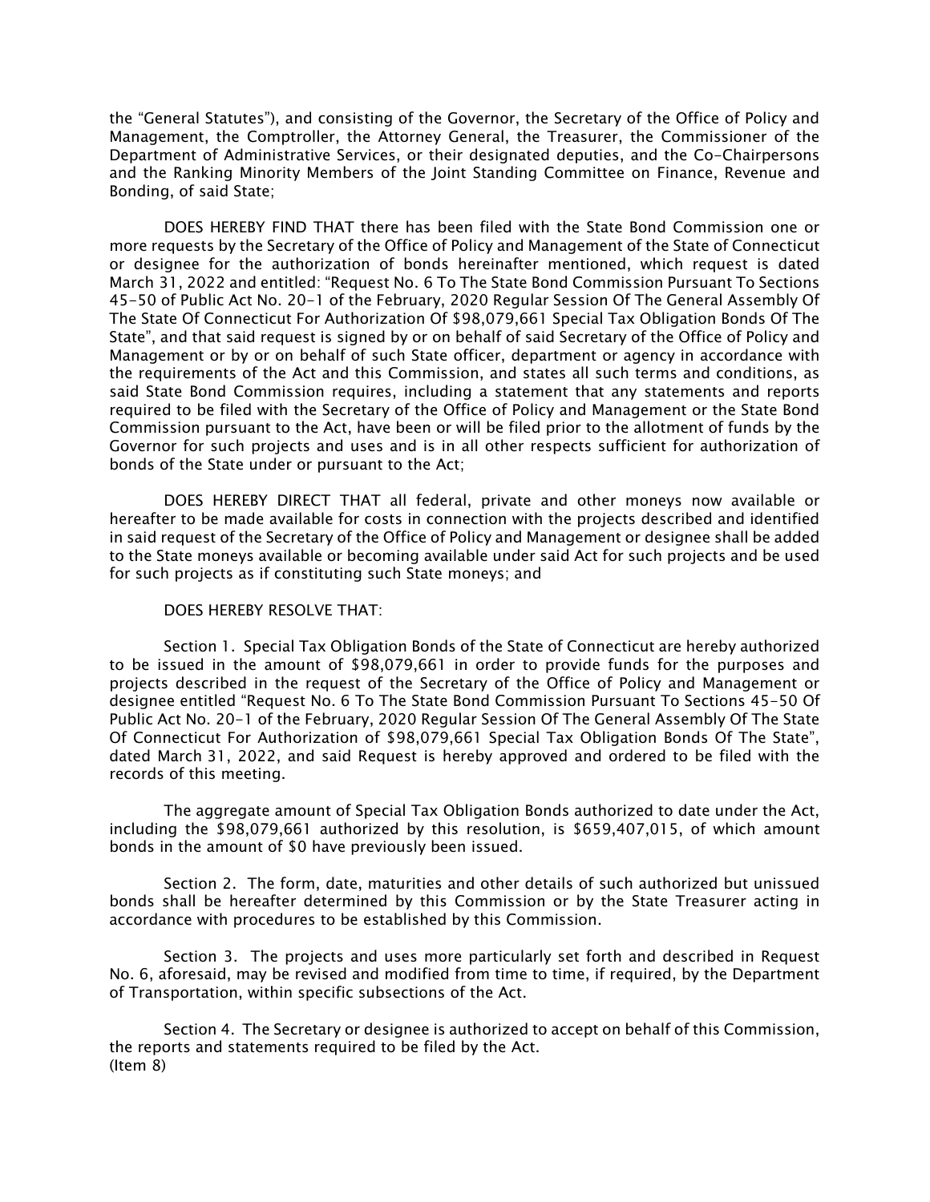the "General Statutes"), and consisting of the Governor, the Secretary of the Office of Policy and Management, the Comptroller, the Attorney General, the Treasurer, the Commissioner of the Department of Administrative Services, or their designated deputies, and the Co-Chairpersons and the Ranking Minority Members of the Joint Standing Committee on Finance, Revenue and Bonding, of said State;

DOES HEREBY FIND THAT there has been filed with the State Bond Commission one or more requests by the Secretary of the Office of Policy and Management of the State of Connecticut or designee for the authorization of bonds hereinafter mentioned, which request is dated March 31, 2022 and entitled: "Request No. 6 To The State Bond Commission Pursuant To Sections 45-50 of Public Act No. 20-1 of the February, 2020 Regular Session Of The General Assembly Of The State Of Connecticut For Authorization Of $98,079,661 Special Tax Obligation Bonds Of The State", and that said request is signed by or on behalf of said Secretary of the Office of Policy and Management or by or on behalf of such State officer, department or agency in accordance with the requirements of the Act and this Commission, and states all such terms and conditions, as said State Bond Commission requires, including a statement that any statements and reports required to be filed with the Secretary of the Office of Policy and Management or the State Bond Commission pursuant to the Act, have been or will be filed prior to the allotment of funds by the Governor for such projects and uses and is in all other respects sufficient for authorization of bonds of the State under or pursuant to the Act;

DOES HEREBY DIRECT THAT all federal, private and other moneys now available or hereafter to be made available for costs in connection with the projects described and identified in said request of the Secretary of the Office of Policy and Management or designee shall be added to the State moneys available or becoming available under said Act for such projects and be used for such projects as if constituting such State moneys; and

DOES HEREBY RESOLVE THAT:

Section 1. Special Tax Obligation Bonds of the State of Connecticut are hereby authorized to be issued in the amount of $98,079,661 in order to provide funds for the purposes and projects described in the request of the Secretary of the Office of Policy and Management or designee entitled "Request No. 6 To The State Bond Commission Pursuant To Sections 45-50 Of Public Act No. 20-1 of the February, 2020 Regular Session Of The General Assembly Of The State Of Connecticut For Authorization of $98,079,661 Special Tax Obligation Bonds Of The State", dated March 31, 2022, and said Request is hereby approved and ordered to be filed with the records of this meeting.

The aggregate amount of Special Tax Obligation Bonds authorized to date under the Act, including the $98,079,661 authorized by this resolution, is $659,407,015, of which amount bonds in the amount of $0 have previously been issued.

Section 2. The form, date, maturities and other details of such authorized but unissued bonds shall be hereafter determined by this Commission or by the State Treasurer acting in accordance with procedures to be established by this Commission.

Section 3. The projects and uses more particularly set forth and described in Request No. 6, aforesaid, may be revised and modified from time to time, if required, by the Department of Transportation, within specific subsections of the Act.

Section 4. The Secretary or designee is authorized to accept on behalf of this Commission, the reports and statements required to be filed by the Act.
(Item 8)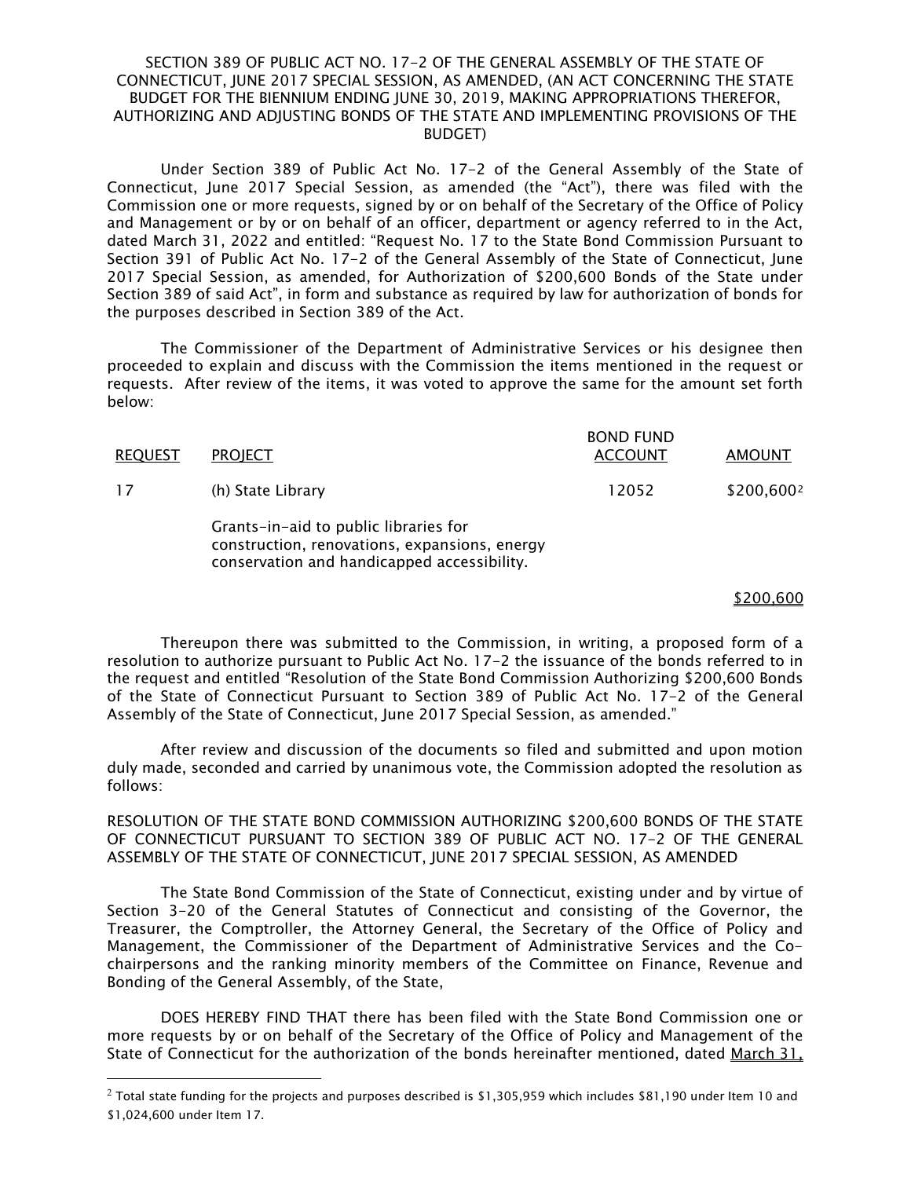SECTION 389 OF PUBLIC ACT NO. 17-2 OF THE GENERAL ASSEMBLY OF THE STATE OF CONNECTICUT, JUNE 2017 SPECIAL SESSION, AS AMENDED, (AN ACT CONCERNING THE STATE BUDGET FOR THE BIENNIUM ENDING JUNE 30, 2019, MAKING APPROPRIATIONS THEREFOR, AUTHORIZING AND ADJUSTING BONDS OF THE STATE AND IMPLEMENTING PROVISIONS OF THE BUDGET)

Under Section 389 of Public Act No. 17-2 of the General Assembly of the State of Connecticut, June 2017 Special Session, as amended (the "Act"), there was filed with the Commission one or more requests, signed by or on behalf of the Secretary of the Office of Policy and Management or by or on behalf of an officer, department or agency referred to in the Act, dated March 31, 2022 and entitled: "Request No. 17 to the State Bond Commission Pursuant to Section 391 of Public Act No. 17-2 of the General Assembly of the State of Connecticut, June 2017 Special Session, as amended, for Authorization of $200,600 Bonds of the State under Section 389 of said Act", in form and substance as required by law for authorization of bonds for the purposes described in Section 389 of the Act.

The Commissioner of the Department of Administrative Services or his designee then proceeded to explain and discuss with the Commission the items mentioned in the request or requests. After review of the items, it was voted to approve the same for the amount set forth below:

| REQUEST | PROJECT | BOND FUND ACCOUNT | AMOUNT |
|---|---|---|---|
| 17 | (h) State Library<br><br>Grants-in-aid to public libraries for construction, renovations, expansions, energy conservation and handicapped accessibility. | 12052 | $200,600[2] |
| | | | $200,600 |

Thereupon there was submitted to the Commission, in writing, a proposed form of a resolution to authorize pursuant to Public Act No. 17-2 the issuance of the bonds referred to in the request and entitled "Resolution of the State Bond Commission Authorizing $200,600 Bonds of the State of Connecticut Pursuant to Section 389 of Public Act No. 17-2 of the General Assembly of the State of Connecticut, June 2017 Special Session, as amended."

After review and discussion of the documents so filed and submitted and upon motion duly made, seconded and carried by unanimous vote, the Commission adopted the resolution as follows:

RESOLUTION OF THE STATE BOND COMMISSION AUTHORIZING $200,600 BONDS OF THE STATE OF CONNECTICUT PURSUANT TO SECTION 389 OF PUBLIC ACT NO. 17-2 OF THE GENERAL ASSEMBLY OF THE STATE OF CONNECTICUT, JUNE 2017 SPECIAL SESSION, AS AMENDED

The State Bond Commission of the State of Connecticut, existing under and by virtue of Section 3-20 of the General Statutes of Connecticut and consisting of the Governor, the Treasurer, the Comptroller, the Attorney General, the Secretary of the Office of Policy and Management, the Commissioner of the Department of Administrative Services and the Co-chairpersons and the ranking minority members of the Committee on Finance, Revenue and Bonding of the General Assembly, of the State,

DOES HEREBY FIND THAT there has been filed with the State Bond Commission one or more requests by or on behalf of the Secretary of the Office of Policy and Management of the State of Connecticut for the authorization of the bonds hereinafter mentioned, dated March 31,

[2] Total state funding for the projects and purposes described is $1,305,959 which includes $81,190 under Item 10 and $1,024,600 under Item 17.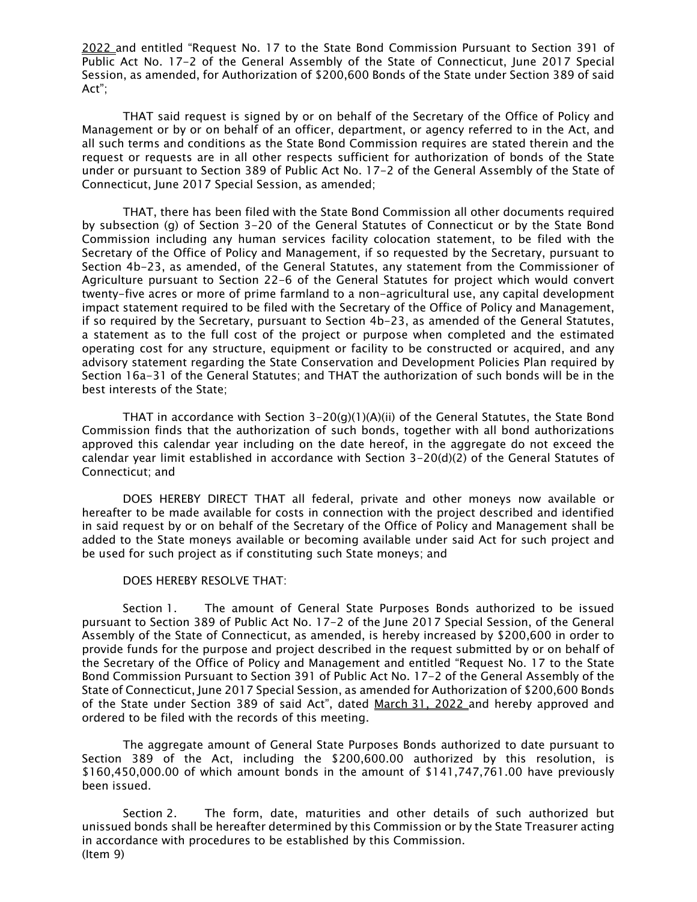2022 and entitled "Request No. 17 to the State Bond Commission Pursuant to Section 391 of Public Act No. 17-2 of the General Assembly of the State of Connecticut, June 2017 Special Session, as amended, for Authorization of $200,600 Bonds of the State under Section 389 of said Act";

THAT said request is signed by or on behalf of the Secretary of the Office of Policy and Management or by or on behalf of an officer, department, or agency referred to in the Act, and all such terms and conditions as the State Bond Commission requires are stated therein and the request or requests are in all other respects sufficient for authorization of bonds of the State under or pursuant to Section 389 of Public Act No. 17-2 of the General Assembly of the State of Connecticut, June 2017 Special Session, as amended;

THAT, there has been filed with the State Bond Commission all other documents required by subsection (g) of Section 3-20 of the General Statutes of Connecticut or by the State Bond Commission including any human services facility colocation statement, to be filed with the Secretary of the Office of Policy and Management, if so requested by the Secretary, pursuant to Section 4b-23, as amended, of the General Statutes, any statement from the Commissioner of Agriculture pursuant to Section 22-6 of the General Statutes for project which would convert twenty-five acres or more of prime farmland to a non-agricultural use, any capital development impact statement required to be filed with the Secretary of the Office of Policy and Management, if so required by the Secretary, pursuant to Section 4b-23, as amended of the General Statutes, a statement as to the full cost of the project or purpose when completed and the estimated operating cost for any structure, equipment or facility to be constructed or acquired, and any advisory statement regarding the State Conservation and Development Policies Plan required by Section 16a-31 of the General Statutes; and THAT the authorization of such bonds will be in the best interests of the State;

THAT in accordance with Section 3-20(g)(1)(A)(ii) of the General Statutes, the State Bond Commission finds that the authorization of such bonds, together with all bond authorizations approved this calendar year including on the date hereof, in the aggregate do not exceed the calendar year limit established in accordance with Section 3-20(d)(2) of the General Statutes of Connecticut; and

DOES HEREBY DIRECT THAT all federal, private and other moneys now available or hereafter to be made available for costs in connection with the project described and identified in said request by or on behalf of the Secretary of the Office of Policy and Management shall be added to the State moneys available or becoming available under said Act for such project and be used for such project as if constituting such State moneys; and

DOES HEREBY RESOLVE THAT:

Section 1. The amount of General State Purposes Bonds authorized to be issued pursuant to Section 389 of Public Act No. 17-2 of the June 2017 Special Session, of the General Assembly of the State of Connecticut, as amended, is hereby increased by $200,600 in order to provide funds for the purpose and project described in the request submitted by or on behalf of the Secretary of the Office of Policy and Management and entitled "Request No. 17 to the State Bond Commission Pursuant to Section 391 of Public Act No. 17-2 of the General Assembly of the State of Connecticut, June 2017 Special Session, as amended for Authorization of $200,600 Bonds of the State under Section 389 of said Act", dated March 31, 2022 and hereby approved and ordered to be filed with the records of this meeting.

The aggregate amount of General State Purposes Bonds authorized to date pursuant to Section 389 of the Act, including the $200,600.00 authorized by this resolution, is $160,450,000.00 of which amount bonds in the amount of $141,747,761.00 have previously been issued.

Section 2. The form, date, maturities and other details of such authorized but unissued bonds shall be hereafter determined by this Commission or by the State Treasurer acting in accordance with procedures to be established by this Commission.

(Item 9)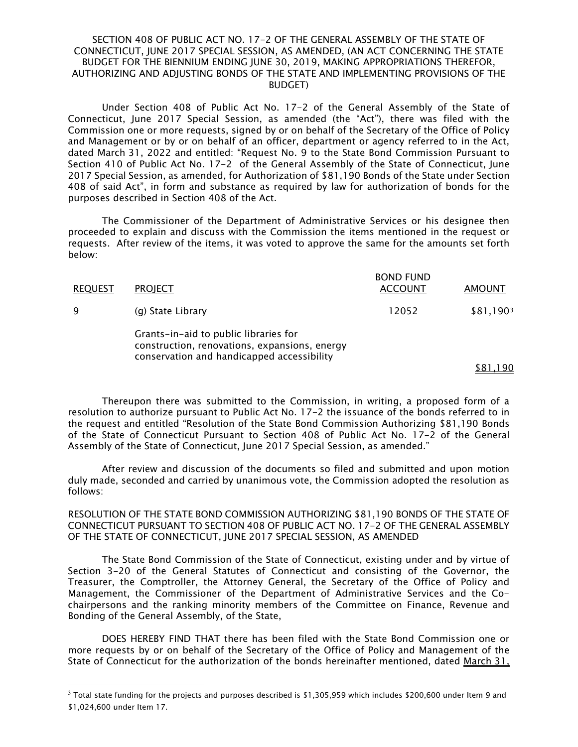SECTION 408 OF PUBLIC ACT NO. 17-2 OF THE GENERAL ASSEMBLY OF THE STATE OF CONNECTICUT, JUNE 2017 SPECIAL SESSION, AS AMENDED, (AN ACT CONCERNING THE STATE BUDGET FOR THE BIENNIUM ENDING JUNE 30, 2019, MAKING APPROPRIATIONS THEREFOR, AUTHORIZING AND ADJUSTING BONDS OF THE STATE AND IMPLEMENTING PROVISIONS OF THE BUDGET)

Under Section 408 of Public Act No. 17-2 of the General Assembly of the State of Connecticut, June 2017 Special Session, as amended (the "Act"), there was filed with the Commission one or more requests, signed by or on behalf of the Secretary of the Office of Policy and Management or by or on behalf of an officer, department or agency referred to in the Act, dated March 31, 2022 and entitled: "Request No. 9 to the State Bond Commission Pursuant to Section 410 of Public Act No. 17-2 of the General Assembly of the State of Connecticut, June 2017 Special Session, as amended, for Authorization of $81,190 Bonds of the State under Section 408 of said Act", in form and substance as required by law for authorization of bonds for the purposes described in Section 408 of the Act.

The Commissioner of the Department of Administrative Services or his designee then proceeded to explain and discuss with the Commission the items mentioned in the request or requests. After review of the items, it was voted to approve the same for the amounts set forth below:

| REQUEST | PROJECT | BOND FUND ACCOUNT | AMOUNT |
|---|---|---|---|
| 9 | (g) State Library | 12052 | $81,190[3] |
| | Grants-in-aid to public libraries for construction, renovations, expansions, energy conservation and handicapped accessibility | | |
| | | | $81,190 |

Thereupon there was submitted to the Commission, in writing, a proposed form of a resolution to authorize pursuant to Public Act No. 17-2 the issuance of the bonds referred to in the request and entitled "Resolution of the State Bond Commission Authorizing $81,190 Bonds of the State of Connecticut Pursuant to Section 408 of Public Act No. 17-2 of the General Assembly of the State of Connecticut, June 2017 Special Session, as amended."

After review and discussion of the documents so filed and submitted and upon motion duly made, seconded and carried by unanimous vote, the Commission adopted the resolution as follows:

RESOLUTION OF THE STATE BOND COMMISSION AUTHORIZING $81,190 BONDS OF THE STATE OF CONNECTICUT PURSUANT TO SECTION 408 OF PUBLIC ACT NO. 17-2 OF THE GENERAL ASSEMBLY OF THE STATE OF CONNECTICUT, JUNE 2017 SPECIAL SESSION, AS AMENDED

The State Bond Commission of the State of Connecticut, existing under and by virtue of Section 3-20 of the General Statutes of Connecticut and consisting of the Governor, the Treasurer, the Comptroller, the Attorney General, the Secretary of the Office of Policy and Management, the Commissioner of the Department of Administrative Services and the Co-chairpersons and the ranking minority members of the Committee on Finance, Revenue and Bonding of the General Assembly, of the State,

DOES HEREBY FIND THAT there has been filed with the State Bond Commission one or more requests by or on behalf of the Secretary of the Office of Policy and Management of the State of Connecticut for the authorization of the bonds hereinafter mentioned, dated March 31,

[3] Total state funding for the projects and purposes described is $1,305,959 which includes $200,600 under Item 9 and $1,024,600 under Item 17.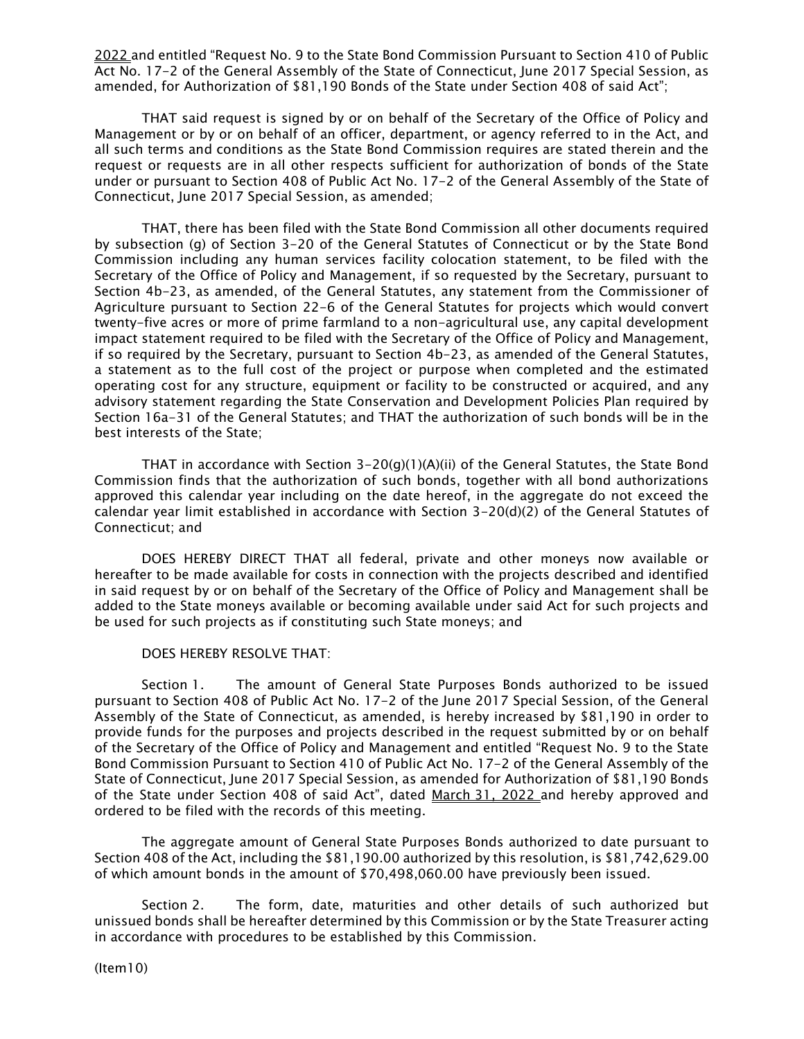2022 and entitled "Request No. 9 to the State Bond Commission Pursuant to Section 410 of Public Act No. 17-2 of the General Assembly of the State of Connecticut, June 2017 Special Session, as amended, for Authorization of $81,190 Bonds of the State under Section 408 of said Act";

THAT said request is signed by or on behalf of the Secretary of the Office of Policy and Management or by or on behalf of an officer, department, or agency referred to in the Act, and all such terms and conditions as the State Bond Commission requires are stated therein and the request or requests are in all other respects sufficient for authorization of bonds of the State under or pursuant to Section 408 of Public Act No. 17-2 of the General Assembly of the State of Connecticut, June 2017 Special Session, as amended;

THAT, there has been filed with the State Bond Commission all other documents required by subsection (g) of Section 3-20 of the General Statutes of Connecticut or by the State Bond Commission including any human services facility colocation statement, to be filed with the Secretary of the Office of Policy and Management, if so requested by the Secretary, pursuant to Section 4b-23, as amended, of the General Statutes, any statement from the Commissioner of Agriculture pursuant to Section 22-6 of the General Statutes for projects which would convert twenty-five acres or more of prime farmland to a non-agricultural use, any capital development impact statement required to be filed with the Secretary of the Office of Policy and Management, if so required by the Secretary, pursuant to Section 4b-23, as amended of the General Statutes, a statement as to the full cost of the project or purpose when completed and the estimated operating cost for any structure, equipment or facility to be constructed or acquired, and any advisory statement regarding the State Conservation and Development Policies Plan required by Section 16a-31 of the General Statutes; and THAT the authorization of such bonds will be in the best interests of the State;

THAT in accordance with Section 3-20(g)(1)(A)(ii) of the General Statutes, the State Bond Commission finds that the authorization of such bonds, together with all bond authorizations approved this calendar year including on the date hereof, in the aggregate do not exceed the calendar year limit established in accordance with Section 3-20(d)(2) of the General Statutes of Connecticut; and

DOES HEREBY DIRECT THAT all federal, private and other moneys now available or hereafter to be made available for costs in connection with the projects described and identified in said request by or on behalf of the Secretary of the Office of Policy and Management shall be added to the State moneys available or becoming available under said Act for such projects and be used for such projects as if constituting such State moneys; and

DOES HEREBY RESOLVE THAT:

Section 1. The amount of General State Purposes Bonds authorized to be issued pursuant to Section 408 of Public Act No. 17-2 of the June 2017 Special Session, of the General Assembly of the State of Connecticut, as amended, is hereby increased by $81,190 in order to provide funds for the purposes and projects described in the request submitted by or on behalf of the Secretary of the Office of Policy and Management and entitled "Request No. 9 to the State Bond Commission Pursuant to Section 410 of Public Act No. 17-2 of the General Assembly of the State of Connecticut, June 2017 Special Session, as amended for Authorization of $81,190 Bonds of the State under Section 408 of said Act", dated March 31, 2022 and hereby approved and ordered to be filed with the records of this meeting.

The aggregate amount of General State Purposes Bonds authorized to date pursuant to Section 408 of the Act, including the $81,190.00 authorized by this resolution, is $81,742,629.00 of which amount bonds in the amount of $70,498,060.00 have previously been issued.

Section 2. The form, date, maturities and other details of such authorized but unissued bonds shall be hereafter determined by this Commission or by the State Treasurer acting in accordance with procedures to be established by this Commission.

(Item10)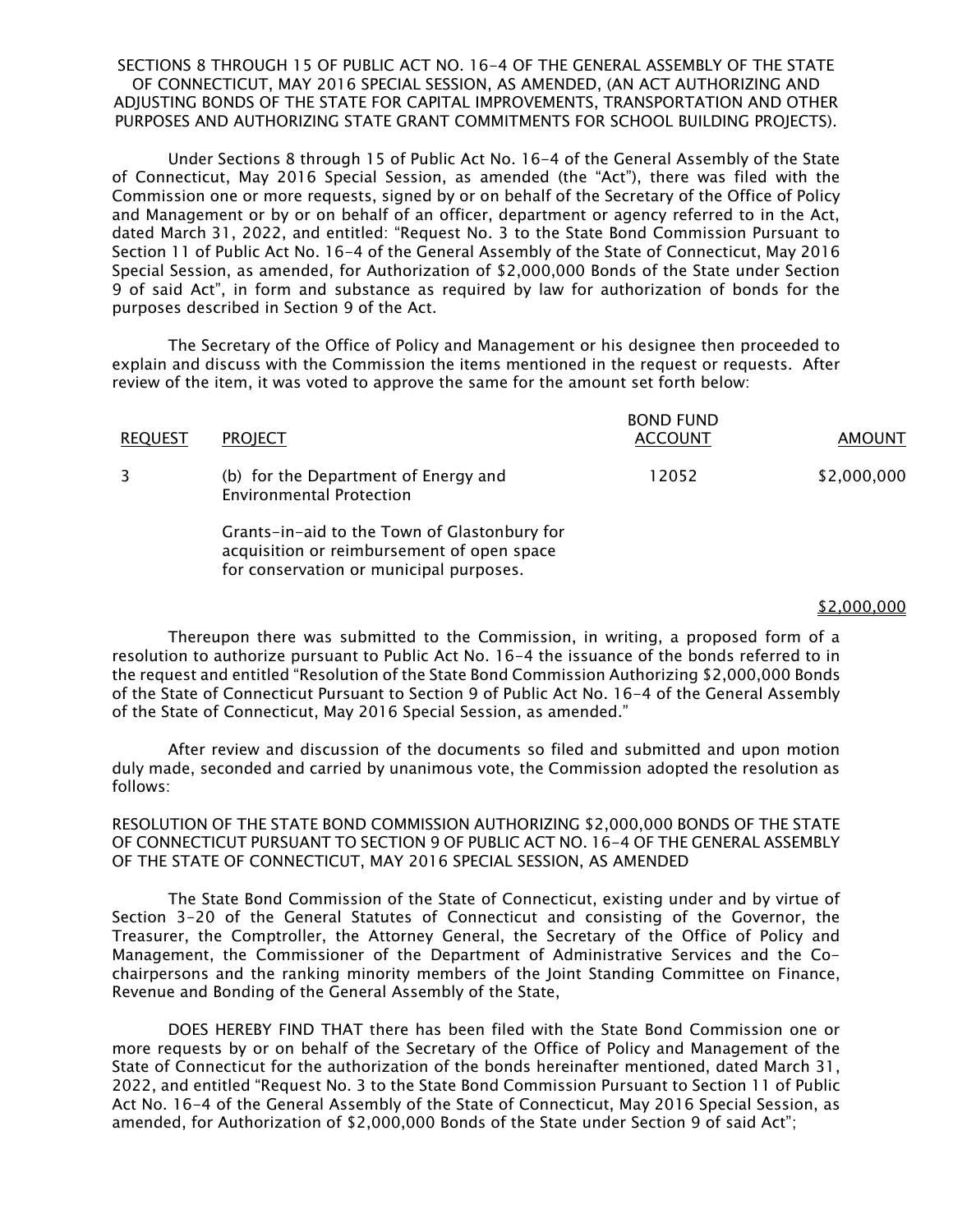SECTIONS 8 THROUGH 15 OF PUBLIC ACT NO. 16-4 OF THE GENERAL ASSEMBLY OF THE STATE OF CONNECTICUT, MAY 2016 SPECIAL SESSION, AS AMENDED, (AN ACT AUTHORIZING AND ADJUSTING BONDS OF THE STATE FOR CAPITAL IMPROVEMENTS, TRANSPORTATION AND OTHER PURPOSES AND AUTHORIZING STATE GRANT COMMITMENTS FOR SCHOOL BUILDING PROJECTS).

Under Sections 8 through 15 of Public Act No. 16-4 of the General Assembly of the State of Connecticut, May 2016 Special Session, as amended (the "Act"), there was filed with the Commission one or more requests, signed by or on behalf of the Secretary of the Office of Policy and Management or by or on behalf of an officer, department or agency referred to in the Act, dated March 31, 2022, and entitled: "Request No. 3 to the State Bond Commission Pursuant to Section 11 of Public Act No. 16-4 of the General Assembly of the State of Connecticut, May 2016 Special Session, as amended, for Authorization of $2,000,000 Bonds of the State under Section 9 of said Act", in form and substance as required by law for authorization of bonds for the purposes described in Section 9 of the Act.

The Secretary of the Office of Policy and Management or his designee then proceeded to explain and discuss with the Commission the items mentioned in the request or requests. After review of the item, it was voted to approve the same for the amount set forth below:

| REQUEST | PROJECT | BOND FUND ACCOUNT | AMOUNT |
|---|---|---|---|
| 3 | (b) for the Department of Energy and Environmental Protection | 12052 | $2,000,000 |
| | Grants-in-aid to the Town of Glastonbury for acquisition or reimbursement of open space for conservation or municipal purposes. | | |
| | | | $2,000,000 |

Thereupon there was submitted to the Commission, in writing, a proposed form of a resolution to authorize pursuant to Public Act No. 16-4 the issuance of the bonds referred to in the request and entitled "Resolution of the State Bond Commission Authorizing $2,000,000 Bonds of the State of Connecticut Pursuant to Section 9 of Public Act No. 16-4 of the General Assembly of the State of Connecticut, May 2016 Special Session, as amended."

After review and discussion of the documents so filed and submitted and upon motion duly made, seconded and carried by unanimous vote, the Commission adopted the resolution as follows:

RESOLUTION OF THE STATE BOND COMMISSION AUTHORIZING $2,000,000 BONDS OF THE STATE OF CONNECTICUT PURSUANT TO SECTION 9 OF PUBLIC ACT NO. 16-4 OF THE GENERAL ASSEMBLY OF THE STATE OF CONNECTICUT, MAY 2016 SPECIAL SESSION, AS AMENDED

The State Bond Commission of the State of Connecticut, existing under and by virtue of Section 3-20 of the General Statutes of Connecticut and consisting of the Governor, the Treasurer, the Comptroller, the Attorney General, the Secretary of the Office of Policy and Management, the Commissioner of the Department of Administrative Services and the Co-chairpersons and the ranking minority members of the Joint Standing Committee on Finance, Revenue and Bonding of the General Assembly of the State,

DOES HEREBY FIND THAT there has been filed with the State Bond Commission one or more requests by or on behalf of the Secretary of the Office of Policy and Management of the State of Connecticut for the authorization of the bonds hereinafter mentioned, dated March 31, 2022, and entitled "Request No. 3 to the State Bond Commission Pursuant to Section 11 of Public Act No. 16-4 of the General Assembly of the State of Connecticut, May 2016 Special Session, as amended, for Authorization of $2,000,000 Bonds of the State under Section 9 of said Act";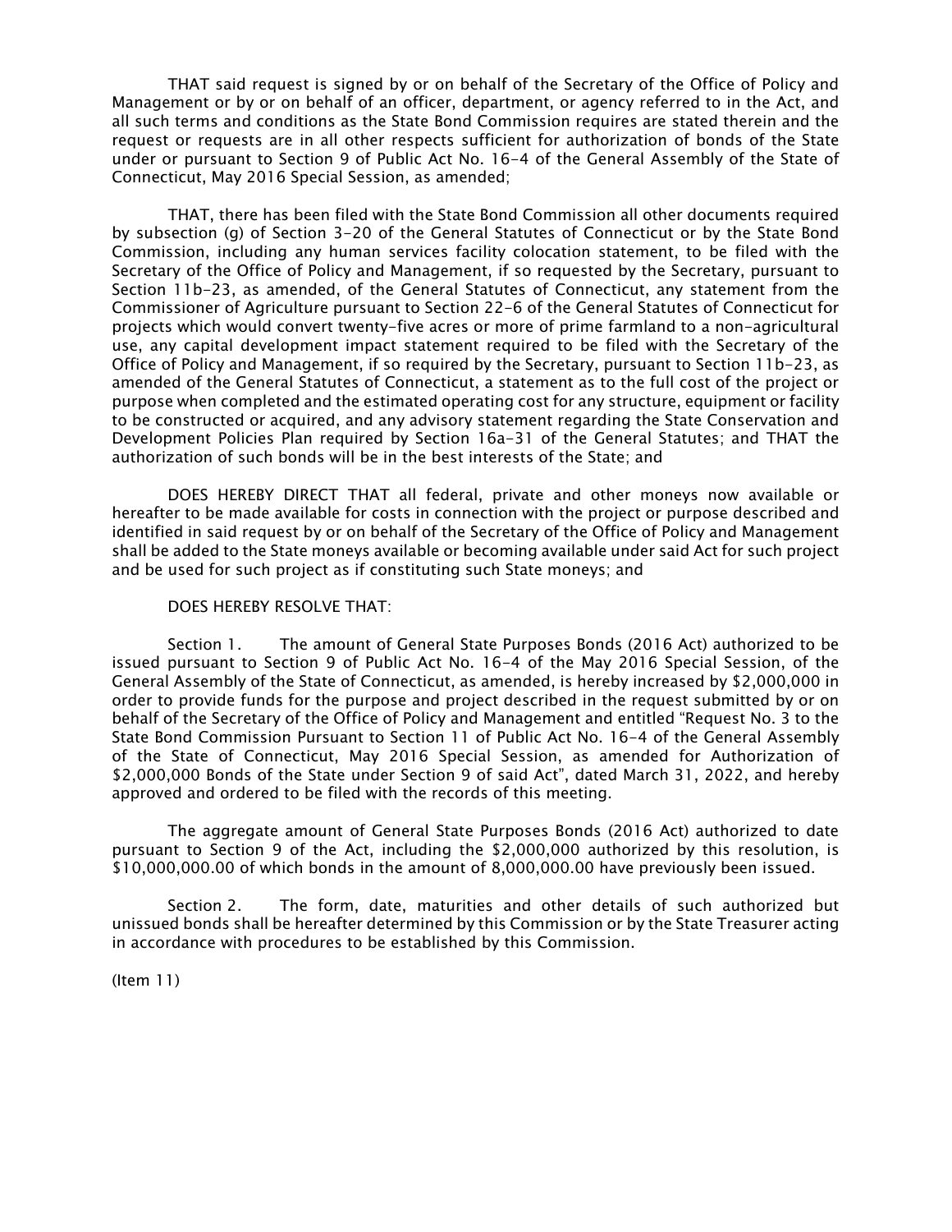THAT said request is signed by or on behalf of the Secretary of the Office of Policy and Management or by or on behalf of an officer, department, or agency referred to in the Act, and all such terms and conditions as the State Bond Commission requires are stated therein and the request or requests are in all other respects sufficient for authorization of bonds of the State under or pursuant to Section 9 of Public Act No. 16-4 of the General Assembly of the State of Connecticut, May 2016 Special Session, as amended;

THAT, there has been filed with the State Bond Commission all other documents required by subsection (g) of Section 3-20 of the General Statutes of Connecticut or by the State Bond Commission, including any human services facility colocation statement, to be filed with the Secretary of the Office of Policy and Management, if so requested by the Secretary, pursuant to Section 11b-23, as amended, of the General Statutes of Connecticut, any statement from the Commissioner of Agriculture pursuant to Section 22-6 of the General Statutes of Connecticut for projects which would convert twenty-five acres or more of prime farmland to a non-agricultural use, any capital development impact statement required to be filed with the Secretary of the Office of Policy and Management, if so required by the Secretary, pursuant to Section 11b-23, as amended of the General Statutes of Connecticut, a statement as to the full cost of the project or purpose when completed and the estimated operating cost for any structure, equipment or facility to be constructed or acquired, and any advisory statement regarding the State Conservation and Development Policies Plan required by Section 16a-31 of the General Statutes; and THAT the authorization of such bonds will be in the best interests of the State; and

DOES HEREBY DIRECT THAT all federal, private and other moneys now available or hereafter to be made available for costs in connection with the project or purpose described and identified in said request by or on behalf of the Secretary of the Office of Policy and Management shall be added to the State moneys available or becoming available under said Act for such project and be used for such project as if constituting such State moneys; and

DOES HEREBY RESOLVE THAT:

Section 1. The amount of General State Purposes Bonds (2016 Act) authorized to be issued pursuant to Section 9 of Public Act No. 16-4 of the May 2016 Special Session, of the General Assembly of the State of Connecticut, as amended, is hereby increased by $2,000,000 in order to provide funds for the purpose and project described in the request submitted by or on behalf of the Secretary of the Office of Policy and Management and entitled "Request No. 3 to the State Bond Commission Pursuant to Section 11 of Public Act No. 16-4 of the General Assembly of the State of Connecticut, May 2016 Special Session, as amended for Authorization of $2,000,000 Bonds of the State under Section 9 of said Act", dated March 31, 2022, and hereby approved and ordered to be filed with the records of this meeting.

The aggregate amount of General State Purposes Bonds (2016 Act) authorized to date pursuant to Section 9 of the Act, including the $2,000,000 authorized by this resolution, is $10,000,000.00 of which bonds in the amount of 8,000,000.00 have previously been issued.

Section 2. The form, date, maturities and other details of such authorized but unissued bonds shall be hereafter determined by this Commission or by the State Treasurer acting in accordance with procedures to be established by this Commission.

(Item 11)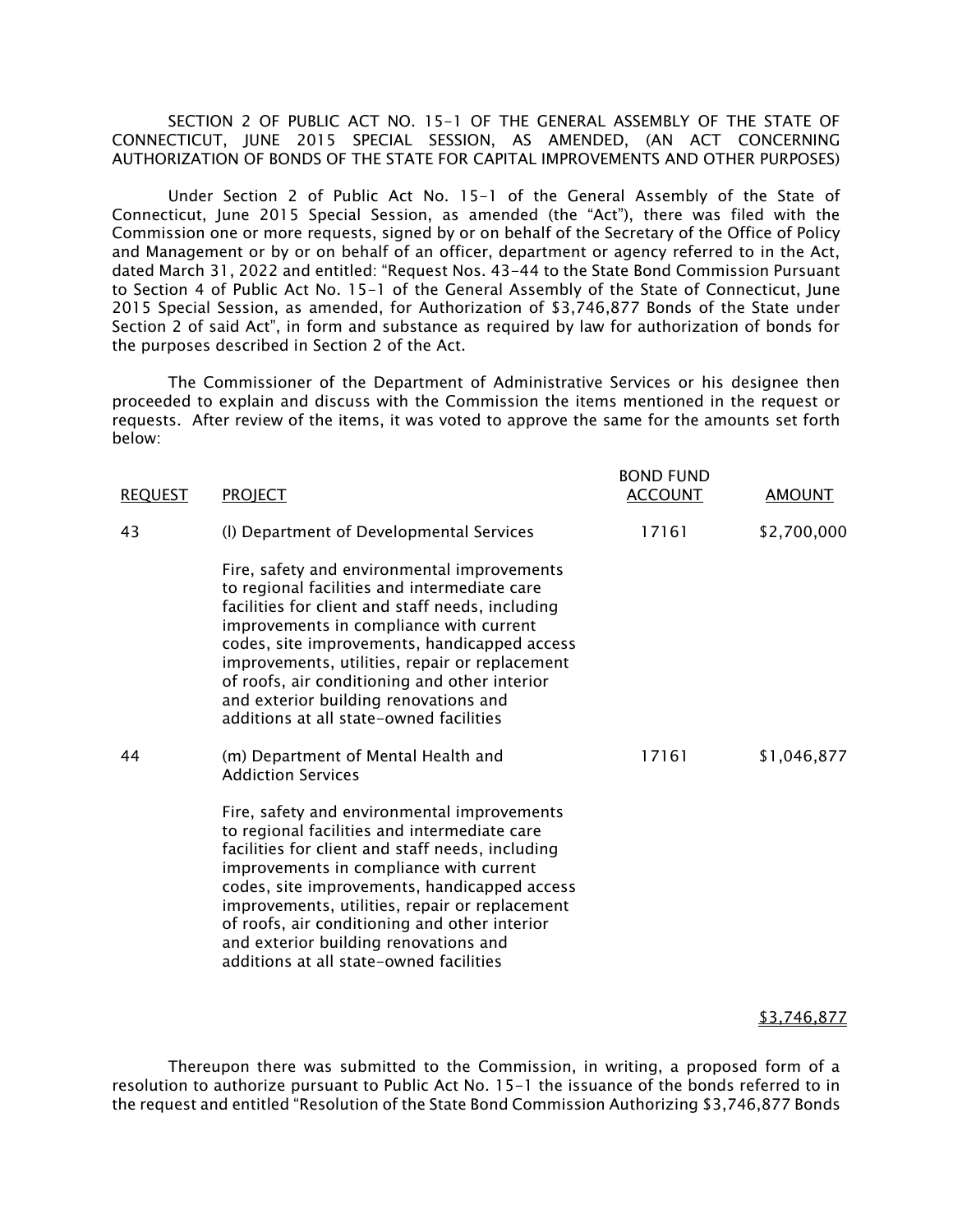SECTION 2 OF PUBLIC ACT NO. 15-1 OF THE GENERAL ASSEMBLY OF THE STATE OF CONNECTICUT, JUNE 2015 SPECIAL SESSION, AS AMENDED, (AN ACT CONCERNING AUTHORIZATION OF BONDS OF THE STATE FOR CAPITAL IMPROVEMENTS AND OTHER PURPOSES)

Under Section 2 of Public Act No. 15-1 of the General Assembly of the State of Connecticut, June 2015 Special Session, as amended (the "Act"), there was filed with the Commission one or more requests, signed by or on behalf of the Secretary of the Office of Policy and Management or by or on behalf of an officer, department or agency referred to in the Act, dated March 31, 2022 and entitled: "Request Nos. 43-44 to the State Bond Commission Pursuant to Section 4 of Public Act No. 15-1 of the General Assembly of the State of Connecticut, June 2015 Special Session, as amended, for Authorization of $3,746,877 Bonds of the State under Section 2 of said Act", in form and substance as required by law for authorization of bonds for the purposes described in Section 2 of the Act.

The Commissioner of the Department of Administrative Services or his designee then proceeded to explain and discuss with the Commission the items mentioned in the request or requests. After review of the items, it was voted to approve the same for the amounts set forth below:

| REQUEST | PROJECT | BOND FUND ACCOUNT | AMOUNT |
|---|---|---|---|
| 43 | (l) Department of Developmental Services | 17161 | $2,700,000 |
| | Fire, safety and environmental improvements to regional facilities and intermediate care facilities for client and staff needs, including improvements in compliance with current codes, site improvements, handicapped access improvements, utilities, repair or replacement of roofs, air conditioning and other interior and exterior building renovations and additions at all state-owned facilities | | |
| 44 | (m) Department of Mental Health and Addiction Services | 17161 | $1,046,877 |
| | Fire, safety and environmental improvements to regional facilities and intermediate care facilities for client and staff needs, including improvements in compliance with current codes, site improvements, handicapped access improvements, utilities, repair or replacement of roofs, air conditioning and other interior and exterior building renovations and additions at all state-owned facilities | | |
| | | | $3,746,877 |

Thereupon there was submitted to the Commission, in writing, a proposed form of a resolution to authorize pursuant to Public Act No. 15-1 the issuance of the bonds referred to in the request and entitled "Resolution of the State Bond Commission Authorizing $3,746,877 Bonds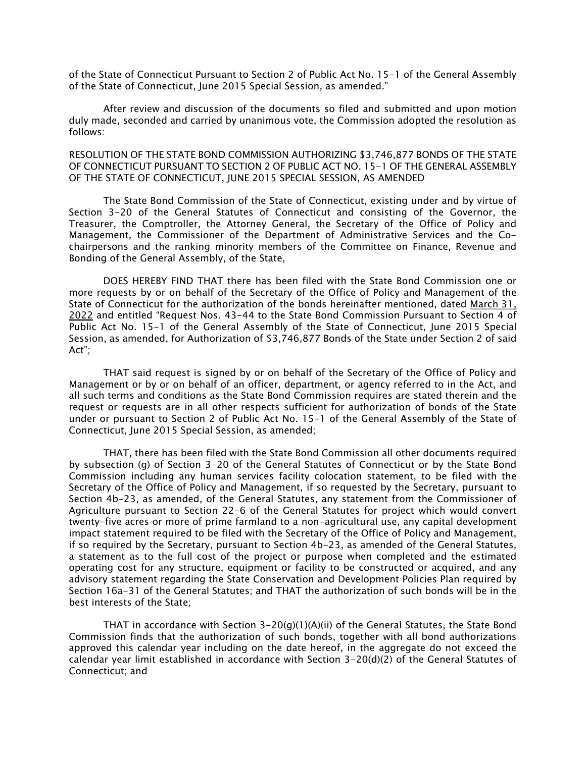of the State of Connecticut Pursuant to Section 2 of Public Act No. 15-1 of the General Assembly of the State of Connecticut, June 2015 Special Session, as amended."

After review and discussion of the documents so filed and submitted and upon motion duly made, seconded and carried by unanimous vote, the Commission adopted the resolution as follows:

RESOLUTION OF THE STATE BOND COMMISSION AUTHORIZING $3,746,877 BONDS OF THE STATE OF CONNECTICUT PURSUANT TO SECTION 2 OF PUBLIC ACT NO. 15-1 OF THE GENERAL ASSEMBLY OF THE STATE OF CONNECTICUT, JUNE 2015 SPECIAL SESSION, AS AMENDED

The State Bond Commission of the State of Connecticut, existing under and by virtue of Section 3-20 of the General Statutes of Connecticut and consisting of the Governor, the Treasurer, the Comptroller, the Attorney General, the Secretary of the Office of Policy and Management, the Commissioner of the Department of Administrative Services and the Co-chairpersons and the ranking minority members of the Committee on Finance, Revenue and Bonding of the General Assembly, of the State,

DOES HEREBY FIND THAT there has been filed with the State Bond Commission one or more requests by or on behalf of the Secretary of the Office of Policy and Management of the State of Connecticut for the authorization of the bonds hereinafter mentioned, dated March 31, 2022 and entitled "Request Nos. 43-44 to the State Bond Commission Pursuant to Section 4 of Public Act No. 15-1 of the General Assembly of the State of Connecticut, June 2015 Special Session, as amended, for Authorization of $3,746,877 Bonds of the State under Section 2 of said Act";

THAT said request is signed by or on behalf of the Secretary of the Office of Policy and Management or by or on behalf of an officer, department, or agency referred to in the Act, and all such terms and conditions as the State Bond Commission requires are stated therein and the request or requests are in all other respects sufficient for authorization of bonds of the State under or pursuant to Section 2 of Public Act No. 15-1 of the General Assembly of the State of Connecticut, June 2015 Special Session, as amended;

THAT, there has been filed with the State Bond Commission all other documents required by subsection (g) of Section 3-20 of the General Statutes of Connecticut or by the State Bond Commission including any human services facility colocation statement, to be filed with the Secretary of the Office of Policy and Management, if so requested by the Secretary, pursuant to Section 4b-23, as amended, of the General Statutes, any statement from the Commissioner of Agriculture pursuant to Section 22-6 of the General Statutes for project which would convert twenty-five acres or more of prime farmland to a non-agricultural use, any capital development impact statement required to be filed with the Secretary of the Office of Policy and Management, if so required by the Secretary, pursuant to Section 4b-23, as amended of the General Statutes, a statement as to the full cost of the project or purpose when completed and the estimated operating cost for any structure, equipment or facility to be constructed or acquired, and any advisory statement regarding the State Conservation and Development Policies Plan required by Section 16a-31 of the General Statutes; and THAT the authorization of such bonds will be in the best interests of the State;

THAT in accordance with Section 3-20(g)(1)(A)(ii) of the General Statutes, the State Bond Commission finds that the authorization of such bonds, together with all bond authorizations approved this calendar year including on the date hereof, in the aggregate do not exceed the calendar year limit established in accordance with Section 3-20(d)(2) of the General Statutes of Connecticut; and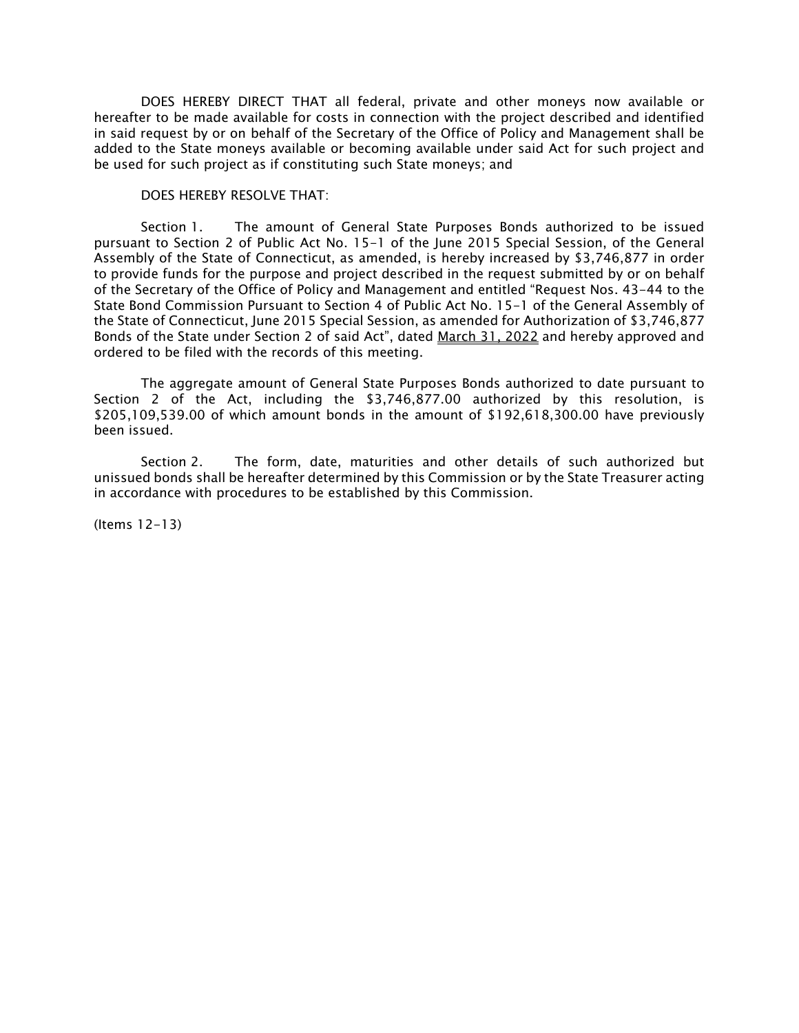DOES HEREBY DIRECT THAT all federal, private and other moneys now available or hereafter to be made available for costs in connection with the project described and identified in said request by or on behalf of the Secretary of the Office of Policy and Management shall be added to the State moneys available or becoming available under said Act for such project and be used for such project as if constituting such State moneys; and

DOES HEREBY RESOLVE THAT:

Section 1. The amount of General State Purposes Bonds authorized to be issued pursuant to Section 2 of Public Act No. 15-1 of the June 2015 Special Session, of the General Assembly of the State of Connecticut, as amended, is hereby increased by $3,746,877 in order to provide funds for the purpose and project described in the request submitted by or on behalf of the Secretary of the Office of Policy and Management and entitled "Request Nos. 43-44 to the State Bond Commission Pursuant to Section 4 of Public Act No. 15-1 of the General Assembly of the State of Connecticut, June 2015 Special Session, as amended for Authorization of $3,746,877 Bonds of the State under Section 2 of said Act", dated March 31, 2022 and hereby approved and ordered to be filed with the records of this meeting.

The aggregate amount of General State Purposes Bonds authorized to date pursuant to Section 2 of the Act, including the $3,746,877.00 authorized by this resolution, is $205,109,539.00 of which amount bonds in the amount of $192,618,300.00 have previously been issued.

Section 2. The form, date, maturities and other details of such authorized but unissued bonds shall be hereafter determined by this Commission or by the State Treasurer acting in accordance with procedures to be established by this Commission.

(Items 12-13)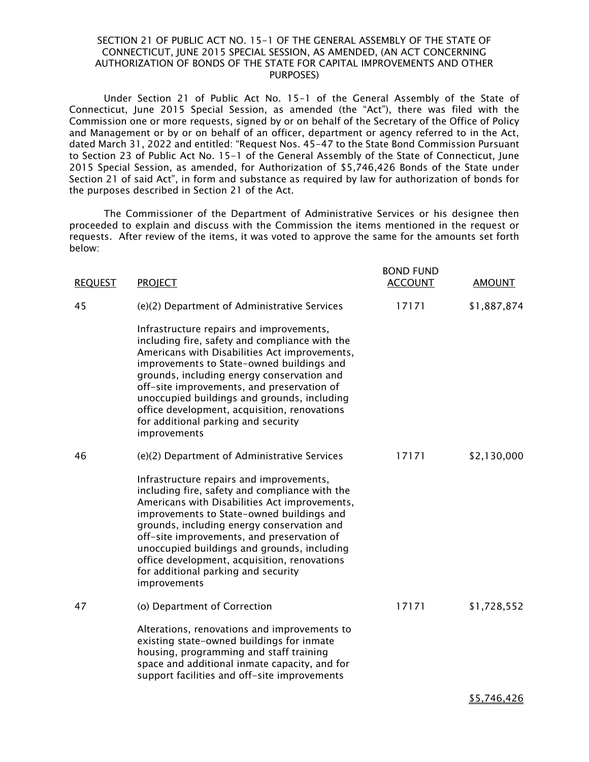SECTION 21 OF PUBLIC ACT NO. 15-1 OF THE GENERAL ASSEMBLY OF THE STATE OF CONNECTICUT, JUNE 2015 SPECIAL SESSION, AS AMENDED, (AN ACT CONCERNING AUTHORIZATION OF BONDS OF THE STATE FOR CAPITAL IMPROVEMENTS AND OTHER PURPOSES)

Under Section 21 of Public Act No. 15-1 of the General Assembly of the State of Connecticut, June 2015 Special Session, as amended (the "Act"), there was filed with the Commission one or more requests, signed by or on behalf of the Secretary of the Office of Policy and Management or by or on behalf of an officer, department or agency referred to in the Act, dated March 31, 2022 and entitled: "Request Nos. 45-47 to the State Bond Commission Pursuant to Section 23 of Public Act No. 15-1 of the General Assembly of the State of Connecticut, June 2015 Special Session, as amended, for Authorization of $5,746,426 Bonds of the State under Section 21 of said Act", in form and substance as required by law for authorization of bonds for the purposes described in Section 21 of the Act.

The Commissioner of the Department of Administrative Services or his designee then proceeded to explain and discuss with the Commission the items mentioned in the request or requests. After review of the items, it was voted to approve the same for the amounts set forth below:

| REQUEST | PROJECT | BOND FUND ACCOUNT | AMOUNT |
|---|---|---|---|
| 45 | (e)(2) Department of Administrative Services<br><br>Infrastructure repairs and improvements, including fire, safety and compliance with the Americans with Disabilities Act improvements, improvements to State-owned buildings and grounds, including energy conservation and off-site improvements, and preservation of unoccupied buildings and grounds, including office development, acquisition, renovations for additional parking and security improvements | 17171 | $1,887,874 |
| 46 | (e)(2) Department of Administrative Services<br><br>Infrastructure repairs and improvements, including fire, safety and compliance with the Americans with Disabilities Act improvements, improvements to State-owned buildings and grounds, including energy conservation and off-site improvements, and preservation of unoccupied buildings and grounds, including office development, acquisition, renovations for additional parking and security improvements | 17171 | $2,130,000 |
| 47 | (o) Department of Correction<br><br>Alterations, renovations and improvements to existing state-owned buildings for inmate housing, programming and staff training space and additional inmate capacity, and for support facilities and off-site improvements | 17171 | $1,728,552 |
| | | | $5,746,426 |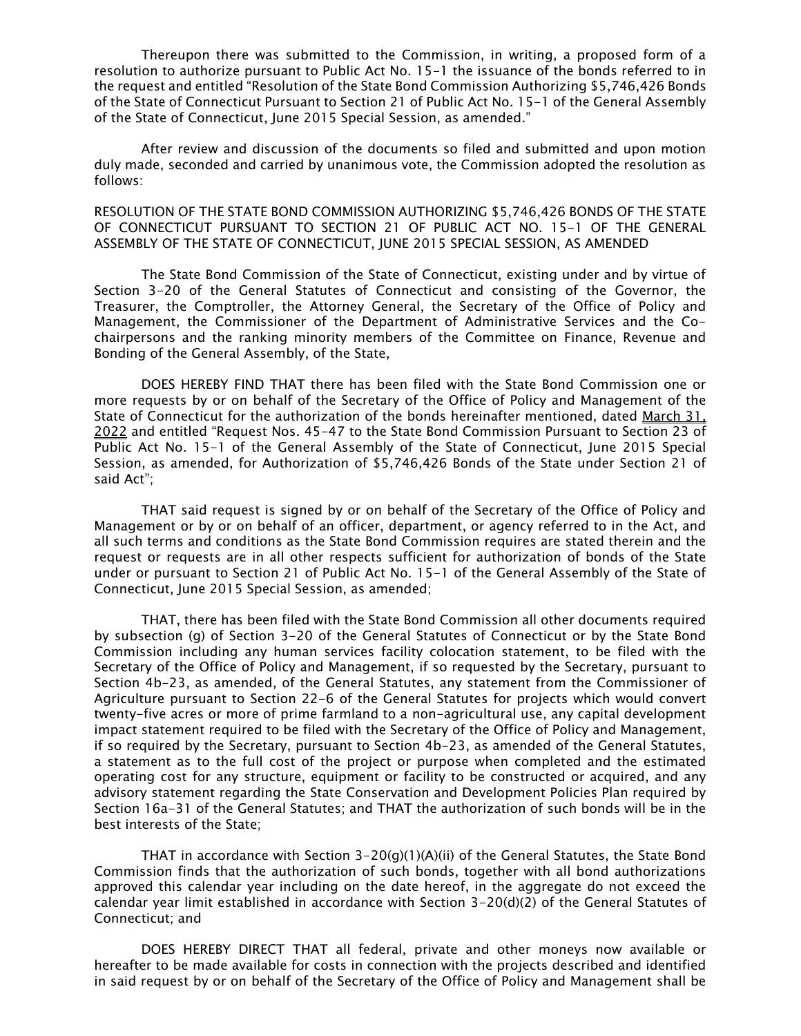Thereupon there was submitted to the Commission, in writing, a proposed form of a resolution to authorize pursuant to Public Act No. 15-1 the issuance of the bonds referred to in the request and entitled "Resolution of the State Bond Commission Authorizing $5,746,426 Bonds of the State of Connecticut Pursuant to Section 21 of Public Act No. 15-1 of the General Assembly of the State of Connecticut, June 2015 Special Session, as amended."

After review and discussion of the documents so filed and submitted and upon motion duly made, seconded and carried by unanimous vote, the Commission adopted the resolution as follows:

RESOLUTION OF THE STATE BOND COMMISSION AUTHORIZING $5,746,426 BONDS OF THE STATE OF CONNECTICUT PURSUANT TO SECTION 21 OF PUBLIC ACT NO. 15-1 OF THE GENERAL ASSEMBLY OF THE STATE OF CONNECTICUT, JUNE 2015 SPECIAL SESSION, AS AMENDED

The State Bond Commission of the State of Connecticut, existing under and by virtue of Section 3-20 of the General Statutes of Connecticut and consisting of the Governor, the Treasurer, the Comptroller, the Attorney General, the Secretary of the Office of Policy and Management, the Commissioner of the Department of Administrative Services and the Co-chairpersons and the ranking minority members of the Committee on Finance, Revenue and Bonding of the General Assembly, of the State,

DOES HEREBY FIND THAT there has been filed with the State Bond Commission one or more requests by or on behalf of the Secretary of the Office of Policy and Management of the State of Connecticut for the authorization of the bonds hereinafter mentioned, dated March 31, 2022 and entitled "Request Nos. 45-47 to the State Bond Commission Pursuant to Section 23 of Public Act No. 15-1 of the General Assembly of the State of Connecticut, June 2015 Special Session, as amended, for Authorization of $5,746,426 Bonds of the State under Section 21 of said Act";

THAT said request is signed by or on behalf of the Secretary of the Office of Policy and Management or by or on behalf of an officer, department, or agency referred to in the Act, and all such terms and conditions as the State Bond Commission requires are stated therein and the request or requests are in all other respects sufficient for authorization of bonds of the State under or pursuant to Section 21 of Public Act No. 15-1 of the General Assembly of the State of Connecticut, June 2015 Special Session, as amended;

THAT, there has been filed with the State Bond Commission all other documents required by subsection (g) of Section 3-20 of the General Statutes of Connecticut or by the State Bond Commission including any human services facility colocation statement, to be filed with the Secretary of the Office of Policy and Management, if so requested by the Secretary, pursuant to Section 4b-23, as amended, of the General Statutes, any statement from the Commissioner of Agriculture pursuant to Section 22-6 of the General Statutes for projects which would convert twenty-five acres or more of prime farmland to a non-agricultural use, any capital development impact statement required to be filed with the Secretary of the Office of Policy and Management, if so required by the Secretary, pursuant to Section 4b-23, as amended of the General Statutes, a statement as to the full cost of the project or purpose when completed and the estimated operating cost for any structure, equipment or facility to be constructed or acquired, and any advisory statement regarding the State Conservation and Development Policies Plan required by Section 16a-31 of the General Statutes; and THAT the authorization of such bonds will be in the best interests of the State;

THAT in accordance with Section 3-20(g)(1)(A)(ii) of the General Statutes, the State Bond Commission finds that the authorization of such bonds, together with all bond authorizations approved this calendar year including on the date hereof, in the aggregate do not exceed the calendar year limit established in accordance with Section 3-20(d)(2) of the General Statutes of Connecticut; and

DOES HEREBY DIRECT THAT all federal, private and other moneys now available or hereafter to be made available for costs in connection with the projects described and identified in said request by or on behalf of the Secretary of the Office of Policy and Management shall be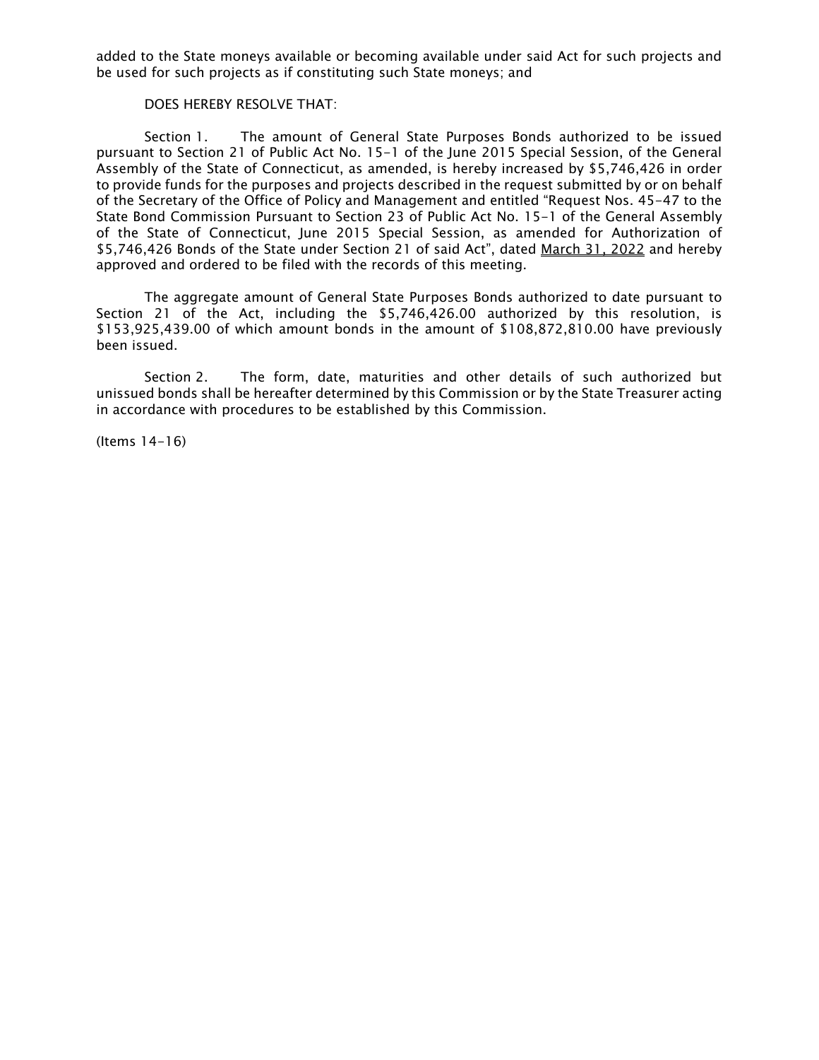added to the State moneys available or becoming available under said Act for such projects and be used for such projects as if constituting such State moneys; and

DOES HEREBY RESOLVE THAT:

Section 1. The amount of General State Purposes Bonds authorized to be issued pursuant to Section 21 of Public Act No. 15-1 of the June 2015 Special Session, of the General Assembly of the State of Connecticut, as amended, is hereby increased by $5,746,426 in order to provide funds for the purposes and projects described in the request submitted by or on behalf of the Secretary of the Office of Policy and Management and entitled "Request Nos. 45-47 to the State Bond Commission Pursuant to Section 23 of Public Act No. 15-1 of the General Assembly of the State of Connecticut, June 2015 Special Session, as amended for Authorization of $5,746,426 Bonds of the State under Section 21 of said Act", dated March 31, 2022 and hereby approved and ordered to be filed with the records of this meeting.

The aggregate amount of General State Purposes Bonds authorized to date pursuant to Section 21 of the Act, including the $5,746,426.00 authorized by this resolution, is $153,925,439.00 of which amount bonds in the amount of $108,872,810.00 have previously been issued.

Section 2. The form, date, maturities and other details of such authorized but unissued bonds shall be hereafter determined by this Commission or by the State Treasurer acting in accordance with procedures to be established by this Commission.

(Items 14-16)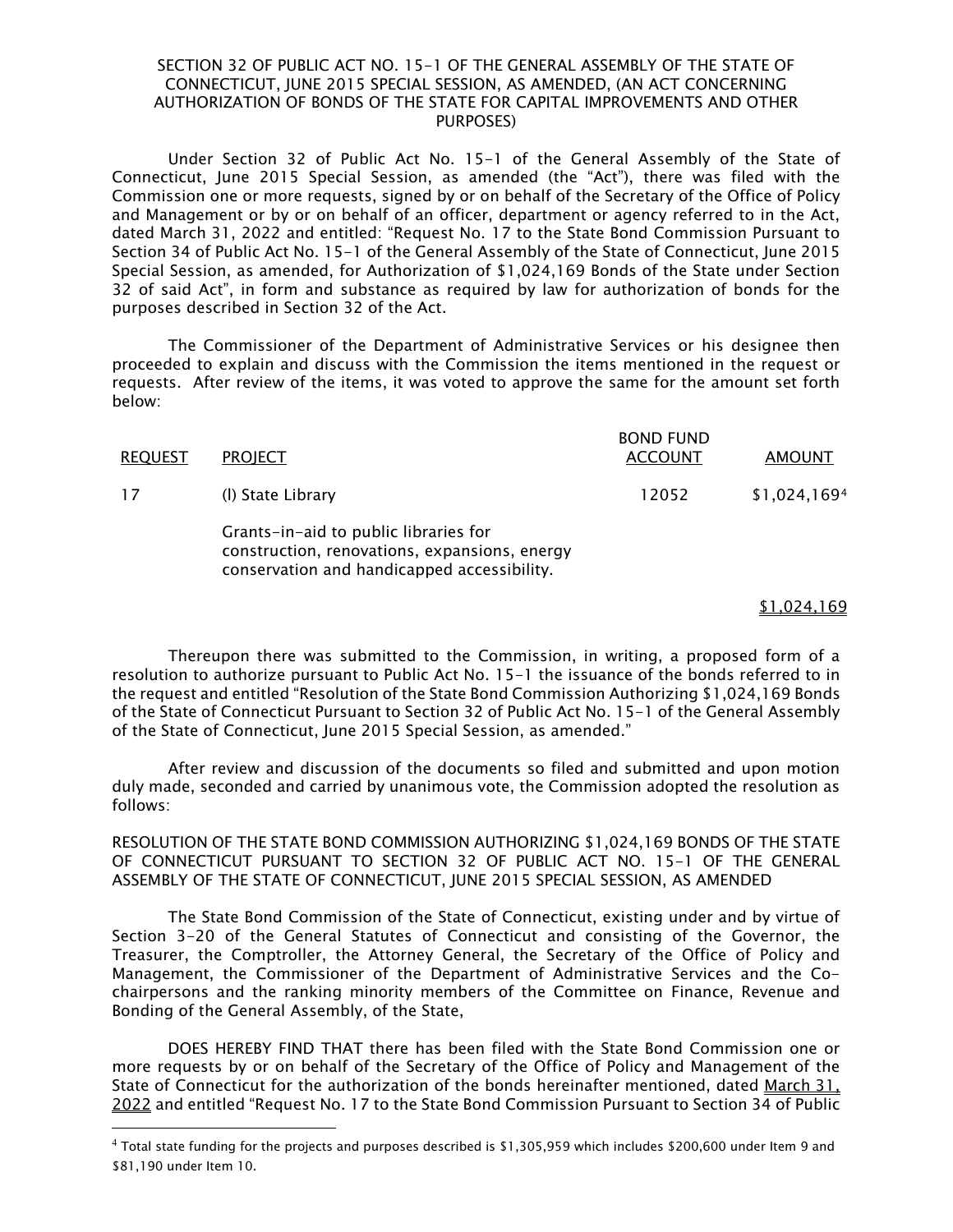SECTION 32 OF PUBLIC ACT NO. 15-1 OF THE GENERAL ASSEMBLY OF THE STATE OF CONNECTICUT, JUNE 2015 SPECIAL SESSION, AS AMENDED, (AN ACT CONCERNING AUTHORIZATION OF BONDS OF THE STATE FOR CAPITAL IMPROVEMENTS AND OTHER PURPOSES)

Under Section 32 of Public Act No. 15-1 of the General Assembly of the State of Connecticut, June 2015 Special Session, as amended (the "Act"), there was filed with the Commission one or more requests, signed by or on behalf of the Secretary of the Office of Policy and Management or by or on behalf of an officer, department or agency referred to in the Act, dated March 31, 2022 and entitled: "Request No. 17 to the State Bond Commission Pursuant to Section 34 of Public Act No. 15-1 of the General Assembly of the State of Connecticut, June 2015 Special Session, as amended, for Authorization of $1,024,169 Bonds of the State under Section 32 of said Act", in form and substance as required by law for authorization of bonds for the purposes described in Section 32 of the Act.

The Commissioner of the Department of Administrative Services or his designee then proceeded to explain and discuss with the Commission the items mentioned in the request or requests. After review of the items, it was voted to approve the same for the amount set forth below:

| REQUEST | PROJECT | BOND FUND ACCOUNT | AMOUNT |
|---|---|---|---|
| 17 | (l) State Library | 12052 | $1,024,169[4] |
| | Grants-in-aid to public libraries for construction, renovations, expansions, energy conservation and handicapped accessibility. | | |
| | | | $1,024,169 |

Thereupon there was submitted to the Commission, in writing, a proposed form of a resolution to authorize pursuant to Public Act No. 15-1 the issuance of the bonds referred to in the request and entitled "Resolution of the State Bond Commission Authorizing $1,024,169 Bonds of the State of Connecticut Pursuant to Section 32 of Public Act No. 15-1 of the General Assembly of the State of Connecticut, June 2015 Special Session, as amended."

After review and discussion of the documents so filed and submitted and upon motion duly made, seconded and carried by unanimous vote, the Commission adopted the resolution as follows:

RESOLUTION OF THE STATE BOND COMMISSION AUTHORIZING $1,024,169 BONDS OF THE STATE OF CONNECTICUT PURSUANT TO SECTION 32 OF PUBLIC ACT NO. 15-1 OF THE GENERAL ASSEMBLY OF THE STATE OF CONNECTICUT, JUNE 2015 SPECIAL SESSION, AS AMENDED

The State Bond Commission of the State of Connecticut, existing under and by virtue of Section 3-20 of the General Statutes of Connecticut and consisting of the Governor, the Treasurer, the Comptroller, the Attorney General, the Secretary of the Office of Policy and Management, the Commissioner of the Department of Administrative Services and the Co-chairpersons and the ranking minority members of the Committee on Finance, Revenue and Bonding of the General Assembly, of the State,

DOES HEREBY FIND THAT there has been filed with the State Bond Commission one or more requests by or on behalf of the Secretary of the Office of Policy and Management of the State of Connecticut for the authorization of the bonds hereinafter mentioned, dated March 31, 2022 and entitled "Request No. 17 to the State Bond Commission Pursuant to Section 34 of Public

[4] Total state funding for the projects and purposes described is $1,305,959 which includes $200,600 under Item 9 and $81,190 under Item 10.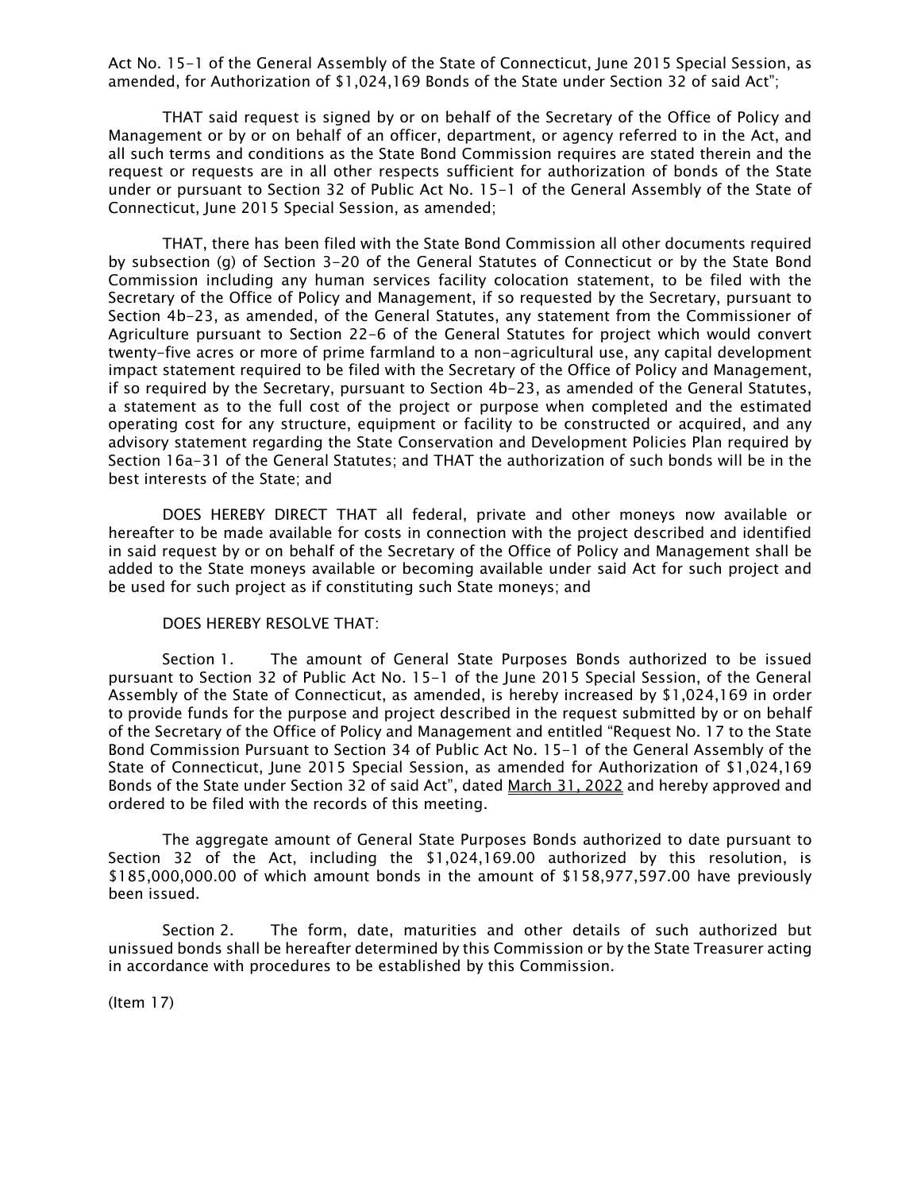Act No. 15-1 of the General Assembly of the State of Connecticut, June 2015 Special Session, as amended, for Authorization of $1,024,169 Bonds of the State under Section 32 of said Act";

THAT said request is signed by or on behalf of the Secretary of the Office of Policy and Management or by or on behalf of an officer, department, or agency referred to in the Act, and all such terms and conditions as the State Bond Commission requires are stated therein and the request or requests are in all other respects sufficient for authorization of bonds of the State under or pursuant to Section 32 of Public Act No. 15-1 of the General Assembly of the State of Connecticut, June 2015 Special Session, as amended;

THAT, there has been filed with the State Bond Commission all other documents required by subsection (g) of Section 3-20 of the General Statutes of Connecticut or by the State Bond Commission including any human services facility colocation statement, to be filed with the Secretary of the Office of Policy and Management, if so requested by the Secretary, pursuant to Section 4b-23, as amended, of the General Statutes, any statement from the Commissioner of Agriculture pursuant to Section 22-6 of the General Statutes for project which would convert twenty-five acres or more of prime farmland to a non-agricultural use, any capital development impact statement required to be filed with the Secretary of the Office of Policy and Management, if so required by the Secretary, pursuant to Section 4b-23, as amended of the General Statutes, a statement as to the full cost of the project or purpose when completed and the estimated operating cost for any structure, equipment or facility to be constructed or acquired, and any advisory statement regarding the State Conservation and Development Policies Plan required by Section 16a-31 of the General Statutes; and THAT the authorization of such bonds will be in the best interests of the State; and

DOES HEREBY DIRECT THAT all federal, private and other moneys now available or hereafter to be made available for costs in connection with the project described and identified in said request by or on behalf of the Secretary of the Office of Policy and Management shall be added to the State moneys available or becoming available under said Act for such project and be used for such project as if constituting such State moneys; and

DOES HEREBY RESOLVE THAT:

Section 1. The amount of General State Purposes Bonds authorized to be issued pursuant to Section 32 of Public Act No. 15-1 of the June 2015 Special Session, of the General Assembly of the State of Connecticut, as amended, is hereby increased by $1,024,169 in order to provide funds for the purpose and project described in the request submitted by or on behalf of the Secretary of the Office of Policy and Management and entitled "Request No. 17 to the State Bond Commission Pursuant to Section 34 of Public Act No. 15-1 of the General Assembly of the State of Connecticut, June 2015 Special Session, as amended for Authorization of $1,024,169 Bonds of the State under Section 32 of said Act", dated March 31, 2022 and hereby approved and ordered to be filed with the records of this meeting.

The aggregate amount of General State Purposes Bonds authorized to date pursuant to Section 32 of the Act, including the $1,024,169.00 authorized by this resolution, is $185,000,000.00 of which amount bonds in the amount of $158,977,597.00 have previously been issued.

Section 2. The form, date, maturities and other details of such authorized but unissued bonds shall be hereafter determined by this Commission or by the State Treasurer acting in accordance with procedures to be established by this Commission.

(Item 17)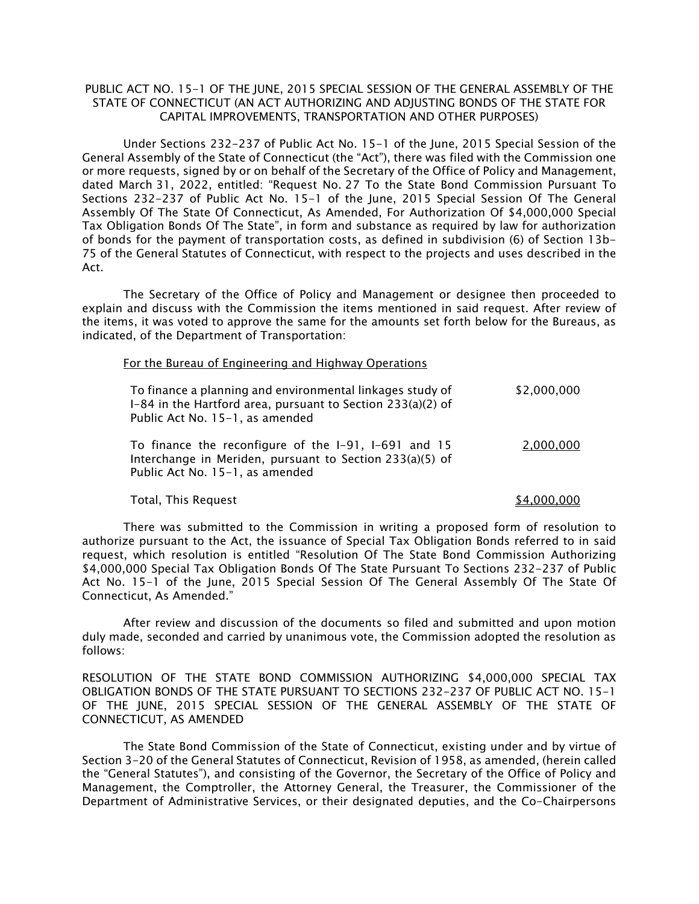PUBLIC ACT NO. 15-1 OF THE JUNE, 2015 SPECIAL SESSION OF THE GENERAL ASSEMBLY OF THE STATE OF CONNECTICUT (AN ACT AUTHORIZING AND ADJUSTING BONDS OF THE STATE FOR CAPITAL IMPROVEMENTS, TRANSPORTATION AND OTHER PURPOSES)

Under Sections 232-237 of Public Act No. 15-1 of the June, 2015 Special Session of the General Assembly of the State of Connecticut (the "Act"), there was filed with the Commission one or more requests, signed by or on behalf of the Secretary of the Office of Policy and Management, dated March 31, 2022, entitled: "Request No. 27 To the State Bond Commission Pursuant To Sections 232-237 of Public Act No. 15-1 of the June, 2015 Special Session Of The General Assembly Of The State Of Connecticut, As Amended, For Authorization Of $4,000,000 Special Tax Obligation Bonds Of The State", in form and substance as required by law for authorization of bonds for the payment of transportation costs, as defined in subdivision (6) of Section 13b-75 of the General Statutes of Connecticut, with respect to the projects and uses described in the Act.

The Secretary of the Office of Policy and Management or designee then proceeded to explain and discuss with the Commission the items mentioned in said request. After review of the items, it was voted to approve the same for the amounts set forth below for the Bureaus, as indicated, of the Department of Transportation:

For the Bureau of Engineering and Highway Operations

| | |
|---|---|
| To finance a planning and environmental linkages study of I-84 in the Hartford area, pursuant to Section 233(a)(2) of Public Act No. 15-1, as amended | $2,000,000 |
| To finance the reconfigure of the I-91, I-691 and 15 Interchange in Meriden, pursuant to Section 233(a)(5) of Public Act No. 15-1, as amended | 2,000,000 |
| Total, This Request | $4,000,000 |

There was submitted to the Commission in writing a proposed form of resolution to authorize pursuant to the Act, the issuance of Special Tax Obligation Bonds referred to in said request, which resolution is entitled "Resolution Of The State Bond Commission Authorizing $4,000,000 Special Tax Obligation Bonds Of The State Pursuant To Sections 232-237 of Public Act No. 15-1 of the June, 2015 Special Session Of The General Assembly Of The State Of Connecticut, As Amended."

After review and discussion of the documents so filed and submitted and upon motion duly made, seconded and carried by unanimous vote, the Commission adopted the resolution as follows:

RESOLUTION OF THE STATE BOND COMMISSION AUTHORIZING $4,000,000 SPECIAL TAX OBLIGATION BONDS OF THE STATE PURSUANT TO SECTIONS 232-237 OF PUBLIC ACT NO. 15-1 OF THE JUNE, 2015 SPECIAL SESSION OF THE GENERAL ASSEMBLY OF THE STATE OF CONNECTICUT, AS AMENDED

The State Bond Commission of the State of Connecticut, existing under and by virtue of Section 3-20 of the General Statutes of Connecticut, Revision of 1958, as amended, (herein called the "General Statutes"), and consisting of the Governor, the Secretary of the Office of Policy and Management, the Comptroller, the Attorney General, the Treasurer, the Commissioner of the Department of Administrative Services, or their designated deputies, and the Co-Chairpersons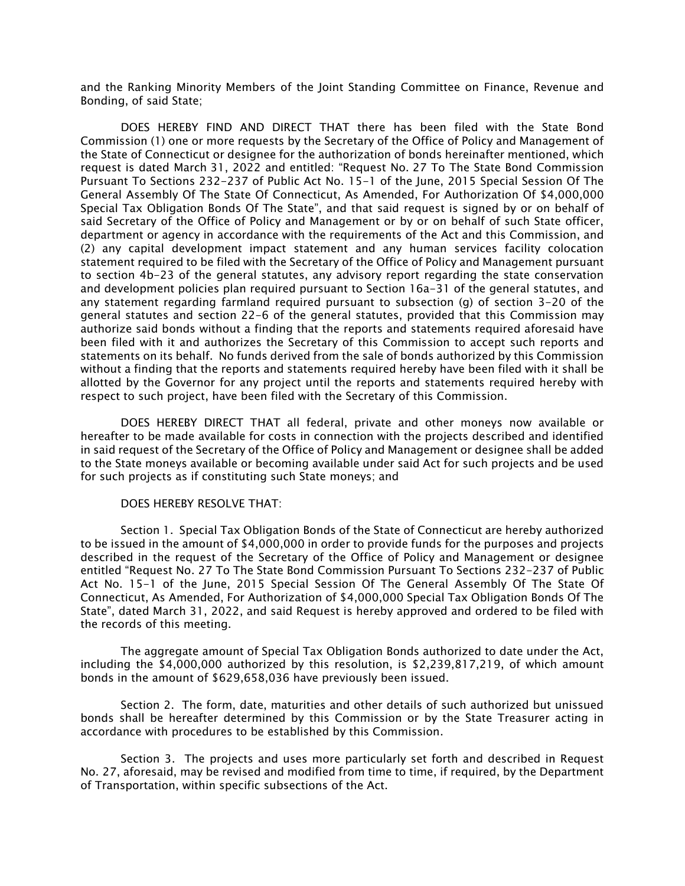and the Ranking Minority Members of the Joint Standing Committee on Finance, Revenue and Bonding, of said State;

DOES HEREBY FIND AND DIRECT THAT there has been filed with the State Bond Commission (1) one or more requests by the Secretary of the Office of Policy and Management of the State of Connecticut or designee for the authorization of bonds hereinafter mentioned, which request is dated March 31, 2022 and entitled: "Request No. 27 To The State Bond Commission Pursuant To Sections 232-237 of Public Act No. 15-1 of the June, 2015 Special Session Of The General Assembly Of The State Of Connecticut, As Amended, For Authorization Of $4,000,000 Special Tax Obligation Bonds Of The State", and that said request is signed by or on behalf of said Secretary of the Office of Policy and Management or by or on behalf of such State officer, department or agency in accordance with the requirements of the Act and this Commission, and (2) any capital development impact statement and any human services facility colocation statement required to be filed with the Secretary of the Office of Policy and Management pursuant to section 4b-23 of the general statutes, any advisory report regarding the state conservation and development policies plan required pursuant to Section 16a-31 of the general statutes, and any statement regarding farmland required pursuant to subsection (g) of section 3-20 of the general statutes and section 22-6 of the general statutes, provided that this Commission may authorize said bonds without a finding that the reports and statements required aforesaid have been filed with it and authorizes the Secretary of this Commission to accept such reports and statements on its behalf. No funds derived from the sale of bonds authorized by this Commission without a finding that the reports and statements required hereby have been filed with it shall be allotted by the Governor for any project until the reports and statements required hereby with respect to such project, have been filed with the Secretary of this Commission.

DOES HEREBY DIRECT THAT all federal, private and other moneys now available or hereafter to be made available for costs in connection with the projects described and identified in said request of the Secretary of the Office of Policy and Management or designee shall be added to the State moneys available or becoming available under said Act for such projects and be used for such projects as if constituting such State moneys; and

DOES HEREBY RESOLVE THAT:

Section 1. Special Tax Obligation Bonds of the State of Connecticut are hereby authorized to be issued in the amount of $4,000,000 in order to provide funds for the purposes and projects described in the request of the Secretary of the Office of Policy and Management or designee entitled "Request No. 27 To The State Bond Commission Pursuant To Sections 232-237 of Public Act No. 15-1 of the June, 2015 Special Session Of The General Assembly Of The State Of Connecticut, As Amended, For Authorization of $4,000,000 Special Tax Obligation Bonds Of The State", dated March 31, 2022, and said Request is hereby approved and ordered to be filed with the records of this meeting.

The aggregate amount of Special Tax Obligation Bonds authorized to date under the Act, including the $4,000,000 authorized by this resolution, is $2,239,817,219, of which amount bonds in the amount of $629,658,036 have previously been issued.

Section 2. The form, date, maturities and other details of such authorized but unissued bonds shall be hereafter determined by this Commission or by the State Treasurer acting in accordance with procedures to be established by this Commission.

Section 3. The projects and uses more particularly set forth and described in Request No. 27, aforesaid, may be revised and modified from time to time, if required, by the Department of Transportation, within specific subsections of the Act.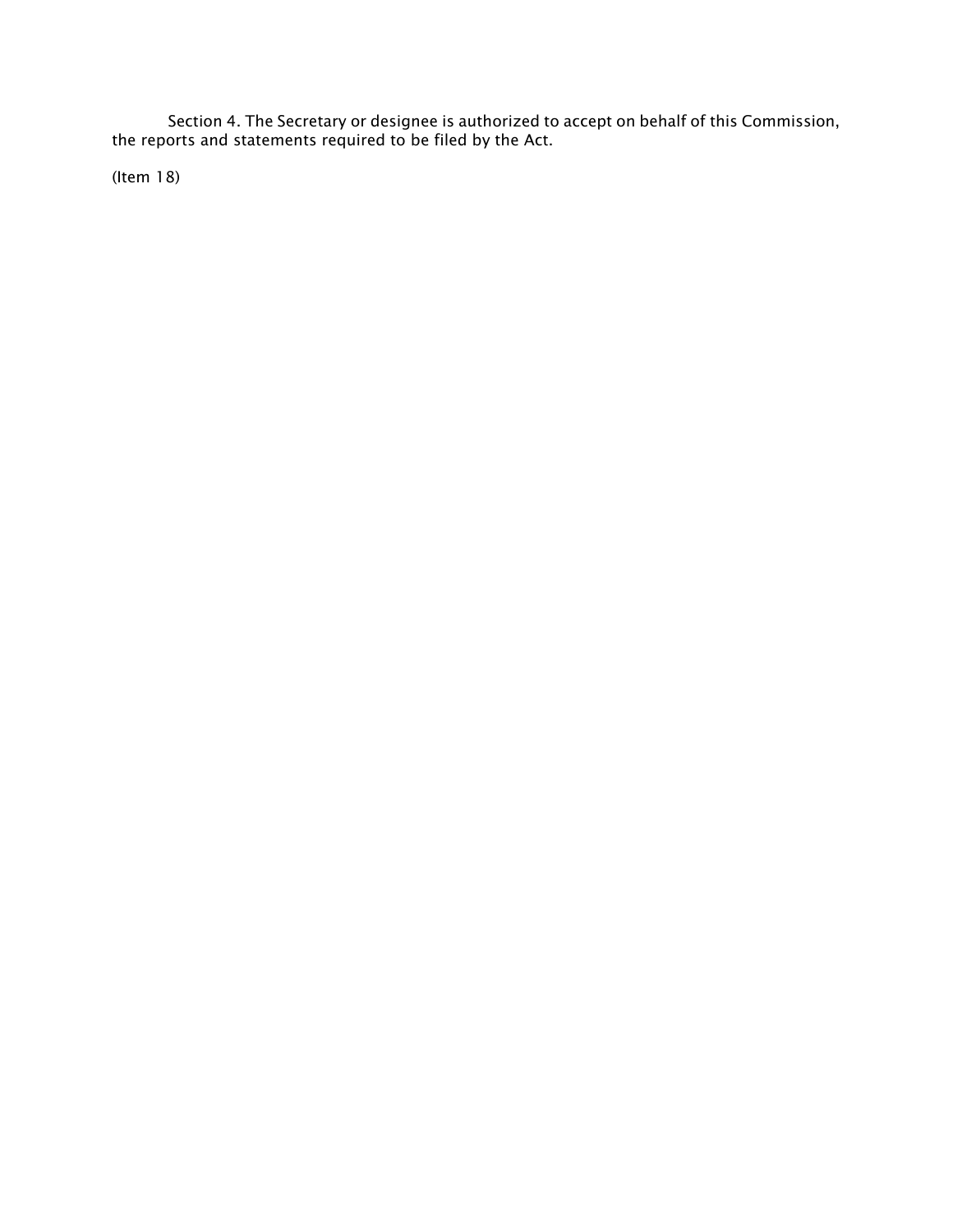Section 4. The Secretary or designee is authorized to accept on behalf of this Commission, the reports and statements required to be filed by the Act.

(Item 18)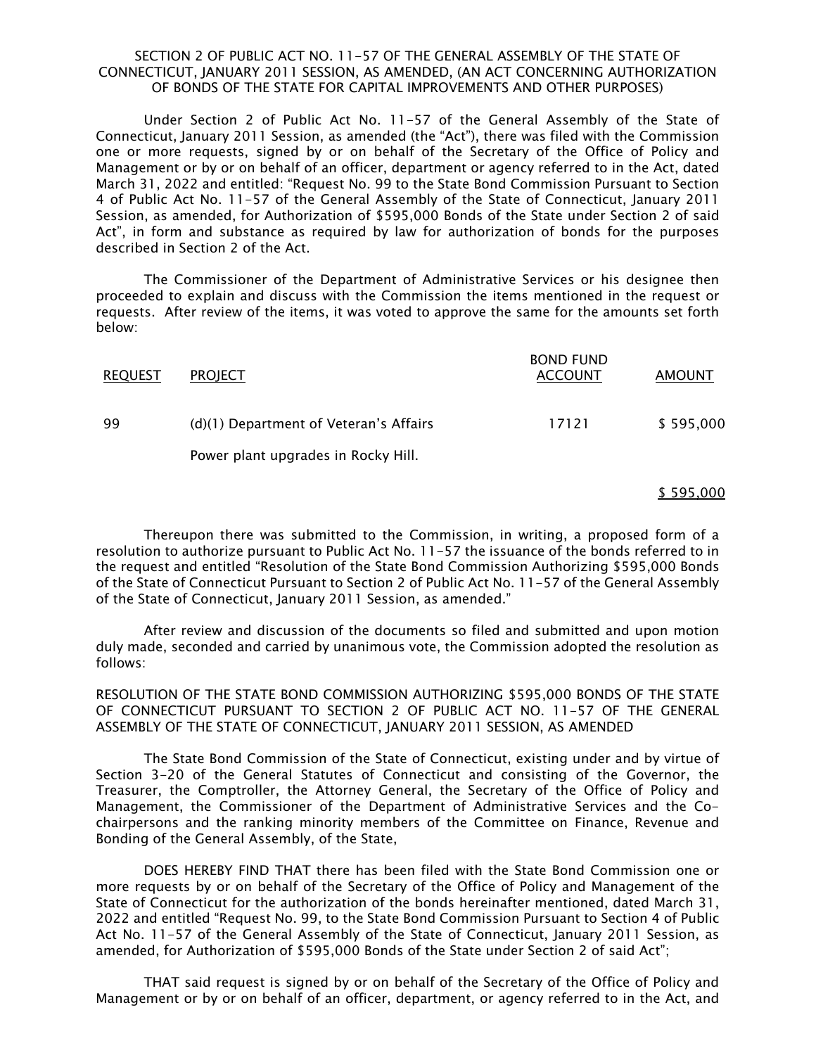SECTION 2 OF PUBLIC ACT NO. 11-57 OF THE GENERAL ASSEMBLY OF THE STATE OF CONNECTICUT, JANUARY 2011 SESSION, AS AMENDED, (AN ACT CONCERNING AUTHORIZATION OF BONDS OF THE STATE FOR CAPITAL IMPROVEMENTS AND OTHER PURPOSES)

Under Section 2 of Public Act No. 11-57 of the General Assembly of the State of Connecticut, January 2011 Session, as amended (the "Act"), there was filed with the Commission one or more requests, signed by or on behalf of the Secretary of the Office of Policy and Management or by or on behalf of an officer, department or agency referred to in the Act, dated March 31, 2022 and entitled: "Request No. 99 to the State Bond Commission Pursuant to Section 4 of Public Act No. 11-57 of the General Assembly of the State of Connecticut, January 2011 Session, as amended, for Authorization of $595,000 Bonds of the State under Section 2 of said Act", in form and substance as required by law for authorization of bonds for the purposes described in Section 2 of the Act.

The Commissioner of the Department of Administrative Services or his designee then proceeded to explain and discuss with the Commission the items mentioned in the request or requests. After review of the items, it was voted to approve the same for the amounts set forth below:

| REQUEST | PROJECT | BOND FUND ACCOUNT | AMOUNT |
|---|---|---|---|
| 99 | (d)(1) Department of Veteran's Affairs<br>Power plant upgrades in Rocky Hill. | 17121 | $ 595,000 |
| | | | $ 595,000 |

Thereupon there was submitted to the Commission, in writing, a proposed form of a resolution to authorize pursuant to Public Act No. 11-57 the issuance of the bonds referred to in the request and entitled "Resolution of the State Bond Commission Authorizing $595,000 Bonds of the State of Connecticut Pursuant to Section 2 of Public Act No. 11-57 of the General Assembly of the State of Connecticut, January 2011 Session, as amended."

After review and discussion of the documents so filed and submitted and upon motion duly made, seconded and carried by unanimous vote, the Commission adopted the resolution as follows:

RESOLUTION OF THE STATE BOND COMMISSION AUTHORIZING $595,000 BONDS OF THE STATE OF CONNECTICUT PURSUANT TO SECTION 2 OF PUBLIC ACT NO. 11-57 OF THE GENERAL ASSEMBLY OF THE STATE OF CONNECTICUT, JANUARY 2011 SESSION, AS AMENDED

The State Bond Commission of the State of Connecticut, existing under and by virtue of Section 3-20 of the General Statutes of Connecticut and consisting of the Governor, the Treasurer, the Comptroller, the Attorney General, the Secretary of the Office of Policy and Management, the Commissioner of the Department of Administrative Services and the Co-chairpersons and the ranking minority members of the Committee on Finance, Revenue and Bonding of the General Assembly, of the State,

DOES HEREBY FIND THAT there has been filed with the State Bond Commission one or more requests by or on behalf of the Secretary of the Office of Policy and Management of the State of Connecticut for the authorization of the bonds hereinafter mentioned, dated March 31, 2022 and entitled "Request No. 99, to the State Bond Commission Pursuant to Section 4 of Public Act No. 11-57 of the General Assembly of the State of Connecticut, January 2011 Session, as amended, for Authorization of $595,000 Bonds of the State under Section 2 of said Act";

THAT said request is signed by or on behalf of the Secretary of the Office of Policy and Management or by or on behalf of an officer, department, or agency referred to in the Act, and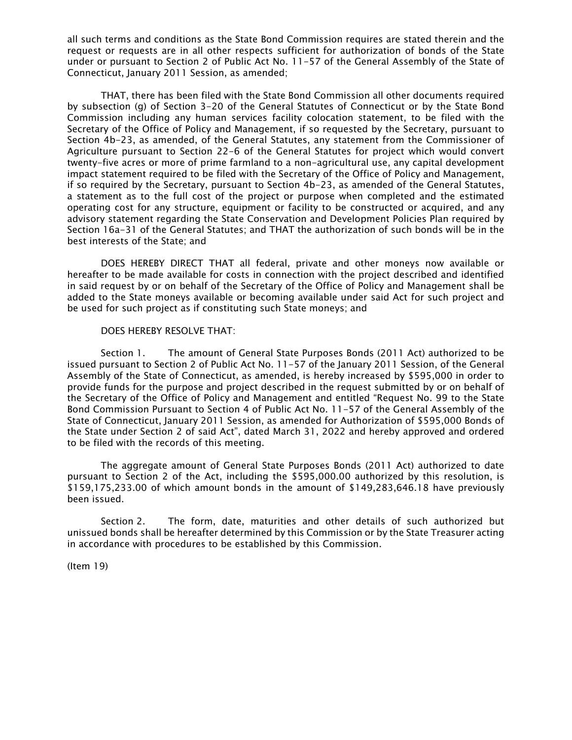all such terms and conditions as the State Bond Commission requires are stated therein and the request or requests are in all other respects sufficient for authorization of bonds of the State under or pursuant to Section 2 of Public Act No. 11-57 of the General Assembly of the State of Connecticut, January 2011 Session, as amended;

THAT, there has been filed with the State Bond Commission all other documents required by subsection (g) of Section 3-20 of the General Statutes of Connecticut or by the State Bond Commission including any human services facility colocation statement, to be filed with the Secretary of the Office of Policy and Management, if so requested by the Secretary, pursuant to Section 4b-23, as amended, of the General Statutes, any statement from the Commissioner of Agriculture pursuant to Section 22-6 of the General Statutes for project which would convert twenty-five acres or more of prime farmland to a non-agricultural use, any capital development impact statement required to be filed with the Secretary of the Office of Policy and Management, if so required by the Secretary, pursuant to Section 4b-23, as amended of the General Statutes, a statement as to the full cost of the project or purpose when completed and the estimated operating cost for any structure, equipment or facility to be constructed or acquired, and any advisory statement regarding the State Conservation and Development Policies Plan required by Section 16a-31 of the General Statutes; and THAT the authorization of such bonds will be in the best interests of the State; and

DOES HEREBY DIRECT THAT all federal, private and other moneys now available or hereafter to be made available for costs in connection with the project described and identified in said request by or on behalf of the Secretary of the Office of Policy and Management shall be added to the State moneys available or becoming available under said Act for such project and be used for such project as if constituting such State moneys; and

DOES HEREBY RESOLVE THAT:

Section 1. The amount of General State Purposes Bonds (2011 Act) authorized to be issued pursuant to Section 2 of Public Act No. 11-57 of the January 2011 Session, of the General Assembly of the State of Connecticut, as amended, is hereby increased by $595,000 in order to provide funds for the purpose and project described in the request submitted by or on behalf of the Secretary of the Office of Policy and Management and entitled "Request No. 99 to the State Bond Commission Pursuant to Section 4 of Public Act No. 11-57 of the General Assembly of the State of Connecticut, January 2011 Session, as amended for Authorization of $595,000 Bonds of the State under Section 2 of said Act", dated March 31, 2022 and hereby approved and ordered to be filed with the records of this meeting.

The aggregate amount of General State Purposes Bonds (2011 Act) authorized to date pursuant to Section 2 of the Act, including the $595,000.00 authorized by this resolution, is $159,175,233.00 of which amount bonds in the amount of $149,283,646.18 have previously been issued.

Section 2. The form, date, maturities and other details of such authorized but unissued bonds shall be hereafter determined by this Commission or by the State Treasurer acting in accordance with procedures to be established by this Commission.

(Item 19)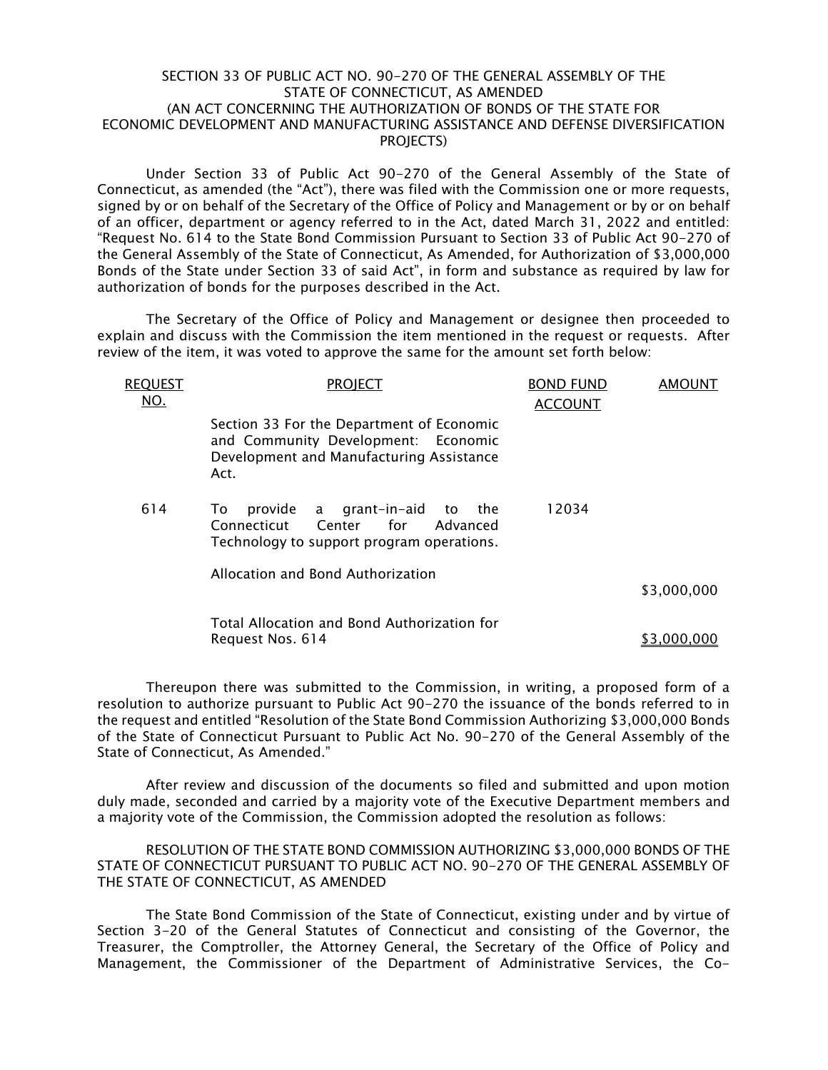SECTION 33 OF PUBLIC ACT NO. 90-270 OF THE GENERAL ASSEMBLY OF THE STATE OF CONNECTICUT, AS AMENDED
(AN ACT CONCERNING THE AUTHORIZATION OF BONDS OF THE STATE FOR ECONOMIC DEVELOPMENT AND MANUFACTURING ASSISTANCE AND DEFENSE DIVERSIFICATION PROJECTS)

Under Section 33 of Public Act 90-270 of the General Assembly of the State of Connecticut, as amended (the "Act"), there was filed with the Commission one or more requests, signed by or on behalf of the Secretary of the Office of Policy and Management or by or on behalf of an officer, department or agency referred to in the Act, dated March 31, 2022 and entitled: "Request No. 614 to the State Bond Commission Pursuant to Section 33 of Public Act 90-270 of the General Assembly of the State of Connecticut, As Amended, for Authorization of $3,000,000 Bonds of the State under Section 33 of said Act", in form and substance as required by law for authorization of bonds for the purposes described in the Act.

The Secretary of the Office of Policy and Management or designee then proceeded to explain and discuss with the Commission the item mentioned in the request or requests. After review of the item, it was voted to approve the same for the amount set forth below:

| REQUEST NO. | PROJECT | BOND FUND ACCOUNT | AMOUNT |
|---|---|---|---|
| | Section 33 For the Department of Economic and Community Development: Economic Development and Manufacturing Assistance Act. | | |
| 614 | To provide a grant-in-aid to the Connecticut Center for Advanced Technology to support program operations. | 12034 | |
| | Allocation and Bond Authorization | | $3,000,000 |
| | Total Allocation and Bond Authorization for Request Nos. 614 | | $3,000,000 |

Thereupon there was submitted to the Commission, in writing, a proposed form of a resolution to authorize pursuant to Public Act 90-270 the issuance of the bonds referred to in the request and entitled "Resolution of the State Bond Commission Authorizing $3,000,000 Bonds of the State of Connecticut Pursuant to Public Act No. 90-270 of the General Assembly of the State of Connecticut, As Amended."

After review and discussion of the documents so filed and submitted and upon motion duly made, seconded and carried by a majority vote of the Executive Department members and a majority vote of the Commission, the Commission adopted the resolution as follows:

RESOLUTION OF THE STATE BOND COMMISSION AUTHORIZING $3,000,000 BONDS OF THE STATE OF CONNECTICUT PURSUANT TO PUBLIC ACT NO. 90-270 OF THE GENERAL ASSEMBLY OF THE STATE OF CONNECTICUT, AS AMENDED

The State Bond Commission of the State of Connecticut, existing under and by virtue of Section 3-20 of the General Statutes of Connecticut and consisting of the Governor, the Treasurer, the Comptroller, the Attorney General, the Secretary of the Office of Policy and Management, the Commissioner of the Department of Administrative Services, the Co-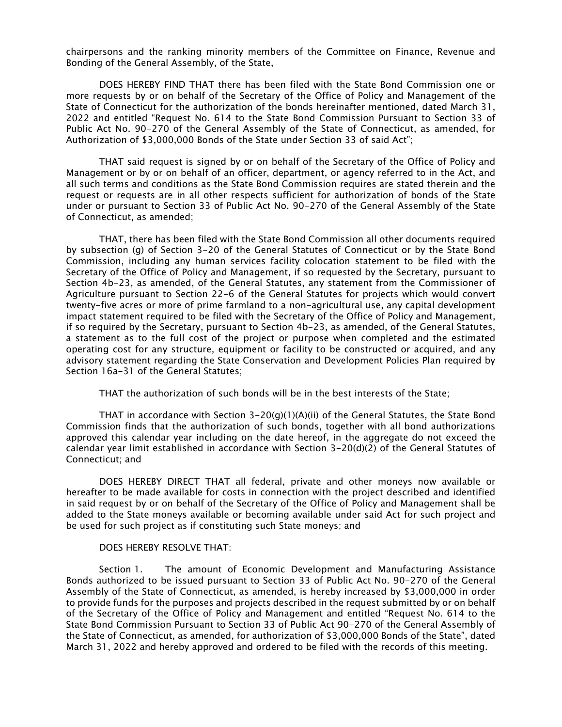chairpersons and the ranking minority members of the Committee on Finance, Revenue and Bonding of the General Assembly, of the State,

DOES HEREBY FIND THAT there has been filed with the State Bond Commission one or more requests by or on behalf of the Secretary of the Office of Policy and Management of the State of Connecticut for the authorization of the bonds hereinafter mentioned, dated March 31, 2022 and entitled "Request No. 614 to the State Bond Commission Pursuant to Section 33 of Public Act No. 90-270 of the General Assembly of the State of Connecticut, as amended, for Authorization of $3,000,000 Bonds of the State under Section 33 of said Act";

THAT said request is signed by or on behalf of the Secretary of the Office of Policy and Management or by or on behalf of an officer, department, or agency referred to in the Act, and all such terms and conditions as the State Bond Commission requires are stated therein and the request or requests are in all other respects sufficient for authorization of bonds of the State under or pursuant to Section 33 of Public Act No. 90-270 of the General Assembly of the State of Connecticut, as amended;

THAT, there has been filed with the State Bond Commission all other documents required by subsection (g) of Section 3-20 of the General Statutes of Connecticut or by the State Bond Commission, including any human services facility colocation statement to be filed with the Secretary of the Office of Policy and Management, if so requested by the Secretary, pursuant to Section 4b-23, as amended, of the General Statutes, any statement from the Commissioner of Agriculture pursuant to Section 22-6 of the General Statutes for projects which would convert twenty-five acres or more of prime farmland to a non-agricultural use, any capital development impact statement required to be filed with the Secretary of the Office of Policy and Management, if so required by the Secretary, pursuant to Section 4b-23, as amended, of the General Statutes, a statement as to the full cost of the project or purpose when completed and the estimated operating cost for any structure, equipment or facility to be constructed or acquired, and any advisory statement regarding the State Conservation and Development Policies Plan required by Section 16a-31 of the General Statutes;

THAT the authorization of such bonds will be in the best interests of the State;

THAT in accordance with Section 3-20(g)(1)(A)(ii) of the General Statutes, the State Bond Commission finds that the authorization of such bonds, together with all bond authorizations approved this calendar year including on the date hereof, in the aggregate do not exceed the calendar year limit established in accordance with Section 3-20(d)(2) of the General Statutes of Connecticut; and

DOES HEREBY DIRECT THAT all federal, private and other moneys now available or hereafter to be made available for costs in connection with the project described and identified in said request by or on behalf of the Secretary of the Office of Policy and Management shall be added to the State moneys available or becoming available under said Act for such project and be used for such project as if constituting such State moneys; and

DOES HEREBY RESOLVE THAT:

Section 1. The amount of Economic Development and Manufacturing Assistance Bonds authorized to be issued pursuant to Section 33 of Public Act No. 90-270 of the General Assembly of the State of Connecticut, as amended, is hereby increased by $3,000,000 in order to provide funds for the purposes and projects described in the request submitted by or on behalf of the Secretary of the Office of Policy and Management and entitled "Request No. 614 to the State Bond Commission Pursuant to Section 33 of Public Act 90-270 of the General Assembly of the State of Connecticut, as amended, for authorization of $3,000,000 Bonds of the State", dated March 31, 2022 and hereby approved and ordered to be filed with the records of this meeting.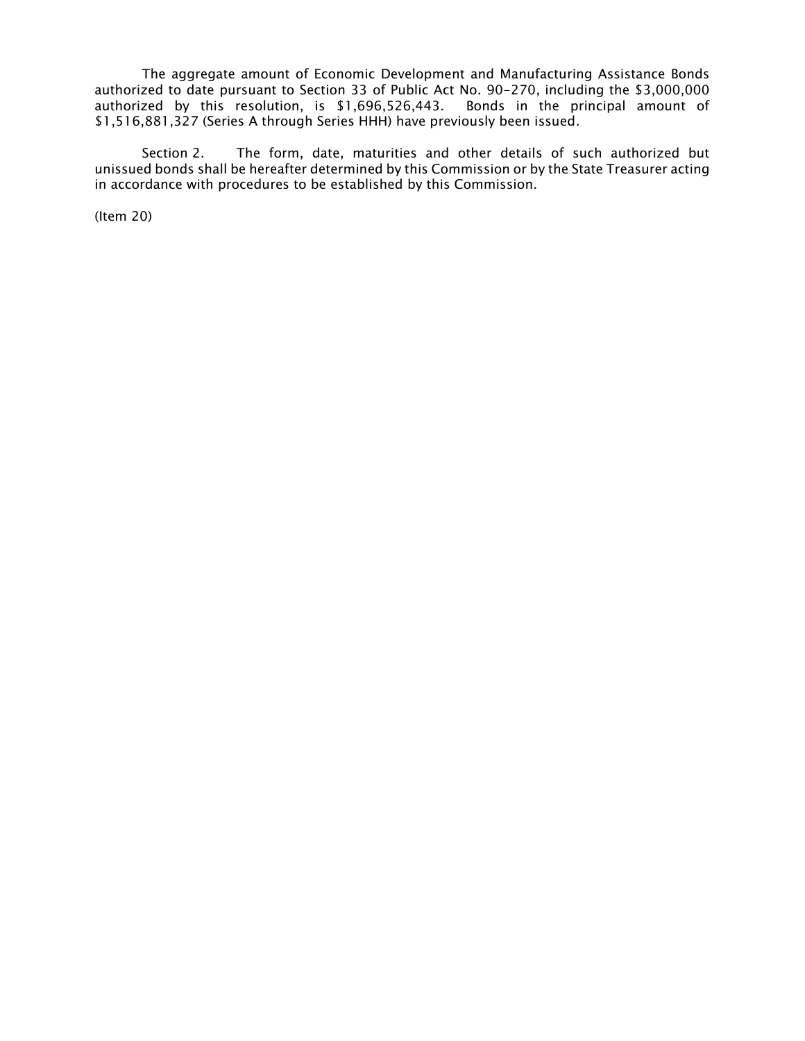The aggregate amount of Economic Development and Manufacturing Assistance Bonds authorized to date pursuant to Section 33 of Public Act No. 90-270, including the $3,000,000 authorized by this resolution, is $1,696,526,443. Bonds in the principal amount of $1,516,881,327 (Series A through Series HHH) have previously been issued.

Section 2. The form, date, maturities and other details of such authorized but unissued bonds shall be hereafter determined by this Commission or by the State Treasurer acting in accordance with procedures to be established by this Commission.

(Item 20)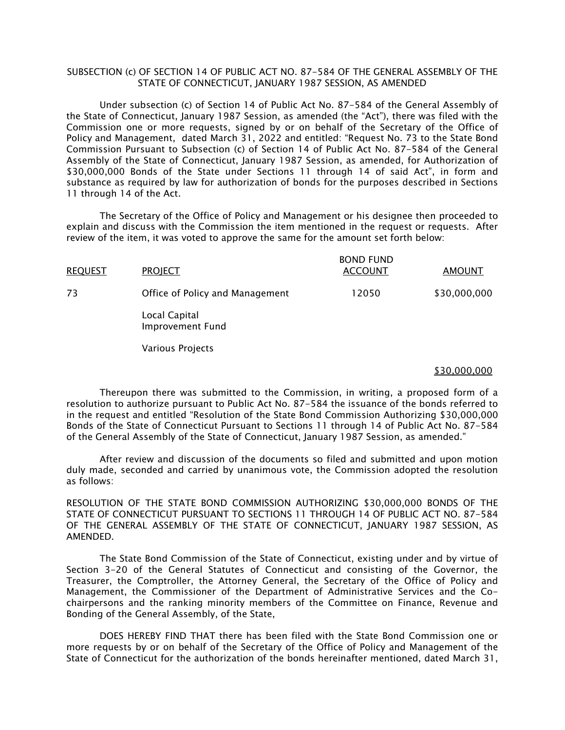SUBSECTION (c) OF SECTION 14 OF PUBLIC ACT NO. 87-584 OF THE GENERAL ASSEMBLY OF THE STATE OF CONNECTICUT, JANUARY 1987 SESSION, AS AMENDED

Under subsection (c) of Section 14 of Public Act No. 87-584 of the General Assembly of the State of Connecticut, January 1987 Session, as amended (the "Act"), there was filed with the Commission one or more requests, signed by or on behalf of the Secretary of the Office of Policy and Management, dated March 31, 2022 and entitled: "Request No. 73 to the State Bond Commission Pursuant to Subsection (c) of Section 14 of Public Act No. 87-584 of the General Assembly of the State of Connecticut, January 1987 Session, as amended, for Authorization of $30,000,000 Bonds of the State under Sections 11 through 14 of said Act", in form and substance as required by law for authorization of bonds for the purposes described in Sections 11 through 14 of the Act.

The Secretary of the Office of Policy and Management or his designee then proceeded to explain and discuss with the Commission the item mentioned in the request or requests. After review of the item, it was voted to approve the same for the amount set forth below:

| REQUEST | PROJECT | BOND FUND ACCOUNT | AMOUNT |
|---|---|---|---|
| 73 | Office of Policy and Management | 12050 | $30,000,000 |
| | Local Capital Improvement Fund | | |
| | Various Projects | | |
| | | | $30,000,000 |

Thereupon there was submitted to the Commission, in writing, a proposed form of a resolution to authorize pursuant to Public Act No. 87-584 the issuance of the bonds referred to in the request and entitled "Resolution of the State Bond Commission Authorizing $30,000,000 Bonds of the State of Connecticut Pursuant to Sections 11 through 14 of Public Act No. 87-584 of the General Assembly of the State of Connecticut, January 1987 Session, as amended."

After review and discussion of the documents so filed and submitted and upon motion duly made, seconded and carried by unanimous vote, the Commission adopted the resolution as follows:

RESOLUTION OF THE STATE BOND COMMISSION AUTHORIZING $30,000,000 BONDS OF THE STATE OF CONNECTICUT PURSUANT TO SECTIONS 11 THROUGH 14 OF PUBLIC ACT NO. 87-584 OF THE GENERAL ASSEMBLY OF THE STATE OF CONNECTICUT, JANUARY 1987 SESSION, AS AMENDED.

The State Bond Commission of the State of Connecticut, existing under and by virtue of Section 3-20 of the General Statutes of Connecticut and consisting of the Governor, the Treasurer, the Comptroller, the Attorney General, the Secretary of the Office of Policy and Management, the Commissioner of the Department of Administrative Services and the Co-chairpersons and the ranking minority members of the Committee on Finance, Revenue and Bonding of the General Assembly, of the State,

DOES HEREBY FIND THAT there has been filed with the State Bond Commission one or more requests by or on behalf of the Secretary of the Office of Policy and Management of the State of Connecticut for the authorization of the bonds hereinafter mentioned, dated March 31,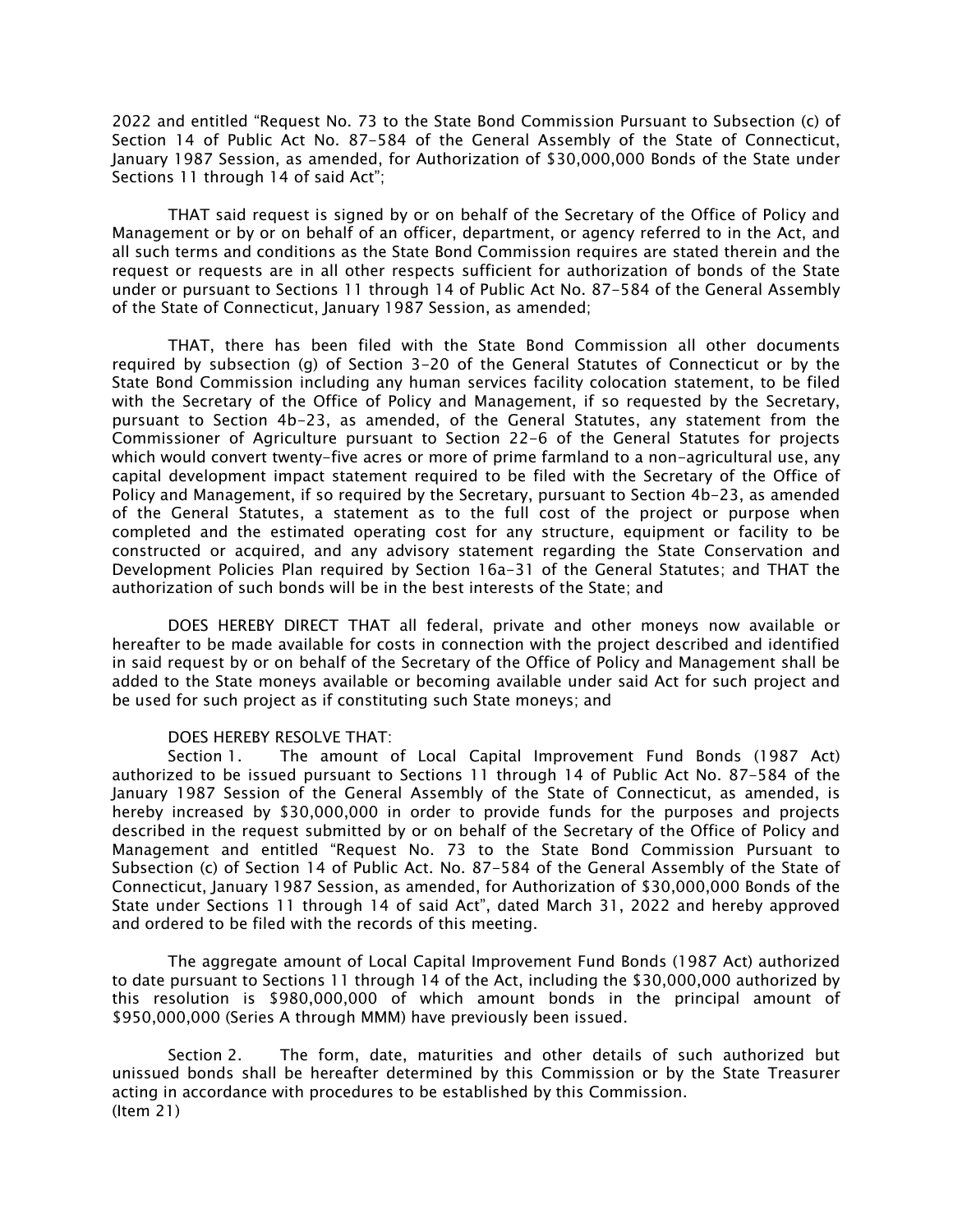2022 and entitled "Request No. 73 to the State Bond Commission Pursuant to Subsection (c) of Section 14 of Public Act No. 87-584 of the General Assembly of the State of Connecticut, January 1987 Session, as amended, for Authorization of $30,000,000 Bonds of the State under Sections 11 through 14 of said Act";

THAT said request is signed by or on behalf of the Secretary of the Office of Policy and Management or by or on behalf of an officer, department, or agency referred to in the Act, and all such terms and conditions as the State Bond Commission requires are stated therein and the request or requests are in all other respects sufficient for authorization of bonds of the State under or pursuant to Sections 11 through 14 of Public Act No. 87-584 of the General Assembly of the State of Connecticut, January 1987 Session, as amended;

THAT, there has been filed with the State Bond Commission all other documents required by subsection (g) of Section 3-20 of the General Statutes of Connecticut or by the State Bond Commission including any human services facility colocation statement, to be filed with the Secretary of the Office of Policy and Management, if so requested by the Secretary, pursuant to Section 4b-23, as amended, of the General Statutes, any statement from the Commissioner of Agriculture pursuant to Section 22-6 of the General Statutes for projects which would convert twenty-five acres or more of prime farmland to a non-agricultural use, any capital development impact statement required to be filed with the Secretary of the Office of Policy and Management, if so required by the Secretary, pursuant to Section 4b-23, as amended of the General Statutes, a statement as to the full cost of the project or purpose when completed and the estimated operating cost for any structure, equipment or facility to be constructed or acquired, and any advisory statement regarding the State Conservation and Development Policies Plan required by Section 16a-31 of the General Statutes; and THAT the authorization of such bonds will be in the best interests of the State; and

DOES HEREBY DIRECT THAT all federal, private and other moneys now available or hereafter to be made available for costs in connection with the project described and identified in said request by or on behalf of the Secretary of the Office of Policy and Management shall be added to the State moneys available or becoming available under said Act for such project and be used for such project as if constituting such State moneys; and

DOES HEREBY RESOLVE THAT:

Section 1. The amount of Local Capital Improvement Fund Bonds (1987 Act) authorized to be issued pursuant to Sections 11 through 14 of Public Act No. 87-584 of the January 1987 Session of the General Assembly of the State of Connecticut, as amended, is hereby increased by $30,000,000 in order to provide funds for the purposes and projects described in the request submitted by or on behalf of the Secretary of the Office of Policy and Management and entitled "Request No. 73 to the State Bond Commission Pursuant to Subsection (c) of Section 14 of Public Act. No. 87-584 of the General Assembly of the State of Connecticut, January 1987 Session, as amended, for Authorization of $30,000,000 Bonds of the State under Sections 11 through 14 of said Act", dated March 31, 2022 and hereby approved and ordered to be filed with the records of this meeting.

The aggregate amount of Local Capital Improvement Fund Bonds (1987 Act) authorized to date pursuant to Sections 11 through 14 of the Act, including the $30,000,000 authorized by this resolution is $980,000,000 of which amount bonds in the principal amount of $950,000,000 (Series A through MMM) have previously been issued.

Section 2. The form, date, maturities and other details of such authorized but unissued bonds shall be hereafter determined by this Commission or by the State Treasurer acting in accordance with procedures to be established by this Commission.
(Item 21)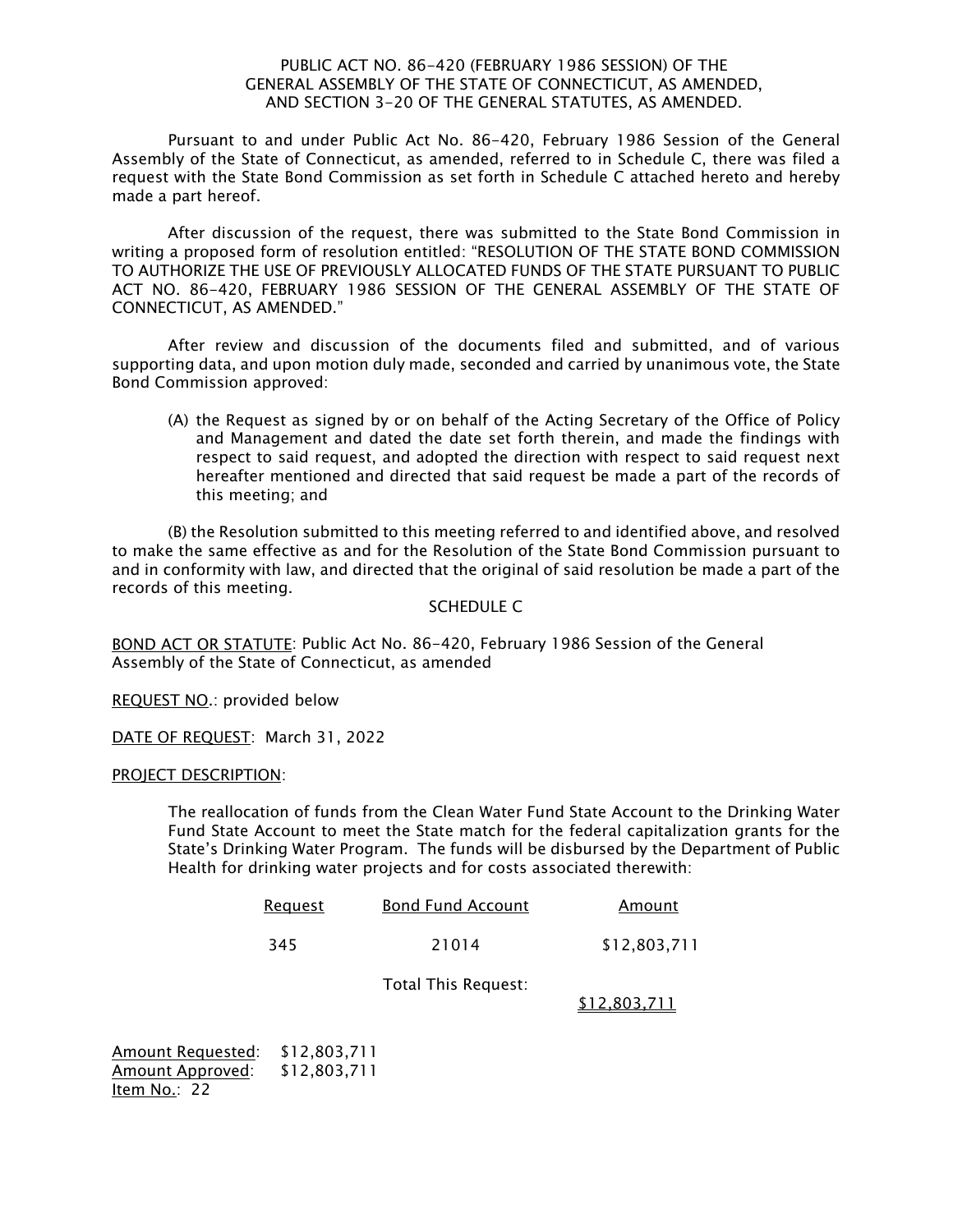PUBLIC ACT NO. 86-420 (FEBRUARY 1986 SESSION) OF THE GENERAL ASSEMBLY OF THE STATE OF CONNECTICUT, AS AMENDED, AND SECTION 3-20 OF THE GENERAL STATUTES, AS AMENDED.

Pursuant to and under Public Act No. 86-420, February 1986 Session of the General Assembly of the State of Connecticut, as amended, referred to in Schedule C, there was filed a request with the State Bond Commission as set forth in Schedule C attached hereto and hereby made a part hereof.

After discussion of the request, there was submitted to the State Bond Commission in writing a proposed form of resolution entitled: "RESOLUTION OF THE STATE BOND COMMISSION TO AUTHORIZE THE USE OF PREVIOUSLY ALLOCATED FUNDS OF THE STATE PURSUANT TO PUBLIC ACT NO. 86-420, FEBRUARY 1986 SESSION OF THE GENERAL ASSEMBLY OF THE STATE OF CONNECTICUT, AS AMENDED."

After review and discussion of the documents filed and submitted, and of various supporting data, and upon motion duly made, seconded and carried by unanimous vote, the State Bond Commission approved:

(A) the Request as signed by or on behalf of the Acting Secretary of the Office of Policy and Management and dated the date set forth therein, and made the findings with respect to said request, and adopted the direction with respect to said request next hereafter mentioned and directed that said request be made a part of the records of this meeting; and

(B) the Resolution submitted to this meeting referred to and identified above, and resolved to make the same effective as and for the Resolution of the State Bond Commission pursuant to and in conformity with law, and directed that the original of said resolution be made a part of the records of this meeting.

SCHEDULE C

BOND ACT OR STATUTE: Public Act No. 86-420, February 1986 Session of the General Assembly of the State of Connecticut, as amended

REQUEST NO.: provided below

DATE OF REQUEST: March 31, 2022

PROJECT DESCRIPTION:

The reallocation of funds from the Clean Water Fund State Account to the Drinking Water Fund State Account to meet the State match for the federal capitalization grants for the State's Drinking Water Program. The funds will be disbursed by the Department of Public Health for drinking water projects and for costs associated therewith:

| Request | Bond Fund Account | Amount |
|---|---|---|
| 345 | 21014 | $12,803,711 |
| | Total This Request: | $12,803,711 |

Amount Requested: $12,803,711
Amount Approved: $12,803,711
Item No.: 22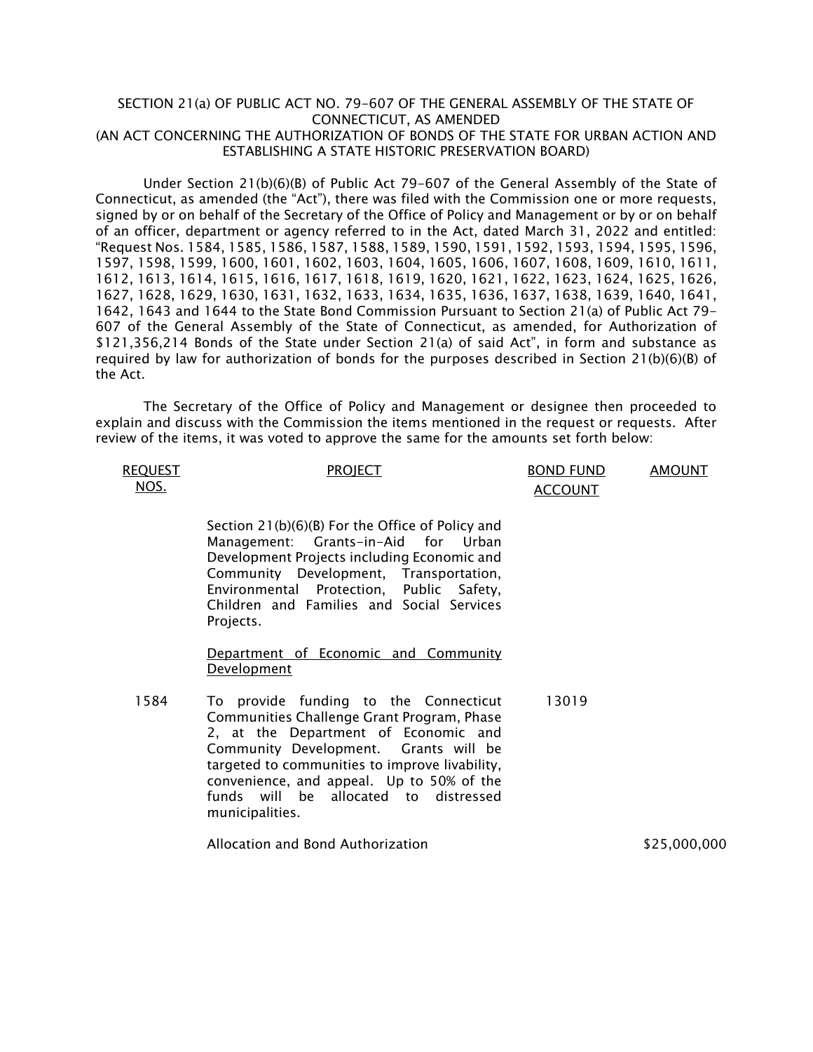SECTION 21(a) OF PUBLIC ACT NO. 79-607 OF THE GENERAL ASSEMBLY OF THE STATE OF CONNECTICUT, AS AMENDED
(AN ACT CONCERNING THE AUTHORIZATION OF BONDS OF THE STATE FOR URBAN ACTION AND ESTABLISHING A STATE HISTORIC PRESERVATION BOARD)

Under Section 21(b)(6)(B) of Public Act 79-607 of the General Assembly of the State of Connecticut, as amended (the "Act"), there was filed with the Commission one or more requests, signed by or on behalf of the Secretary of the Office of Policy and Management or by or on behalf of an officer, department or agency referred to in the Act, dated March 31, 2022 and entitled: "Request Nos. 1584, 1585, 1586, 1587, 1588, 1589, 1590, 1591, 1592, 1593, 1594, 1595, 1596, 1597, 1598, 1599, 1600, 1601, 1602, 1603, 1604, 1605, 1606, 1607, 1608, 1609, 1610, 1611, 1612, 1613, 1614, 1615, 1616, 1617, 1618, 1619, 1620, 1621, 1622, 1623, 1624, 1625, 1626, 1627, 1628, 1629, 1630, 1631, 1632, 1633, 1634, 1635, 1636, 1637, 1638, 1639, 1640, 1641, 1642, 1643 and 1644 to the State Bond Commission Pursuant to Section 21(a) of Public Act 79-607 of the General Assembly of the State of Connecticut, as amended, for Authorization of $121,356,214 Bonds of the State under Section 21(a) of said Act", in form and substance as required by law for authorization of bonds for the purposes described in Section 21(b)(6)(B) of the Act.

The Secretary of the Office of Policy and Management or designee then proceeded to explain and discuss with the Commission the items mentioned in the request or requests. After review of the items, it was voted to approve the same for the amounts set forth below:

| REQUEST NOS. | PROJECT | BOND FUND ACCOUNT | AMOUNT |
|---|---|---|---|
| | Section 21(b)(6)(B) For the Office of Policy and Management: Grants-in-Aid for Urban Development Projects including Economic and Community Development, Transportation, Environmental Protection, Public Safety, Children and Families and Social Services Projects. | | |
| | Department of Economic and Community Development | | |
| 1584 | To provide funding to the Connecticut Communities Challenge Grant Program, Phase 2, at the Department of Economic and Community Development. Grants will be targeted to communities to improve livability, convenience, and appeal. Up to 50% of the funds will be allocated to distressed municipalities. | 13019 | |
| | Allocation and Bond Authorization | | $25,000,000 |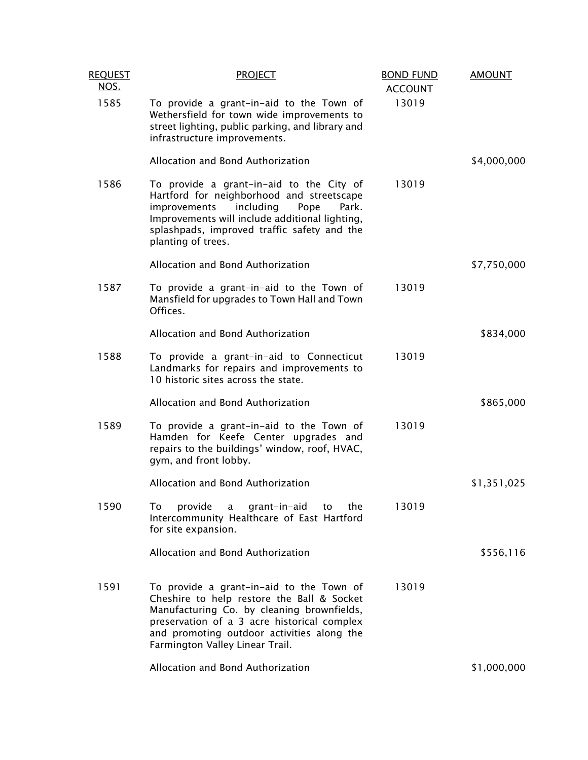| REQUEST NOS. | PROJECT | BOND FUND ACCOUNT | AMOUNT |
|---|---|---|---|
| 1585 | To provide a grant-in-aid to the Town of Wethersfield for town wide improvements to street lighting, public parking, and library and infrastructure improvements. | 13019 | |
| | Allocation and Bond Authorization | | $4,000,000 |
| 1586 | To provide a grant-in-aid to the City of Hartford for neighborhood and streetscape improvements including Pope Park. Improvements will include additional lighting, splashpads, improved traffic safety and the planting of trees. | 13019 | |
| | Allocation and Bond Authorization | | $7,750,000 |
| 1587 | To provide a grant-in-aid to the Town of Mansfield for upgrades to Town Hall and Town Offices. | 13019 | |
| | Allocation and Bond Authorization | | $834,000 |
| 1588 | To provide a grant-in-aid to Connecticut Landmarks for repairs and improvements to 10 historic sites across the state. | 13019 | |
| | Allocation and Bond Authorization | | $865,000 |
| 1589 | To provide a grant-in-aid to the Town of Hamden for Keefe Center upgrades and repairs to the buildings' window, roof, HVAC, gym, and front lobby. | 13019 | |
| | Allocation and Bond Authorization | | $1,351,025 |
| 1590 | To provide a grant-in-aid to the Intercommunity Healthcare of East Hartford for site expansion. | 13019 | |
| | Allocation and Bond Authorization | | $556,116 |
| 1591 | To provide a grant-in-aid to the Town of Cheshire to help restore the Ball & Socket Manufacturing Co. by cleaning brownfields, preservation of a 3 acre historical complex and promoting outdoor activities along the Farmington Valley Linear Trail. | 13019 | |
| | Allocation and Bond Authorization | | $1,000,000 |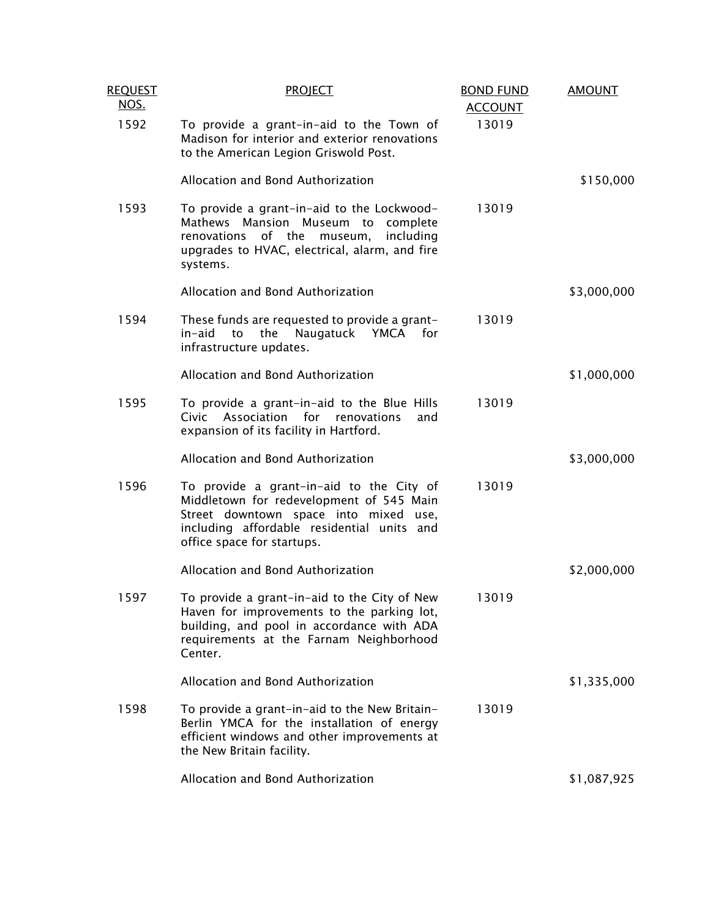| REQUEST NOS. | PROJECT | BOND FUND ACCOUNT | AMOUNT |
|---|---|---|---|
| 1592 | To provide a grant-in-aid to the Town of Madison for interior and exterior renovations to the American Legion Griswold Post. | 13019 | |
| | Allocation and Bond Authorization | | $150,000 |
| 1593 | To provide a grant-in-aid to the Lockwood-Mathews Mansion Museum to complete renovations of the museum, including upgrades to HVAC, electrical, alarm, and fire systems. | 13019 | |
| | Allocation and Bond Authorization | | $3,000,000 |
| 1594 | These funds are requested to provide a grant-in-aid to the Naugatuck YMCA for infrastructure updates. | 13019 | |
| | Allocation and Bond Authorization | | $1,000,000 |
| 1595 | To provide a grant-in-aid to the Blue Hills Civic Association for renovations and expansion of its facility in Hartford. | 13019 | |
| | Allocation and Bond Authorization | | $3,000,000 |
| 1596 | To provide a grant-in-aid to the City of Middletown for redevelopment of 545 Main Street downtown space into mixed use, including affordable residential units and office space for startups. | 13019 | |
| | Allocation and Bond Authorization | | $2,000,000 |
| 1597 | To provide a grant-in-aid to the City of New Haven for improvements to the parking lot, building, and pool in accordance with ADA requirements at the Farnam Neighborhood Center. | 13019 | |
| | Allocation and Bond Authorization | | $1,335,000 |
| 1598 | To provide a grant-in-aid to the New Britain-Berlin YMCA for the installation of energy efficient windows and other improvements at the New Britain facility. | 13019 | |
| | Allocation and Bond Authorization | | $1,087,925 |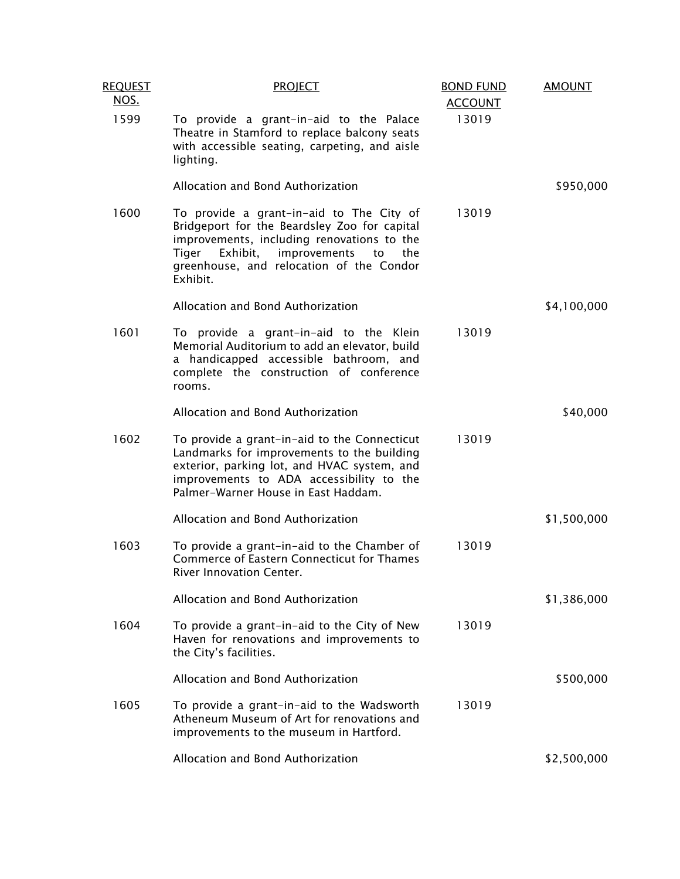| REQUEST NOS. | PROJECT | BOND FUND ACCOUNT | AMOUNT |
|---|---|---|---|
| 1599 | To provide a grant-in-aid to the Palace Theatre in Stamford to replace balcony seats with accessible seating, carpeting, and aisle lighting. | 13019 | |
| | Allocation and Bond Authorization | | $950,000 |
| 1600 | To provide a grant-in-aid to The City of Bridgeport for the Beardsley Zoo for capital improvements, including renovations to the Tiger Exhibit, improvements to the greenhouse, and relocation of the Condor Exhibit. | 13019 | |
| | Allocation and Bond Authorization | | $4,100,000 |
| 1601 | To provide a grant-in-aid to the Klein Memorial Auditorium to add an elevator, build a handicapped accessible bathroom, and complete the construction of conference rooms. | 13019 | |
| | Allocation and Bond Authorization | | $40,000 |
| 1602 | To provide a grant-in-aid to the Connecticut Landmarks for improvements to the building exterior, parking lot, and HVAC system, and improvements to ADA accessibility to the Palmer-Warner House in East Haddam. | 13019 | |
| | Allocation and Bond Authorization | | $1,500,000 |
| 1603 | To provide a grant-in-aid to the Chamber of Commerce of Eastern Connecticut for Thames River Innovation Center. | 13019 | |
| | Allocation and Bond Authorization | | $1,386,000 |
| 1604 | To provide a grant-in-aid to the City of New Haven for renovations and improvements to the City's facilities. | 13019 | |
| | Allocation and Bond Authorization | | $500,000 |
| 1605 | To provide a grant-in-aid to the Wadsworth Atheneum Museum of Art for renovations and improvements to the museum in Hartford. | 13019 | |
| | Allocation and Bond Authorization | | $2,500,000 |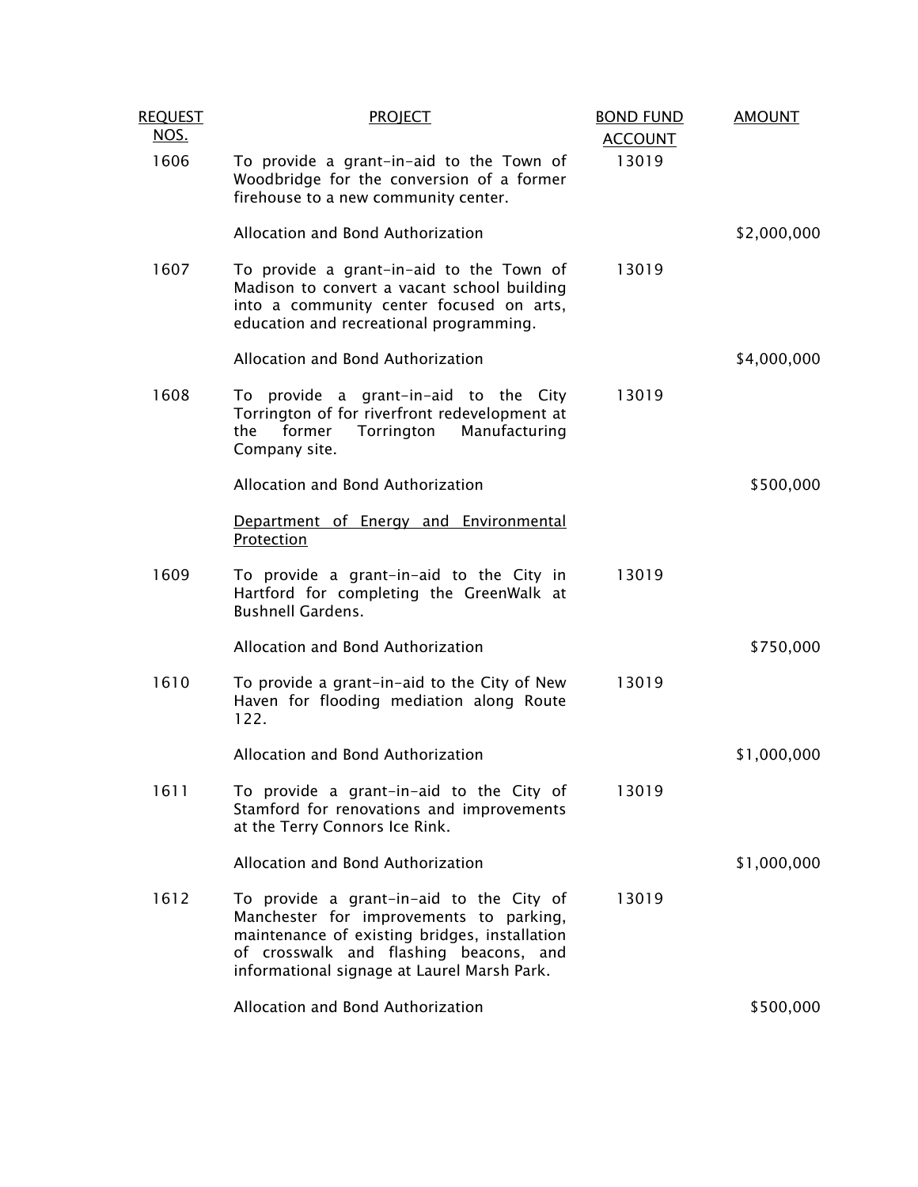| REQUEST NOS. | PROJECT | BOND FUND ACCOUNT | AMOUNT |
|---|---|---|---|
| 1606 | To provide a grant-in-aid to the Town of Woodbridge for the conversion of a former firehouse to a new community center. | 13019 | |
| | Allocation and Bond Authorization | | $2,000,000 |
| 1607 | To provide a grant-in-aid to the Town of Madison to convert a vacant school building into a community center focused on arts, education and recreational programming. | 13019 | |
| | Allocation and Bond Authorization | | $4,000,000 |
| 1608 | To provide a grant-in-aid to the City Torrington of for riverfront redevelopment at the former Torrington Manufacturing Company site. | 13019 | |
| | Allocation and Bond Authorization | | $500,000 |
| | Department of Energy and Environmental Protection | | |
| 1609 | To provide a grant-in-aid to the City in Hartford for completing the GreenWalk at Bushnell Gardens. | 13019 | |
| | Allocation and Bond Authorization | | $750,000 |
| 1610 | To provide a grant-in-aid to the City of New Haven for flooding mediation along Route 122. | 13019 | |
| | Allocation and Bond Authorization | | $1,000,000 |
| 1611 | To provide a grant-in-aid to the City of Stamford for renovations and improvements at the Terry Connors Ice Rink. | 13019 | |
| | Allocation and Bond Authorization | | $1,000,000 |
| 1612 | To provide a grant-in-aid to the City of Manchester for improvements to parking, maintenance of existing bridges, installation of crosswalk and flashing beacons, and informational signage at Laurel Marsh Park. | 13019 | |
| | Allocation and Bond Authorization | | $500,000 |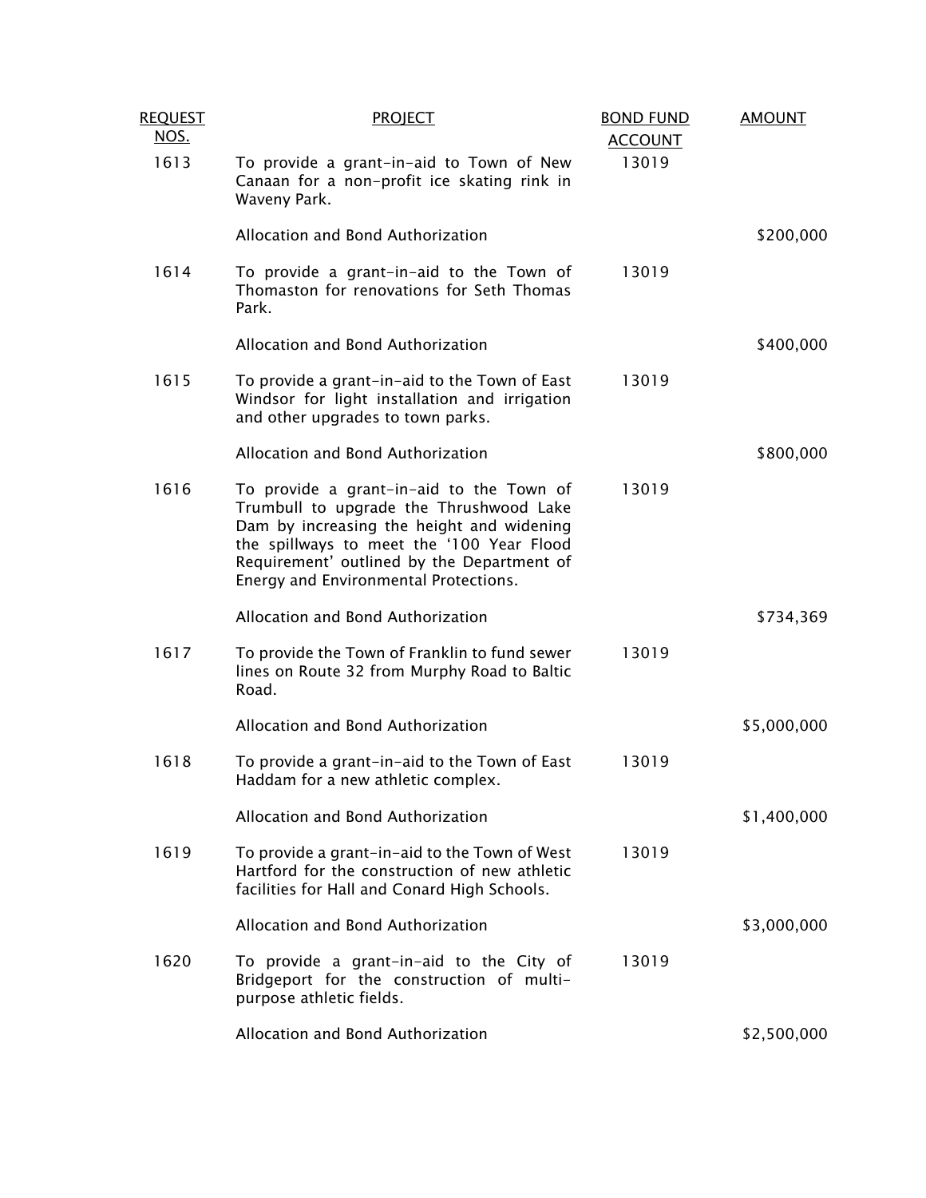| REQUEST NOS. | PROJECT | BOND FUND ACCOUNT | AMOUNT |
|---|---|---|---|
| 1613 | To provide a grant-in-aid to Town of New Canaan for a non-profit ice skating rink in Waveny Park. | 13019 | |
| | Allocation and Bond Authorization | | $200,000 |
| 1614 | To provide a grant-in-aid to the Town of Thomaston for renovations for Seth Thomas Park. | 13019 | |
| | Allocation and Bond Authorization | | $400,000 |
| 1615 | To provide a grant-in-aid to the Town of East Windsor for light installation and irrigation and other upgrades to town parks. | 13019 | |
| | Allocation and Bond Authorization | | $800,000 |
| 1616 | To provide a grant-in-aid to the Town of Trumbull to upgrade the Thrushwood Lake Dam by increasing the height and widening the spillways to meet the '100 Year Flood Requirement' outlined by the Department of Energy and Environmental Protections. | 13019 | |
| | Allocation and Bond Authorization | | $734,369 |
| 1617 | To provide the Town of Franklin to fund sewer lines on Route 32 from Murphy Road to Baltic Road. | 13019 | |
| | Allocation and Bond Authorization | | $5,000,000 |
| 1618 | To provide a grant-in-aid to the Town of East Haddam for a new athletic complex. | 13019 | |
| | Allocation and Bond Authorization | | $1,400,000 |
| 1619 | To provide a grant-in-aid to the Town of West Hartford for the construction of new athletic facilities for Hall and Conard High Schools. | 13019 | |
| | Allocation and Bond Authorization | | $3,000,000 |
| 1620 | To provide a grant-in-aid to the City of Bridgeport for the construction of multi-purpose athletic fields. | 13019 | |
| | Allocation and Bond Authorization | | $2,500,000 |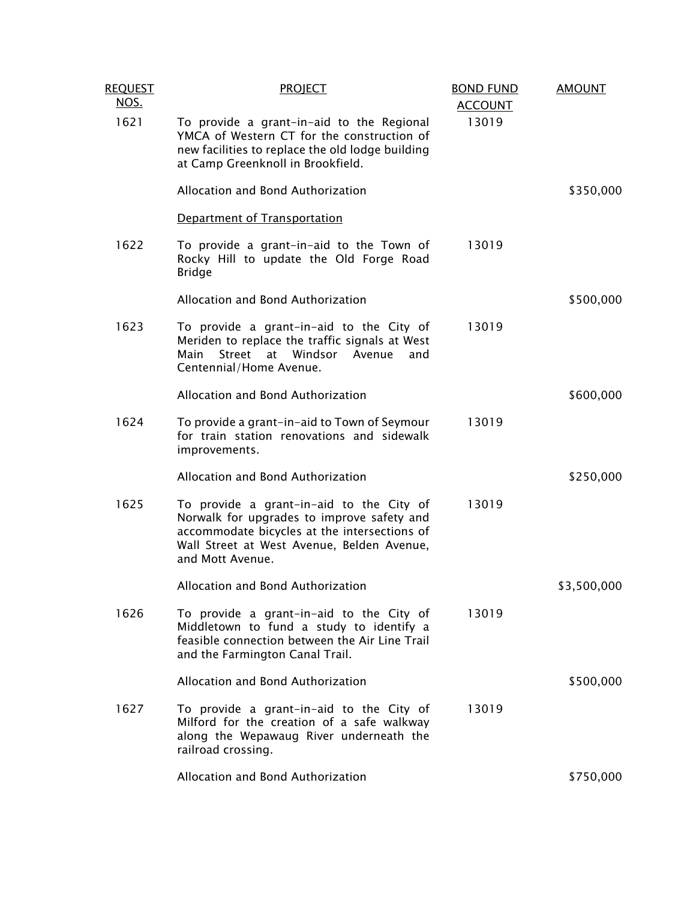| REQUEST NOS. | PROJECT | BOND FUND ACCOUNT | AMOUNT |
|---|---|---|---|
| 1621 | To provide a grant-in-aid to the Regional YMCA of Western CT for the construction of new facilities to replace the old lodge building at Camp Greenknoll in Brookfield. | 13019 | |
| | Allocation and Bond Authorization | | $350,000 |
| | Department of Transportation | | |
| 1622 | To provide a grant-in-aid to the Town of Rocky Hill to update the Old Forge Road Bridge | 13019 | |
| | Allocation and Bond Authorization | | $500,000 |
| 1623 | To provide a grant-in-aid to the City of Meriden to replace the traffic signals at West Main Street at Windsor Avenue and Centennial/Home Avenue. | 13019 | |
| | Allocation and Bond Authorization | | $600,000 |
| 1624 | To provide a grant-in-aid to Town of Seymour for train station renovations and sidewalk improvements. | 13019 | |
| | Allocation and Bond Authorization | | $250,000 |
| 1625 | To provide a grant-in-aid to the City of Norwalk for upgrades to improve safety and accommodate bicycles at the intersections of Wall Street at West Avenue, Belden Avenue, and Mott Avenue. | 13019 | |
| | Allocation and Bond Authorization | | $3,500,000 |
| 1626 | To provide a grant-in-aid to the City of Middletown to fund a study to identify a feasible connection between the Air Line Trail and the Farmington Canal Trail. | 13019 | |
| | Allocation and Bond Authorization | | $500,000 |
| 1627 | To provide a grant-in-aid to the City of Milford for the creation of a safe walkway along the Wepawaug River underneath the railroad crossing. | 13019 | |
| | Allocation and Bond Authorization | | $750,000 |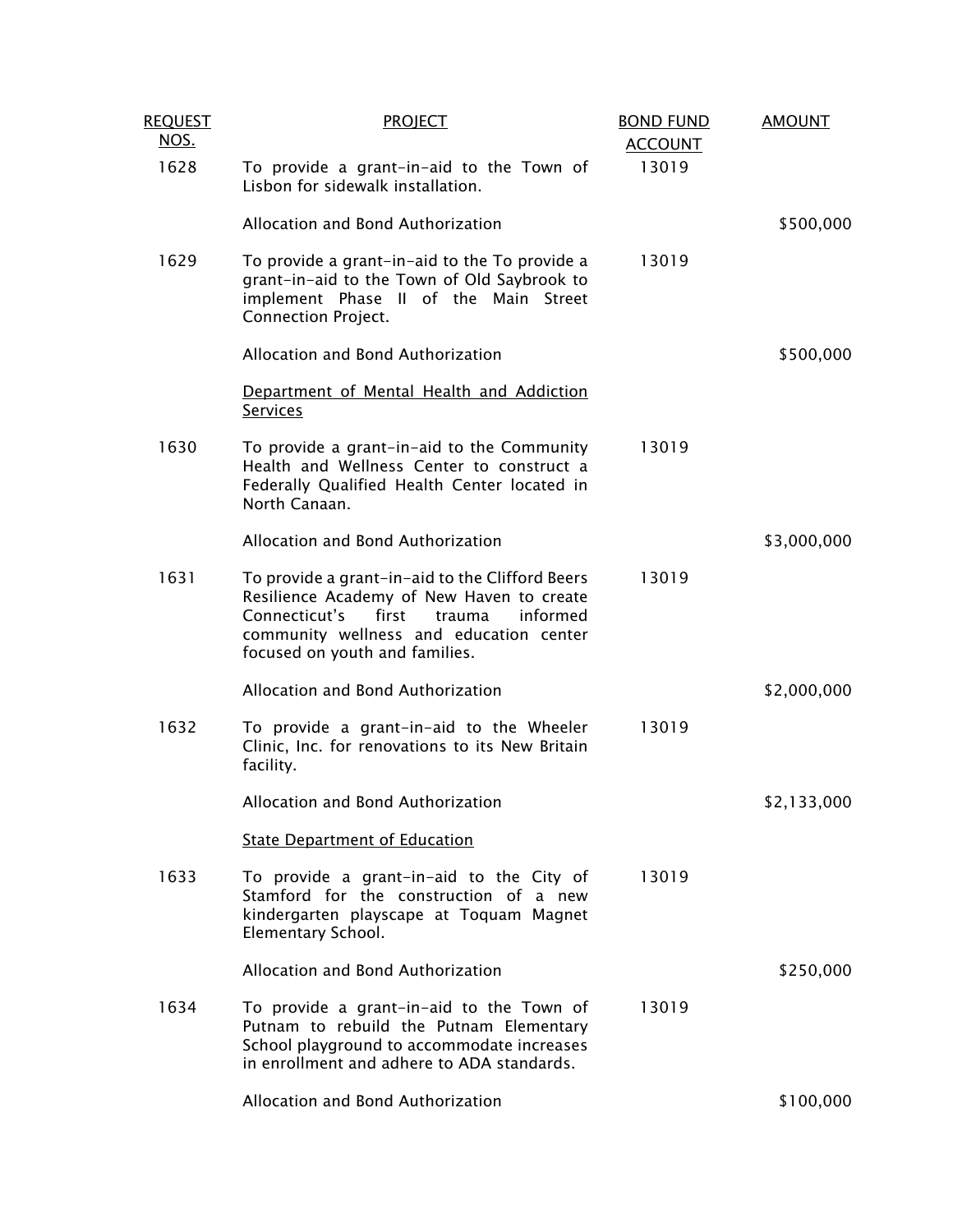| REQUEST NOS. | PROJECT | BOND FUND ACCOUNT | AMOUNT |
|---|---|---|---|
| 1628 | To provide a grant-in-aid to the Town of Lisbon for sidewalk installation. | 13019 | |
| | Allocation and Bond Authorization | | $500,000 |
| 1629 | To provide a grant-in-aid to the To provide a grant-in-aid to the Town of Old Saybrook to implement Phase II of the Main Street Connection Project. | 13019 | |
| | Allocation and Bond Authorization | | $500,000 |
| | Department of Mental Health and Addiction Services | | |
| 1630 | To provide a grant-in-aid to the Community Health and Wellness Center to construct a Federally Qualified Health Center located in North Canaan. | 13019 | |
| | Allocation and Bond Authorization | | $3,000,000 |
| 1631 | To provide a grant-in-aid to the Clifford Beers Resilience Academy of New Haven to create Connecticut's first trauma informed community wellness and education center focused on youth and families. | 13019 | |
| | Allocation and Bond Authorization | | $2,000,000 |
| 1632 | To provide a grant-in-aid to the Wheeler Clinic, Inc. for renovations to its New Britain facility. | 13019 | |
| | Allocation and Bond Authorization | | $2,133,000 |
| | State Department of Education | | |
| 1633 | To provide a grant-in-aid to the City of Stamford for the construction of a new kindergarten playscape at Toquam Magnet Elementary School. | 13019 | |
| | Allocation and Bond Authorization | | $250,000 |
| 1634 | To provide a grant-in-aid to the Town of Putnam to rebuild the Putnam Elementary School playground to accommodate increases in enrollment and adhere to ADA standards. | 13019 | |
| | Allocation and Bond Authorization | | $100,000 |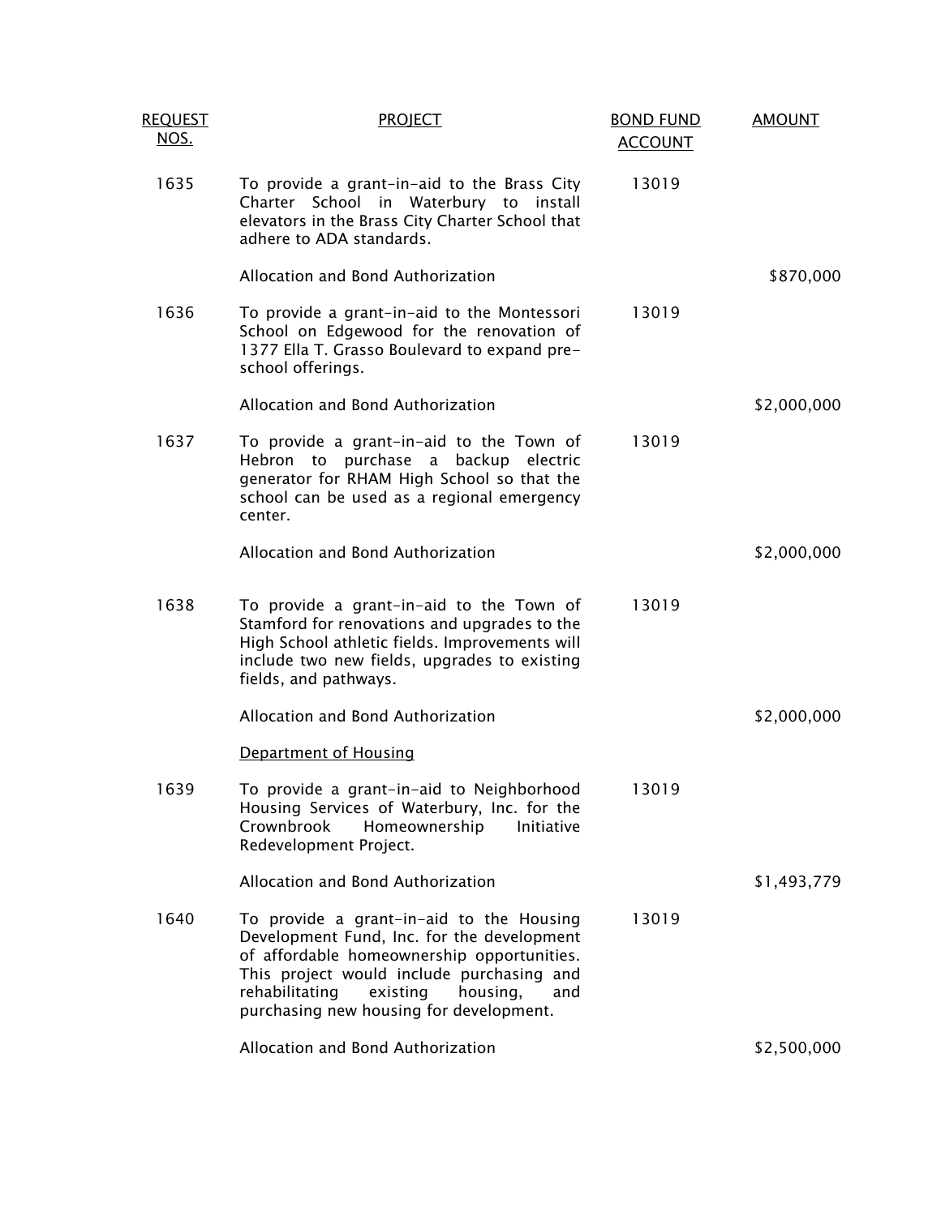| REQUEST NOS. | PROJECT | BOND FUND ACCOUNT | AMOUNT |
|---|---|---|---|
| 1635 | To provide a grant-in-aid to the Brass City Charter School in Waterbury to install elevators in the Brass City Charter School that adhere to ADA standards. | 13019 | |
| | Allocation and Bond Authorization | | $870,000 |
| 1636 | To provide a grant-in-aid to the Montessori School on Edgewood for the renovation of 1377 Ella T. Grasso Boulevard to expand pre-school offerings. | 13019 | |
| | Allocation and Bond Authorization | | $2,000,000 |
| 1637 | To provide a grant-in-aid to the Town of Hebron to purchase a backup electric generator for RHAM High School so that the school can be used as a regional emergency center. | 13019 | |
| | Allocation and Bond Authorization | | $2,000,000 |
| 1638 | To provide a grant-in-aid to the Town of Stamford for renovations and upgrades to the High School athletic fields. Improvements will include two new fields, upgrades to existing fields, and pathways. | 13019 | |
| | Allocation and Bond Authorization | | $2,000,000 |
| | Department of Housing | | |
| 1639 | To provide a grant-in-aid to Neighborhood Housing Services of Waterbury, Inc. for the Crownbrook Homeownership Initiative Redevelopment Project. | 13019 | |
| | Allocation and Bond Authorization | | $1,493,779 |
| 1640 | To provide a grant-in-aid to the Housing Development Fund, Inc. for the development of affordable homeownership opportunities. This project would include purchasing and rehabilitating existing housing, and purchasing new housing for development. | 13019 | |
| | Allocation and Bond Authorization | | $2,500,000 |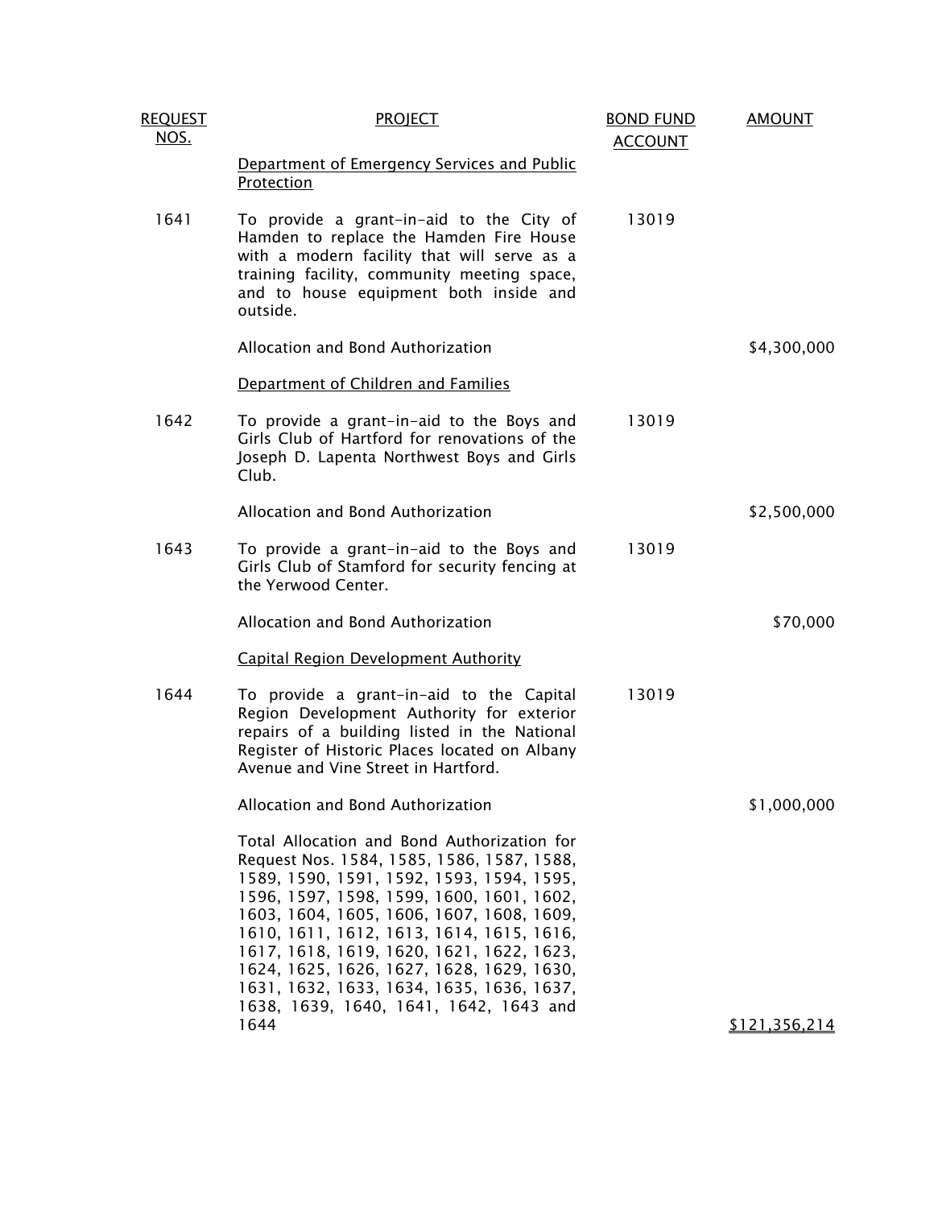| REQUEST NOS. | PROJECT | BOND FUND ACCOUNT | AMOUNT |
|---|---|---|---|
| | Department of Emergency Services and Public Protection | | |
| 1641 | To provide a grant-in-aid to the City of Hamden to replace the Hamden Fire House with a modern facility that will serve as a training facility, community meeting space, and to house equipment both inside and outside. | 13019 | |
| | Allocation and Bond Authorization | | $4,300,000 |
| | Department of Children and Families | | |
| 1642 | To provide a grant-in-aid to the Boys and Girls Club of Hartford for renovations of the Joseph D. Lapenta Northwest Boys and Girls Club. | 13019 | |
| | Allocation and Bond Authorization | | $2,500,000 |
| 1643 | To provide a grant-in-aid to the Boys and Girls Club of Stamford for security fencing at the Yerwood Center. | 13019 | |
| | Allocation and Bond Authorization | | $70,000 |
| | Capital Region Development Authority | | |
| 1644 | To provide a grant-in-aid to the Capital Region Development Authority for exterior repairs of a building listed in the National Register of Historic Places located on Albany Avenue and Vine Street in Hartford. | 13019 | |
| | Allocation and Bond Authorization | | $1,000,000 |
| | Total Allocation and Bond Authorization for Request Nos. 1584, 1585, 1586, 1587, 1588, 1589, 1590, 1591, 1592, 1593, 1594, 1595, 1596, 1597, 1598, 1599, 1600, 1601, 1602, 1603, 1604, 1605, 1606, 1607, 1608, 1609, 1610, 1611, 1612, 1613, 1614, 1615, 1616, 1617, 1618, 1619, 1620, 1621, 1622, 1623, 1624, 1625, 1626, 1627, 1628, 1629, 1630, 1631, 1632, 1633, 1634, 1635, 1636, 1637, 1638, 1639, 1640, 1641, 1642, 1643 and 1644 | | $121,356,214 |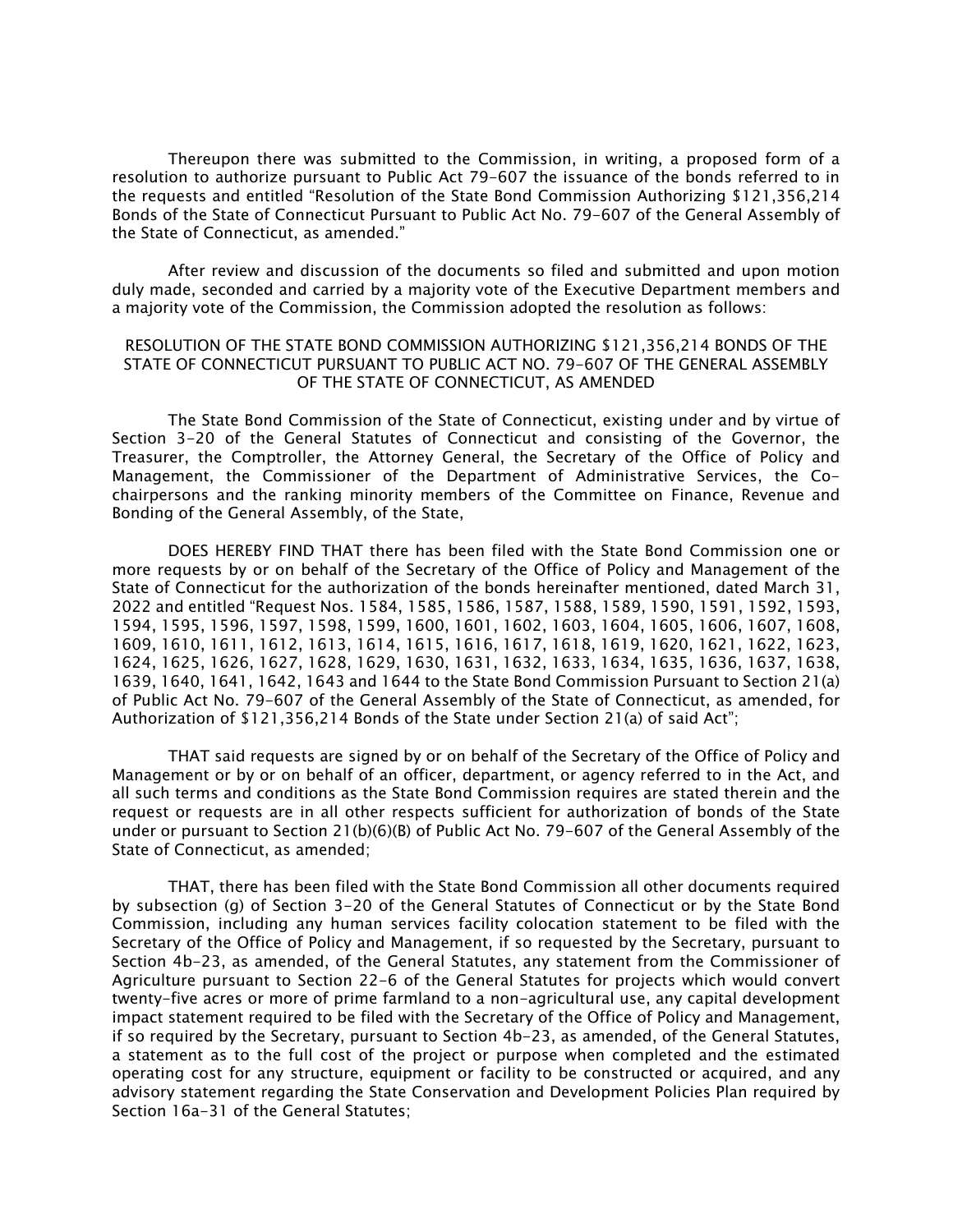Thereupon there was submitted to the Commission, in writing, a proposed form of a resolution to authorize pursuant to Public Act 79-607 the issuance of the bonds referred to in the requests and entitled "Resolution of the State Bond Commission Authorizing $121,356,214 Bonds of the State of Connecticut Pursuant to Public Act No. 79-607 of the General Assembly of the State of Connecticut, as amended."

After review and discussion of the documents so filed and submitted and upon motion duly made, seconded and carried by a majority vote of the Executive Department members and a majority vote of the Commission, the Commission adopted the resolution as follows:

RESOLUTION OF THE STATE BOND COMMISSION AUTHORIZING $121,356,214 BONDS OF THE STATE OF CONNECTICUT PURSUANT TO PUBLIC ACT NO. 79-607 OF THE GENERAL ASSEMBLY OF THE STATE OF CONNECTICUT, AS AMENDED

The State Bond Commission of the State of Connecticut, existing under and by virtue of Section 3-20 of the General Statutes of Connecticut and consisting of the Governor, the Treasurer, the Comptroller, the Attorney General, the Secretary of the Office of Policy and Management, the Commissioner of the Department of Administrative Services, the Co-chairpersons and the ranking minority members of the Committee on Finance, Revenue and Bonding of the General Assembly, of the State,

DOES HEREBY FIND THAT there has been filed with the State Bond Commission one or more requests by or on behalf of the Secretary of the Office of Policy and Management of the State of Connecticut for the authorization of the bonds hereinafter mentioned, dated March 31, 2022 and entitled "Request Nos. 1584, 1585, 1586, 1587, 1588, 1589, 1590, 1591, 1592, 1593, 1594, 1595, 1596, 1597, 1598, 1599, 1600, 1601, 1602, 1603, 1604, 1605, 1606, 1607, 1608, 1609, 1610, 1611, 1612, 1613, 1614, 1615, 1616, 1617, 1618, 1619, 1620, 1621, 1622, 1623, 1624, 1625, 1626, 1627, 1628, 1629, 1630, 1631, 1632, 1633, 1634, 1635, 1636, 1637, 1638, 1639, 1640, 1641, 1642, 1643 and 1644 to the State Bond Commission Pursuant to Section 21(a) of Public Act No. 79-607 of the General Assembly of the State of Connecticut, as amended, for Authorization of $121,356,214 Bonds of the State under Section 21(a) of said Act";

THAT said requests are signed by or on behalf of the Secretary of the Office of Policy and Management or by or on behalf of an officer, department, or agency referred to in the Act, and all such terms and conditions as the State Bond Commission requires are stated therein and the request or requests are in all other respects sufficient for authorization of bonds of the State under or pursuant to Section 21(b)(6)(B) of Public Act No. 79-607 of the General Assembly of the State of Connecticut, as amended;

THAT, there has been filed with the State Bond Commission all other documents required by subsection (g) of Section 3-20 of the General Statutes of Connecticut or by the State Bond Commission, including any human services facility colocation statement to be filed with the Secretary of the Office of Policy and Management, if so requested by the Secretary, pursuant to Section 4b-23, as amended, of the General Statutes, any statement from the Commissioner of Agriculture pursuant to Section 22-6 of the General Statutes for projects which would convert twenty-five acres or more of prime farmland to a non-agricultural use, any capital development impact statement required to be filed with the Secretary of the Office of Policy and Management, if so required by the Secretary, pursuant to Section 4b-23, as amended, of the General Statutes, a statement as to the full cost of the project or purpose when completed and the estimated operating cost for any structure, equipment or facility to be constructed or acquired, and any advisory statement regarding the State Conservation and Development Policies Plan required by Section 16a-31 of the General Statutes;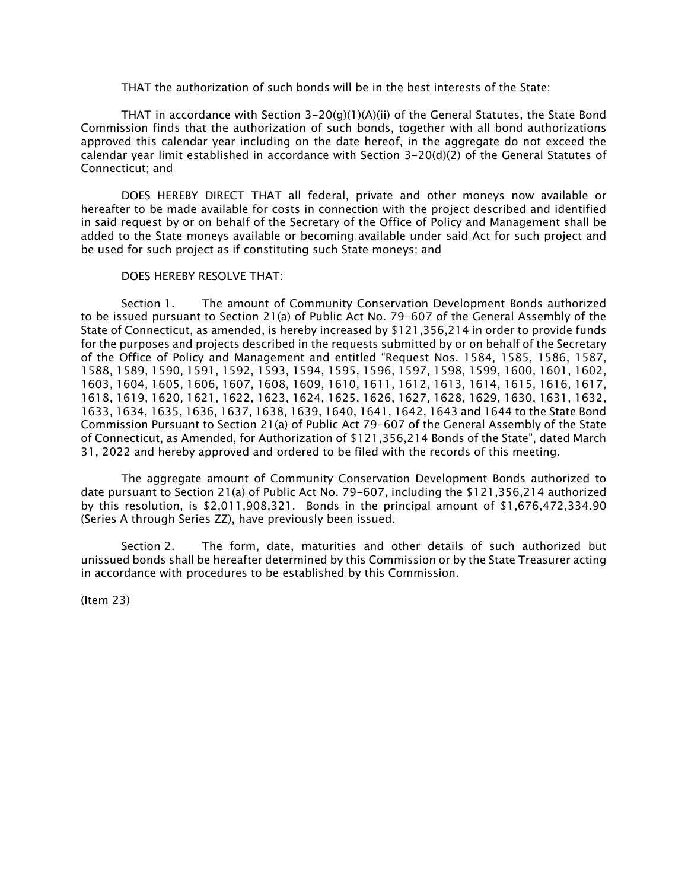THAT the authorization of such bonds will be in the best interests of the State;

THAT in accordance with Section 3-20(g)(1)(A)(ii) of the General Statutes, the State Bond Commission finds that the authorization of such bonds, together with all bond authorizations approved this calendar year including on the date hereof, in the aggregate do not exceed the calendar year limit established in accordance with Section 3-20(d)(2) of the General Statutes of Connecticut; and

DOES HEREBY DIRECT THAT all federal, private and other moneys now available or hereafter to be made available for costs in connection with the project described and identified in said request by or on behalf of the Secretary of the Office of Policy and Management shall be added to the State moneys available or becoming available under said Act for such project and be used for such project as if constituting such State moneys; and

DOES HEREBY RESOLVE THAT:

Section 1. The amount of Community Conservation Development Bonds authorized to be issued pursuant to Section 21(a) of Public Act No. 79-607 of the General Assembly of the State of Connecticut, as amended, is hereby increased by $121,356,214 in order to provide funds for the purposes and projects described in the requests submitted by or on behalf of the Secretary of the Office of Policy and Management and entitled "Request Nos. 1584, 1585, 1586, 1587, 1588, 1589, 1590, 1591, 1592, 1593, 1594, 1595, 1596, 1597, 1598, 1599, 1600, 1601, 1602, 1603, 1604, 1605, 1606, 1607, 1608, 1609, 1610, 1611, 1612, 1613, 1614, 1615, 1616, 1617, 1618, 1619, 1620, 1621, 1622, 1623, 1624, 1625, 1626, 1627, 1628, 1629, 1630, 1631, 1632, 1633, 1634, 1635, 1636, 1637, 1638, 1639, 1640, 1641, 1642, 1643 and 1644 to the State Bond Commission Pursuant to Section 21(a) of Public Act 79-607 of the General Assembly of the State of Connecticut, as Amended, for Authorization of $121,356,214 Bonds of the State", dated March 31, 2022 and hereby approved and ordered to be filed with the records of this meeting.

The aggregate amount of Community Conservation Development Bonds authorized to date pursuant to Section 21(a) of Public Act No. 79-607, including the $121,356,214 authorized by this resolution, is $2,011,908,321. Bonds in the principal amount of $1,676,472,334.90 (Series A through Series ZZ), have previously been issued.

Section 2. The form, date, maturities and other details of such authorized but unissued bonds shall be hereafter determined by this Commission or by the State Treasurer acting in accordance with procedures to be established by this Commission.

(Item 23)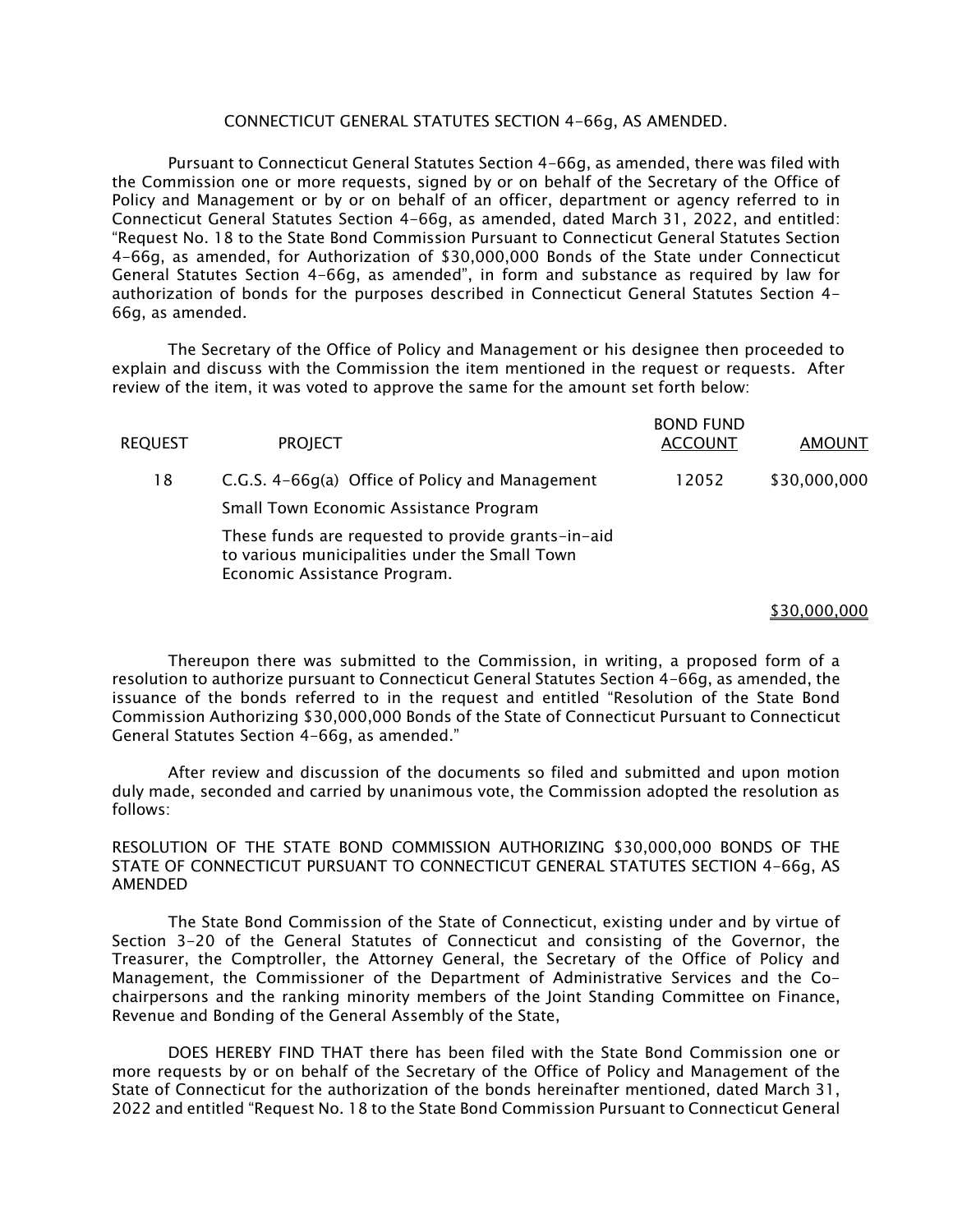CONNECTICUT GENERAL STATUTES SECTION 4-66g, AS AMENDED.

Pursuant to Connecticut General Statutes Section 4-66g, as amended, there was filed with the Commission one or more requests, signed by or on behalf of the Secretary of the Office of Policy and Management or by or on behalf of an officer, department or agency referred to in Connecticut General Statutes Section 4-66g, as amended, dated March 31, 2022, and entitled: "Request No. 18 to the State Bond Commission Pursuant to Connecticut General Statutes Section 4-66g, as amended, for Authorization of $30,000,000 Bonds of the State under Connecticut General Statutes Section 4-66g, as amended", in form and substance as required by law for authorization of bonds for the purposes described in Connecticut General Statutes Section 4-66g, as amended.

The Secretary of the Office of Policy and Management or his designee then proceeded to explain and discuss with the Commission the item mentioned in the request or requests. After review of the item, it was voted to approve the same for the amount set forth below:

| REQUEST | PROJECT | BOND FUND ACCOUNT | AMOUNT |
|---|---|---|---|
| 18 | C.G.S. 4-66g(a) Office of Policy and Management<br>Small Town Economic Assistance Program<br>These funds are requested to provide grants-in-aid to various municipalities under the Small Town Economic Assistance Program. | 12052 | $30,000,000 |
| | | | $30,000,000 |

Thereupon there was submitted to the Commission, in writing, a proposed form of a resolution to authorize pursuant to Connecticut General Statutes Section 4-66g, as amended, the issuance of the bonds referred to in the request and entitled "Resolution of the State Bond Commission Authorizing $30,000,000 Bonds of the State of Connecticut Pursuant to Connecticut General Statutes Section 4-66g, as amended."

After review and discussion of the documents so filed and submitted and upon motion duly made, seconded and carried by unanimous vote, the Commission adopted the resolution as follows:

RESOLUTION OF THE STATE BOND COMMISSION AUTHORIZING $30,000,000 BONDS OF THE STATE OF CONNECTICUT PURSUANT TO CONNECTICUT GENERAL STATUTES SECTION 4-66g, AS AMENDED

The State Bond Commission of the State of Connecticut, existing under and by virtue of Section 3-20 of the General Statutes of Connecticut and consisting of the Governor, the Treasurer, the Comptroller, the Attorney General, the Secretary of the Office of Policy and Management, the Commissioner of the Department of Administrative Services and the Co-chairpersons and the ranking minority members of the Joint Standing Committee on Finance, Revenue and Bonding of the General Assembly of the State,

DOES HEREBY FIND THAT there has been filed with the State Bond Commission one or more requests by or on behalf of the Secretary of the Office of Policy and Management of the State of Connecticut for the authorization of the bonds hereinafter mentioned, dated March 31, 2022 and entitled "Request No. 18 to the State Bond Commission Pursuant to Connecticut General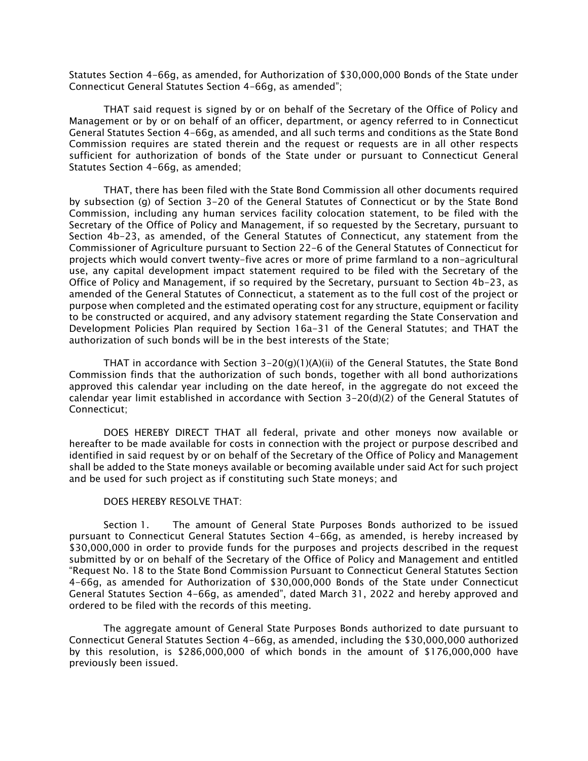Statutes Section 4-66g, as amended, for Authorization of $30,000,000 Bonds of the State under Connecticut General Statutes Section 4-66g, as amended";

THAT said request is signed by or on behalf of the Secretary of the Office of Policy and Management or by or on behalf of an officer, department, or agency referred to in Connecticut General Statutes Section 4-66g, as amended, and all such terms and conditions as the State Bond Commission requires are stated therein and the request or requests are in all other respects sufficient for authorization of bonds of the State under or pursuant to Connecticut General Statutes Section 4-66g, as amended;

THAT, there has been filed with the State Bond Commission all other documents required by subsection (g) of Section 3-20 of the General Statutes of Connecticut or by the State Bond Commission, including any human services facility colocation statement, to be filed with the Secretary of the Office of Policy and Management, if so requested by the Secretary, pursuant to Section 4b-23, as amended, of the General Statutes of Connecticut, any statement from the Commissioner of Agriculture pursuant to Section 22-6 of the General Statutes of Connecticut for projects which would convert twenty-five acres or more of prime farmland to a non-agricultural use, any capital development impact statement required to be filed with the Secretary of the Office of Policy and Management, if so required by the Secretary, pursuant to Section 4b-23, as amended of the General Statutes of Connecticut, a statement as to the full cost of the project or purpose when completed and the estimated operating cost for any structure, equipment or facility to be constructed or acquired, and any advisory statement regarding the State Conservation and Development Policies Plan required by Section 16a-31 of the General Statutes; and THAT the authorization of such bonds will be in the best interests of the State;

THAT in accordance with Section 3-20(g)(1)(A)(ii) of the General Statutes, the State Bond Commission finds that the authorization of such bonds, together with all bond authorizations approved this calendar year including on the date hereof, in the aggregate do not exceed the calendar year limit established in accordance with Section 3-20(d)(2) of the General Statutes of Connecticut;

DOES HEREBY DIRECT THAT all federal, private and other moneys now available or hereafter to be made available for costs in connection with the project or purpose described and identified in said request by or on behalf of the Secretary of the Office of Policy and Management shall be added to the State moneys available or becoming available under said Act for such project and be used for such project as if constituting such State moneys; and

DOES HEREBY RESOLVE THAT:

Section 1. The amount of General State Purposes Bonds authorized to be issued pursuant to Connecticut General Statutes Section 4-66g, as amended, is hereby increased by $30,000,000 in order to provide funds for the purposes and projects described in the request submitted by or on behalf of the Secretary of the Office of Policy and Management and entitled "Request No. 18 to the State Bond Commission Pursuant to Connecticut General Statutes Section 4-66g, as amended for Authorization of $30,000,000 Bonds of the State under Connecticut General Statutes Section 4-66g, as amended", dated March 31, 2022 and hereby approved and ordered to be filed with the records of this meeting.

The aggregate amount of General State Purposes Bonds authorized to date pursuant to Connecticut General Statutes Section 4-66g, as amended, including the $30,000,000 authorized by this resolution, is $286,000,000 of which bonds in the amount of $176,000,000 have previously been issued.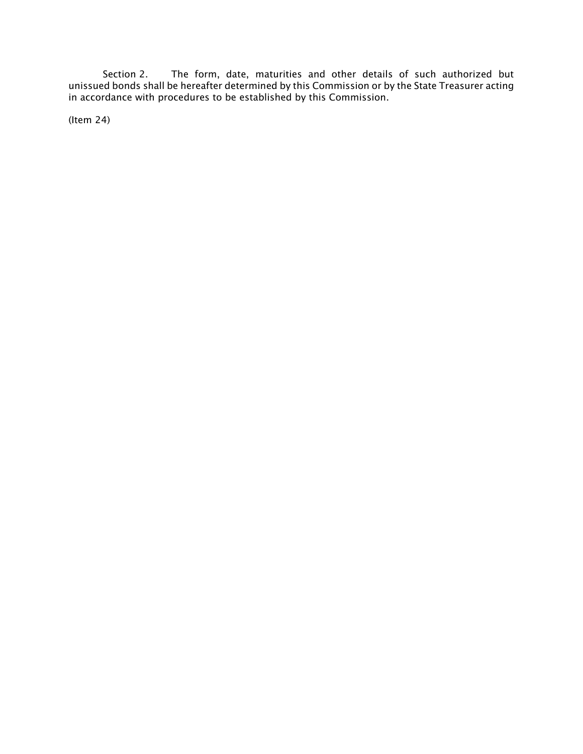Section 2. The form, date, maturities and other details of such authorized but unissued bonds shall be hereafter determined by this Commission or by the State Treasurer acting in accordance with procedures to be established by this Commission.

(Item 24)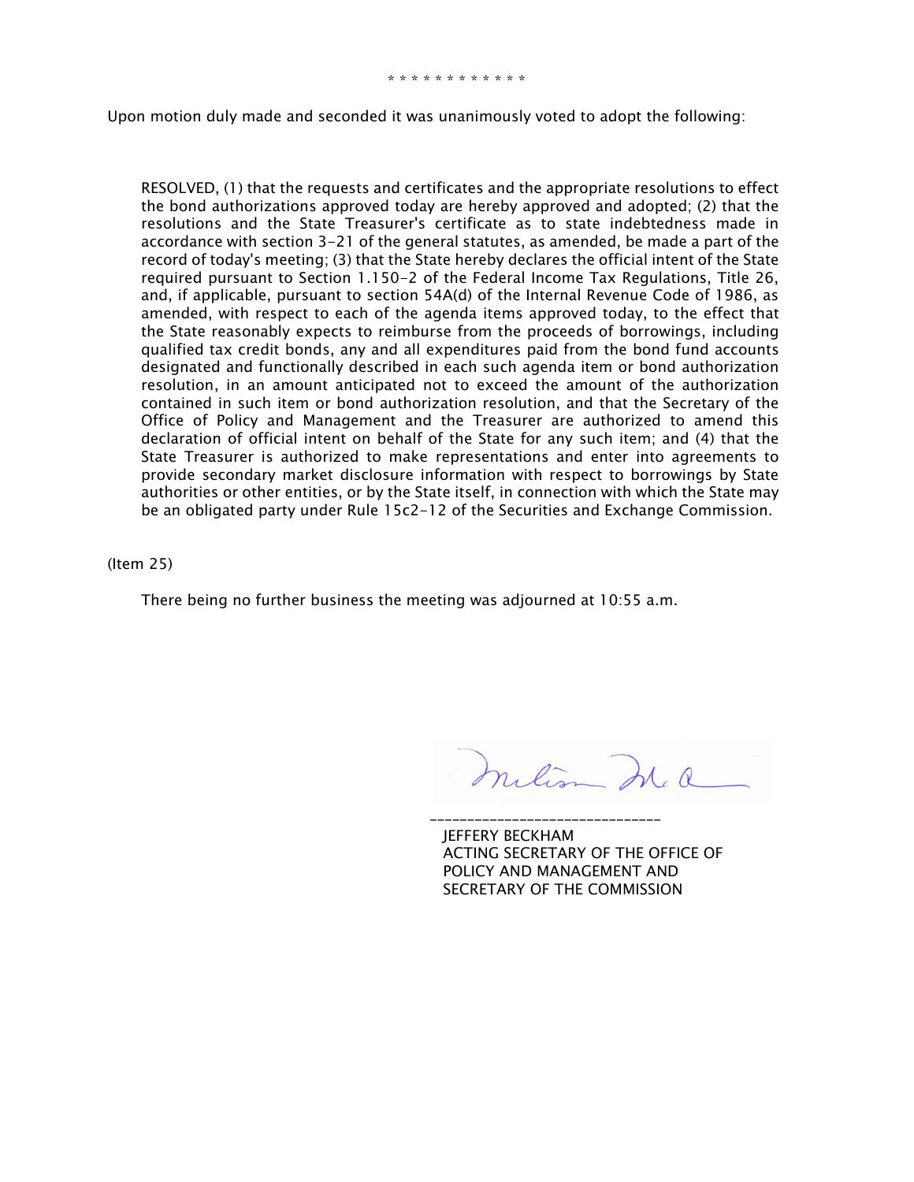* * * * * * * * * * * *

Upon motion duly made and seconded it was unanimously voted to adopt the following:

RESOLVED, (1) that the requests and certificates and the appropriate resolutions to effect the bond authorizations approved today are hereby approved and adopted; (2) that the resolutions and the State Treasurer's certificate as to state indebtedness made in accordance with section 3-21 of the general statutes, as amended, be made a part of the record of today's meeting; (3) that the State hereby declares the official intent of the State required pursuant to Section 1.150-2 of the Federal Income Tax Regulations, Title 26, and, if applicable, pursuant to section 54A(d) of the Internal Revenue Code of 1986, as amended, with respect to each of the agenda items approved today, to the effect that the State reasonably expects to reimburse from the proceeds of borrowings, including qualified tax credit bonds, any and all expenditures paid from the bond fund accounts designated and functionally described in each such agenda item or bond authorization resolution, in an amount anticipated not to exceed the amount of the authorization contained in such item or bond authorization resolution, and that the Secretary of the Office of Policy and Management and the Treasurer are authorized to amend this declaration of official intent on behalf of the State for any such item; and (4) that the State Treasurer is authorized to make representations and enter into agreements to provide secondary market disclosure information with respect to borrowings by State authorities or other entities, or by the State itself, in connection with which the State may be an obligated party under Rule 15c2-12 of the Securities and Exchange Commission.

(Item 25)

There being no further business the meeting was adjourned at 10:55 a.m.

______________________________
JEFFERY BECKHAM
ACTING SECRETARY OF THE OFFICE OF
POLICY AND MANAGEMENT AND
SECRETARY OF THE COMMISSION